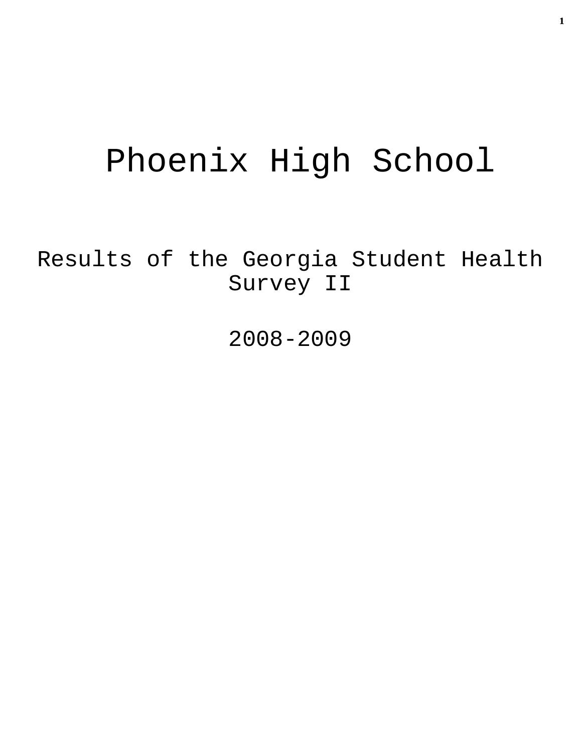# Phoenix High School

## Results of the Georgia Student Health Survey II

## 2008-2009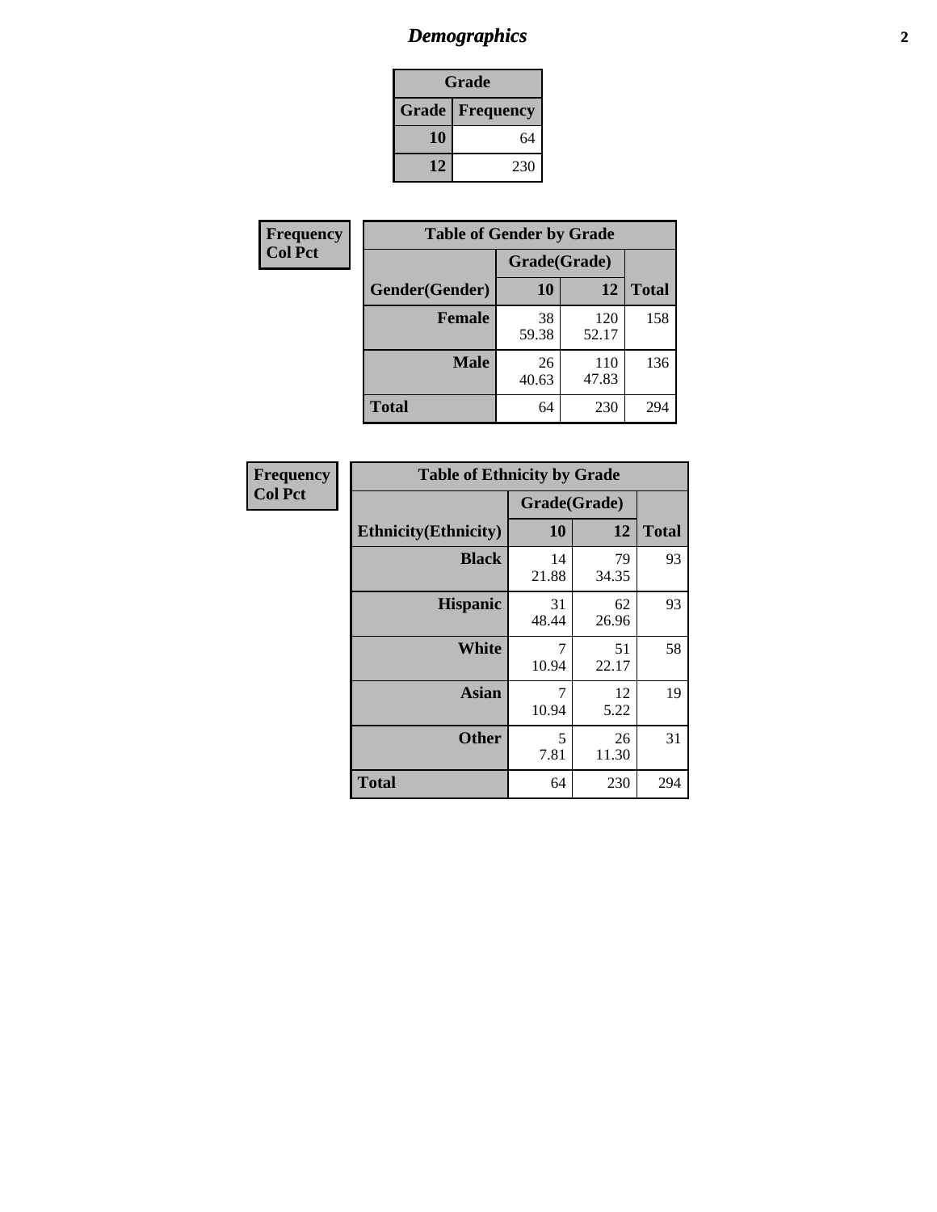# *Demographics*

| Grade | |
|---|---|
| **Grade** | **Frequency** |
| **10** | 64 |
| **12** | 230 |

**Frequency**
**Col Pct**

| Table of Gender by Grade | | | |
|---|---|---|---|
| | Grade(Grade) | | |
| **Gender(Gender)** | **10** | **12** | **Total** |
| **Female** | 38<br>59.38 | 120<br>52.17 | 158 |
| **Male** | 26<br>40.63 | 110<br>47.83 | 136 |
| **Total** | 64 | 230 | 294 |

**Frequency**
**Col Pct**

| Table of Ethnicity by Grade | | | |
|---|---|---|---|
| | Grade(Grade) | | |
| **Ethnicity(Ethnicity)** | **10** | **12** | **Total** |
| **Black** | 14<br>21.88 | 79<br>34.35 | 93 |
| **Hispanic** | 31<br>48.44 | 62<br>26.96 | 93 |
| **White** | 7<br>10.94 | 51<br>22.17 | 58 |
| **Asian** | 7<br>10.94 | 12<br>5.22 | 19 |
| **Other** | 5<br>7.81 | 26<br>11.30 | 31 |
| **Total** | 64 | 230 | 294 |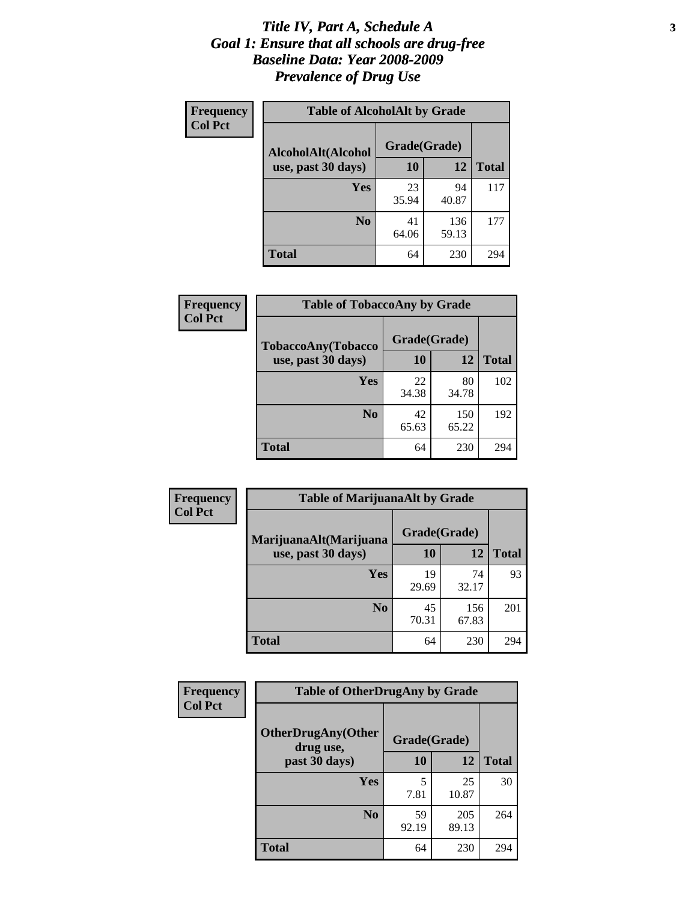# *Title IV, Part A, Schedule A*
# *Goal 1: Ensure that all schools are drug-free*
# *Baseline Data: Year 2008-2009*
# *Prevalence of Drug Use*

**Frequency**
**Col Pct**

**Table of AlcoholAlt by Grade**

| AlcoholAlt(Alcohol use, past 30 days) | Grade(Grade) | | |
|---|---|---|---|
| | 10 | 12 | Total |
| Yes | 23<br>35.94 | 94<br>40.87 | 117 |
| No | 41<br>64.06 | 136<br>59.13 | 177 |
| Total | 64 | 230 | 294 |

**Frequency**
**Col Pct**

**Table of TobaccoAny by Grade**

| TobaccoAny(Tobacco use, past 30 days) | Grade(Grade) | | |
|---|---|---|---|
| | 10 | 12 | Total |
| Yes | 22<br>34.38 | 80<br>34.78 | 102 |
| No | 42<br>65.63 | 150<br>65.22 | 192 |
| Total | 64 | 230 | 294 |

**Frequency**
**Col Pct**

**Table of MarijuanaAlt by Grade**

| MarijuanaAlt(Marijuana use, past 30 days) | Grade(Grade) | | |
|---|---|---|---|
| | 10 | 12 | Total |
| Yes | 19<br>29.69 | 74<br>32.17 | 93 |
| No | 45<br>70.31 | 156<br>67.83 | 201 |
| Total | 64 | 230 | 294 |

**Frequency**
**Col Pct**

**Table of OtherDrugAny by Grade**

| OtherDrugAny(Other drug use, past 30 days) | Grade(Grade) | | |
|---|---|---|---|
| | 10 | 12 | Total |
| Yes | 5<br>7.81 | 25<br>10.87 | 30 |
| No | 59<br>92.19 | 205<br>89.13 | 264 |
| Total | 64 | 230 | 294 |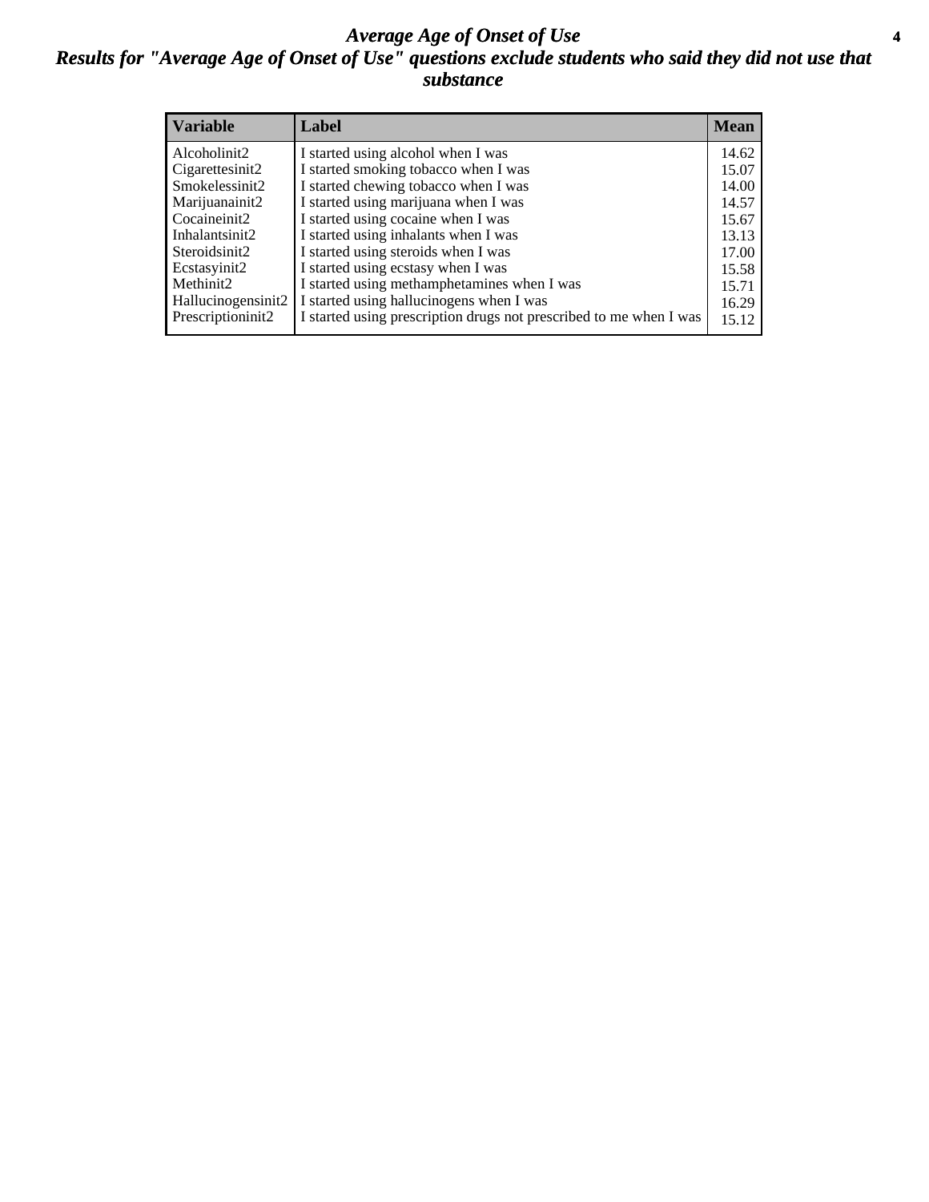# *Average Age of Onset of Use*

## *Results for "Average Age of Onset of Use" questions exclude students who said they did not use that substance*

| Variable | Label | Mean |
|---|---|---|
| Alcoholinit2 | I started using alcohol when I was | 14.62 |
| Cigarettesinit2 | I started smoking tobacco when I was | 15.07 |
| Smokelessinit2 | I started chewing tobacco when I was | 14.00 |
| Marijuanainit2 | I started using marijuana when I was | 14.57 |
| Cocaineinit2 | I started using cocaine when I was | 15.67 |
| Inhalantsinit2 | I started using inhalants when I was | 13.13 |
| Steroidsinit2 | I started using steroids when I was | 17.00 |
| Ecstasyinit2 | I started using ecstasy when I was | 15.58 |
| Methinit2 | I started using methamphetamines when I was | 15.71 |
| Hallucinogensinit2 | I started using hallucinogens when I was | 16.29 |
| Prescriptioninit2 | I started using prescription drugs not prescribed to me when I was | 15.12 |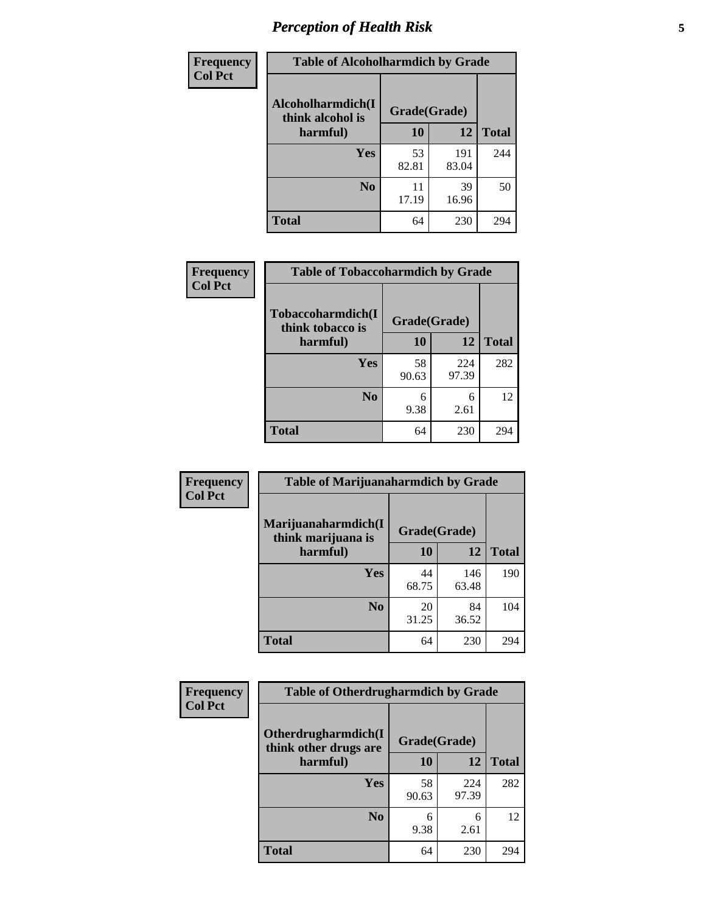# Perception of Health Risk

**Frequency**
**Col Pct**

| Table of Alcoholharmdich by Grade | | | |
|---|---|---|---|
| Alcoholharmdich(I think alcohol is harmful) | Grade(Grade) | | |
| | 10 | 12 | Total |
| Yes | 53<br>82.81 | 191<br>83.04 | 244 |
| No | 11<br>17.19 | 39<br>16.96 | 50 |
| Total | 64 | 230 | 294 |

**Frequency**
**Col Pct**

| Table of Tobaccoharmdich by Grade | | | |
|---|---|---|---|
| Tobaccoharmdich(I think tobacco is harmful) | Grade(Grade) | | |
| | 10 | 12 | Total |
| Yes | 58<br>90.63 | 224<br>97.39 | 282 |
| No | 6<br>9.38 | 6<br>2.61 | 12 |
| Total | 64 | 230 | 294 |

**Frequency**
**Col Pct**

| Table of Marijuanaharmdich by Grade | | | |
|---|---|---|---|
| Marijuanaharmdich(I think marijuana is harmful) | Grade(Grade) | | |
| | 10 | 12 | Total |
| Yes | 44<br>68.75 | 146<br>63.48 | 190 |
| No | 20<br>31.25 | 84<br>36.52 | 104 |
| Total | 64 | 230 | 294 |

**Frequency**
**Col Pct**

| Table of Otherdrugharmdich by Grade | | | |
|---|---|---|---|
| Otherdrugharmdich(I think other drugs are harmful) | Grade(Grade) | | |
| | 10 | 12 | Total |
| Yes | 58<br>90.63 | 224<br>97.39 | 282 |
| No | 6<br>9.38 | 6<br>2.61 | 12 |
| Total | 64 | 230 | 294 |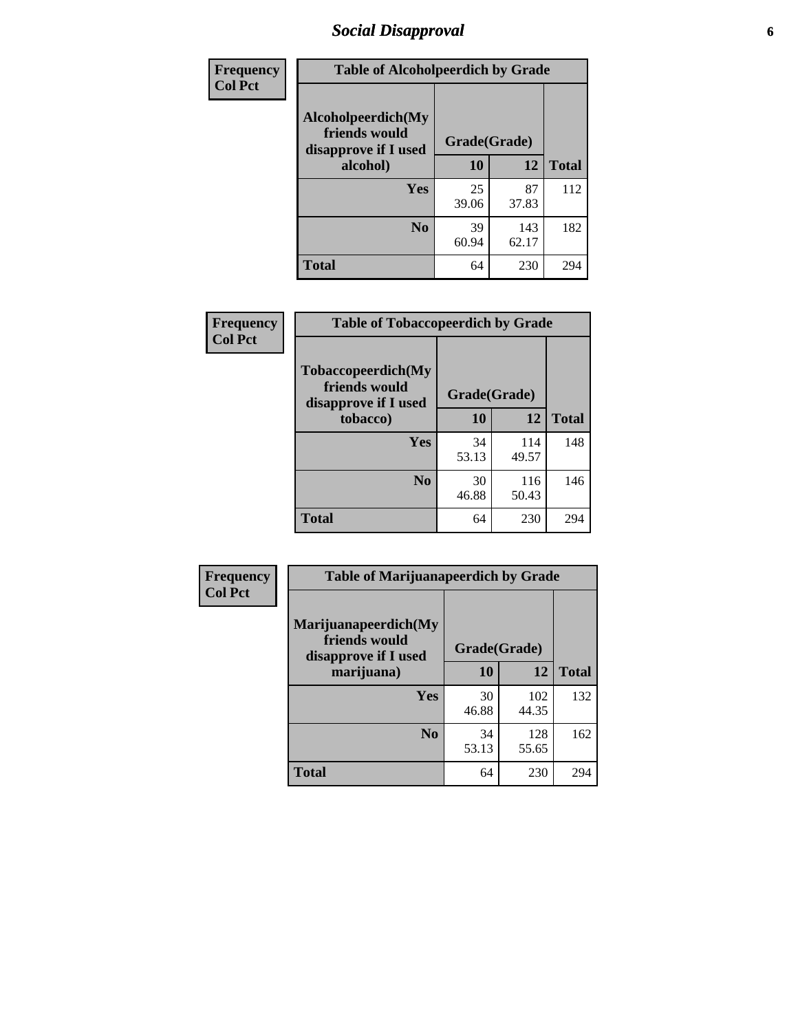# Social Disapproval

| Frequency Col Pct | Table of Alcoholpeerdich by Grade | | |
|---|---|---|---|
| Alcoholpeerdich(My friends would disapprove if I used alcohol) | Grade(Grade) | | |
| | 10 | 12 | Total |
| Yes | 25<br>39.06 | 87<br>37.83 | 112 |
| No | 39<br>60.94 | 143<br>62.17 | 182 |
| Total | 64 | 230 | 294 |

| Frequency Col Pct | Table of Tobaccopeerdich by Grade | | |
|---|---|---|---|
| Tobaccopeerdich(My friends would disapprove if I used tobacco) | Grade(Grade) | | |
| | 10 | 12 | Total |
| Yes | 34<br>53.13 | 114<br>49.57 | 148 |
| No | 30<br>46.88 | 116<br>50.43 | 146 |
| Total | 64 | 230 | 294 |

| Frequency Col Pct | Table of Marijuanapeerdich by Grade | | |
|---|---|---|---|
| Marijuanapeerdich(My friends would disapprove if I used marijuana) | Grade(Grade) | | |
| | 10 | 12 | Total |
| Yes | 30<br>46.88 | 102<br>44.35 | 132 |
| No | 34<br>53.13 | 128<br>55.65 | 162 |
| Total | 64 | 230 | 294 |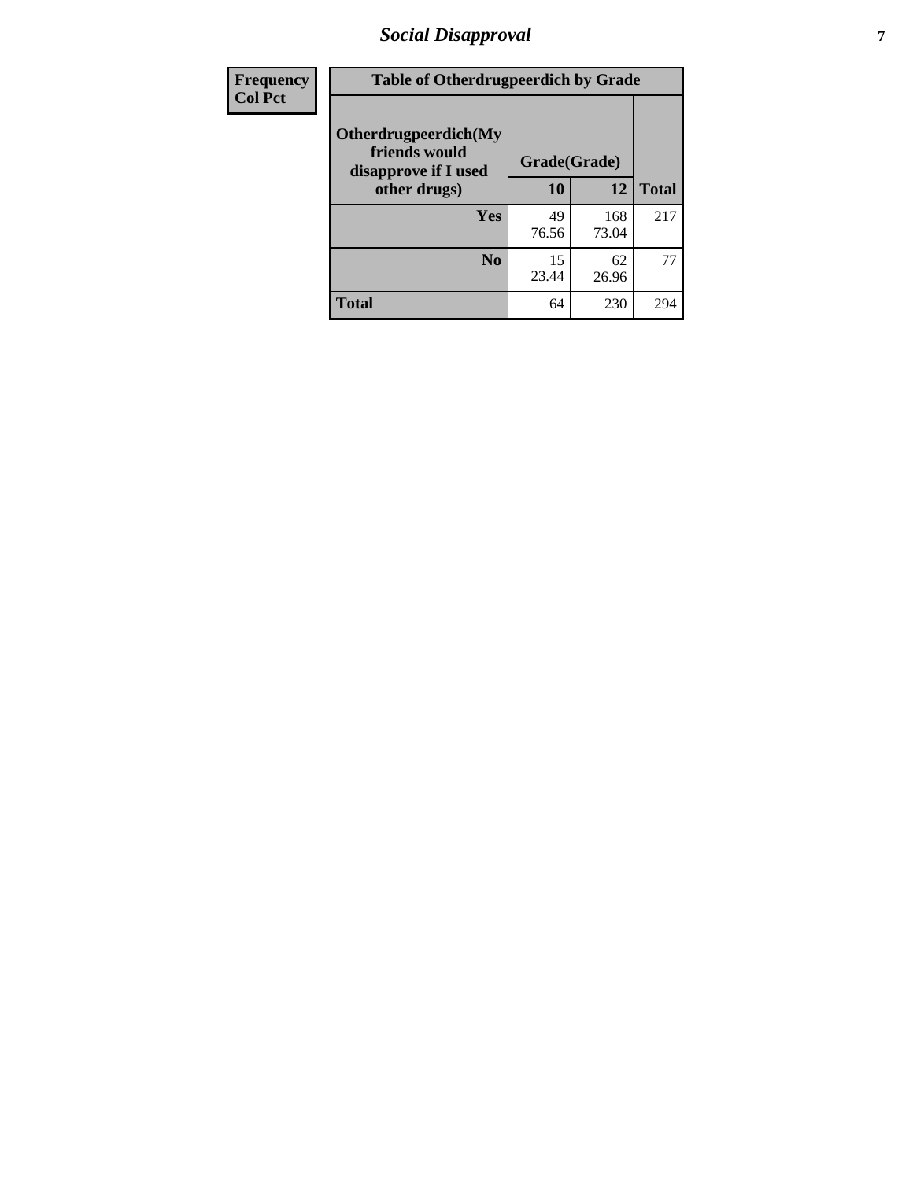# Social Disapproval

| Frequency Col Pct | Table of Otherdrugpeerdich by Grade | | |
|---|---|---|---|
| Otherdrugpeerdich(My friends would disapprove if I used other drugs) | Grade(Grade) | | |
| | 10 | 12 | Total |
| Yes | 49 76.56 | 168 73.04 | 217 |
| No | 15 23.44 | 62 26.96 | 77 |
| Total | 64 | 230 | 294 |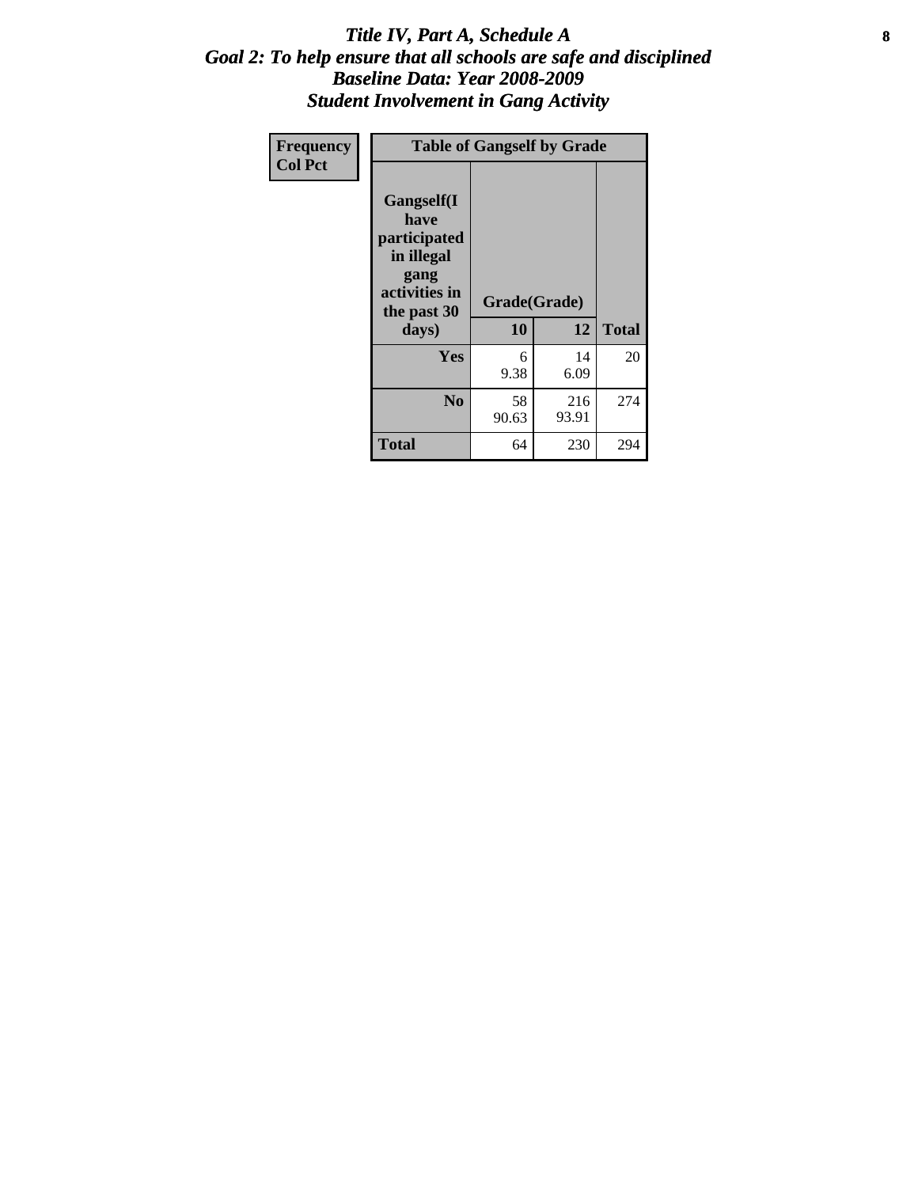# *Title IV, Part A, Schedule A*
## *Goal 2: To help ensure that all schools are safe and disciplined*
## *Baseline Data: Year 2008-2009*
## *Student Involvement in Gang Activity*

| Frequency<br>Col Pct | Table of Gangself by Grade | | |
|---|---|---|---|
| Gangself(I have participated in illegal gang activities in the past 30 days) | Grade(Grade) | | |
| | 10 | 12 | Total |
| Yes | 6<br>9.38 | 14<br>6.09 | 20 |
| No | 58<br>90.63 | 216<br>93.91 | 274 |
| Total | 64 | 230 | 294 |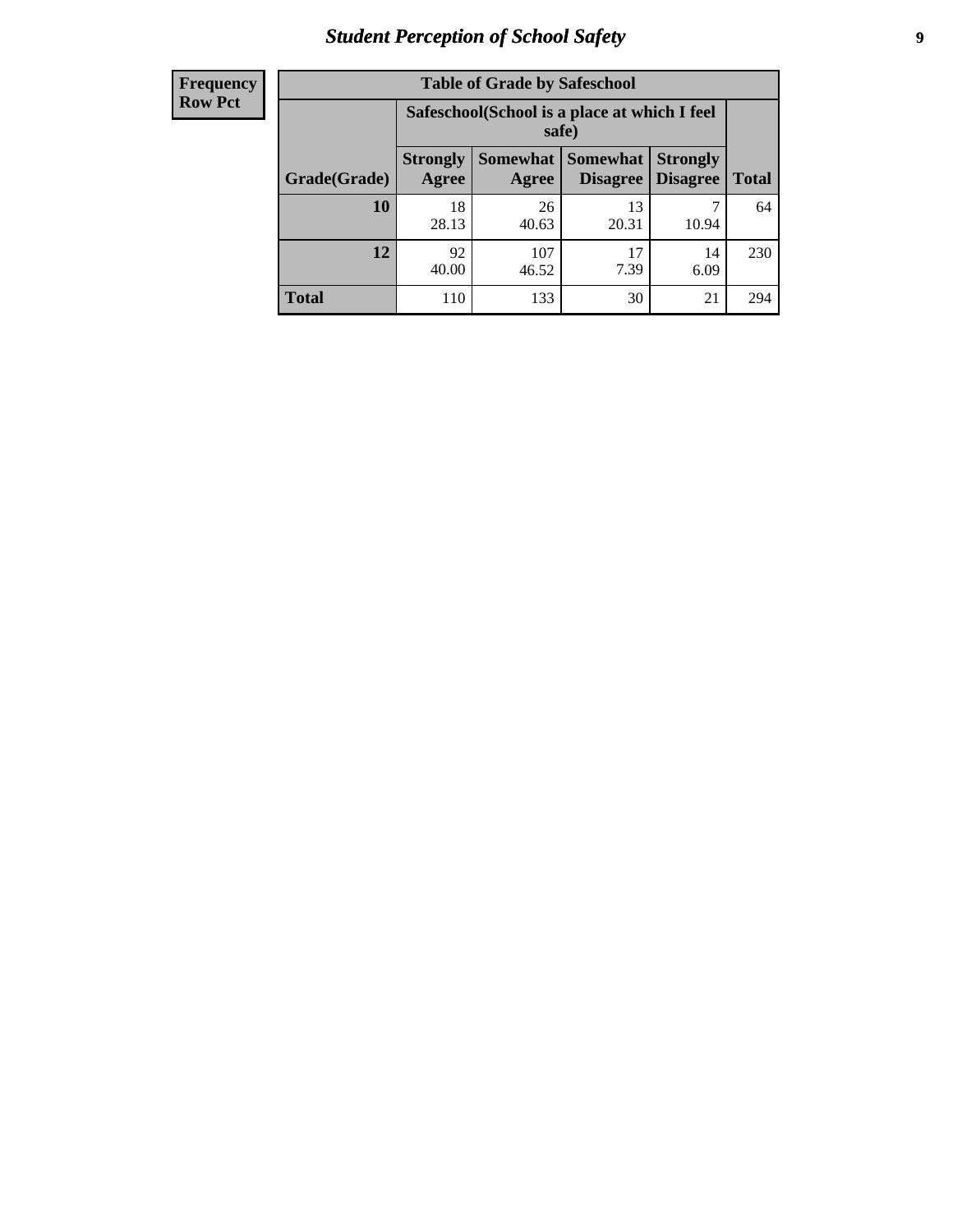# Student Perception of School Safety

| Frequency Row Pct | | | | | |
|---|---|---|---|---|---|
| **Table of Grade by Safeschool** | | | | | |
| | **Safeschool(School is a place at which I feel safe)** | | | | |
| **Grade(Grade)** | **Strongly Agree** | **Somewhat Agree** | **Somewhat Disagree** | **Strongly Disagree** | **Total** |
| **10** | 18<br>28.13 | 26<br>40.63 | 13<br>20.31 | 7<br>10.94 | 64 |
| **12** | 92<br>40.00 | 107<br>46.52 | 17<br>7.39 | 14<br>6.09 | 230 |
| **Total** | 110 | 133 | 30 | 21 | 294 |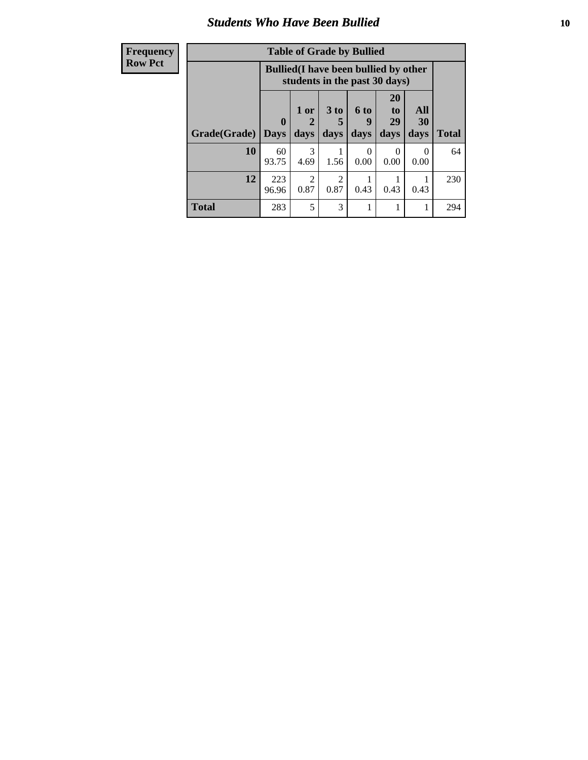## Students Who Have Been Bullied

| Frequency Row Pct | Table of Grade by Bullied | | | | | | |
|---|---|---|---|---|---|---|---|
| | Bullied(I have been bullied by other students in the past 30 days) | | | | | | |
| Grade(Grade) | 0 Days | 1 or 2 days | 3 to 5 days | 6 to 9 days | 20 to 29 days | All 30 days | Total |
| 10 | 60 93.75 | 3 4.69 | 1 1.56 | 0 0.00 | 0 0.00 | 0 0.00 | 64 |
| 12 | 223 96.96 | 2 0.87 | 2 0.87 | 1 0.43 | 1 0.43 | 1 0.43 | 230 |
| Total | 283 | 5 | 3 | 1 | 1 | 1 | 294 |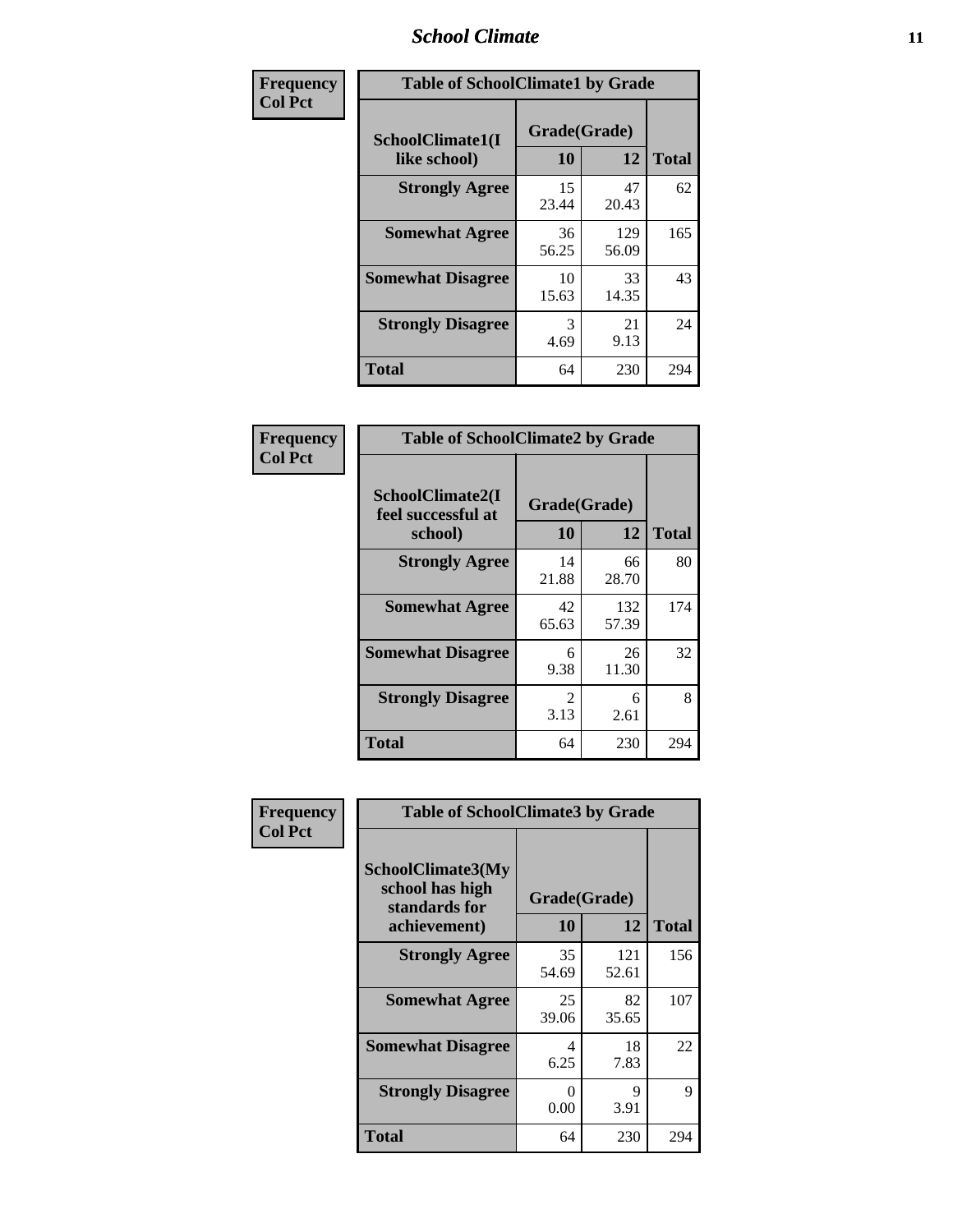## School Climate

**Frequency**
**Col Pct**

| Table of SchoolClimate1 by Grade | | | |
|---|---|---|---|
| SchoolClimate1(I like school) | Grade(Grade) | | |
| | 10 | 12 | Total |
| **Strongly Agree** | 15<br>23.44 | 47<br>20.43 | 62 |
| **Somewhat Agree** | 36<br>56.25 | 129<br>56.09 | 165 |
| **Somewhat Disagree** | 10<br>15.63 | 33<br>14.35 | 43 |
| **Strongly Disagree** | 3<br>4.69 | 21<br>9.13 | 24 |
| **Total** | 64 | 230 | 294 |

**Frequency**
**Col Pct**

| Table of SchoolClimate2 by Grade | | | |
|---|---|---|---|
| SchoolClimate2(I feel successful at school) | Grade(Grade) | | |
| | 10 | 12 | Total |
| **Strongly Agree** | 14<br>21.88 | 66<br>28.70 | 80 |
| **Somewhat Agree** | 42<br>65.63 | 132<br>57.39 | 174 |
| **Somewhat Disagree** | 6<br>9.38 | 26<br>11.30 | 32 |
| **Strongly Disagree** | 2<br>3.13 | 6<br>2.61 | 8 |
| **Total** | 64 | 230 | 294 |

**Frequency**
**Col Pct**

| Table of SchoolClimate3 by Grade | | | |
|---|---|---|---|
| SchoolClimate3(My school has high standards for achievement) | Grade(Grade) | | |
| | 10 | 12 | Total |
| **Strongly Agree** | 35<br>54.69 | 121<br>52.61 | 156 |
| **Somewhat Agree** | 25<br>39.06 | 82<br>35.65 | 107 |
| **Somewhat Disagree** | 4<br>6.25 | 18<br>7.83 | 22 |
| **Strongly Disagree** | 0<br>0.00 | 9<br>3.91 | 9 |
| **Total** | 64 | 230 | 294 |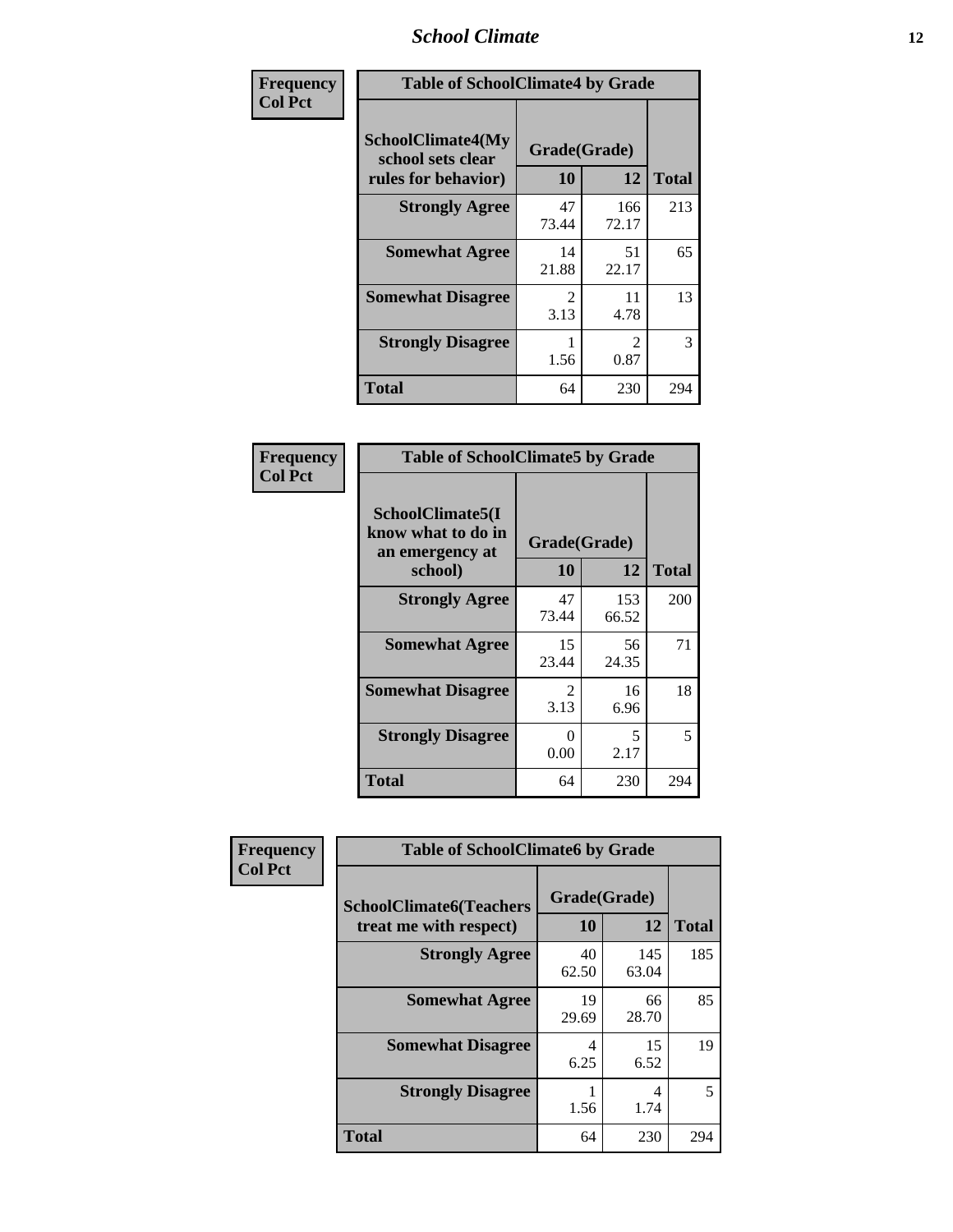| Frequency Col Pct | Table of SchoolClimate4 by Grade | | |
|---|---|---|---|
| SchoolClimate4(My school sets clear rules for behavior) | Grade(Grade) | | |
| | 10 | 12 | Total |
| Strongly Agree | 47<br>73.44 | 166<br>72.17 | 213 |
| Somewhat Agree | 14<br>21.88 | 51<br>22.17 | 65 |
| Somewhat Disagree | 2<br>3.13 | 11<br>4.78 | 13 |
| Strongly Disagree | 1<br>1.56 | 2<br>0.87 | 3 |
| Total | 64 | 230 | 294 |

| Frequency Col Pct | Table of SchoolClimate5 by Grade | | |
|---|---|---|---|
| SchoolClimate5(I know what to do in an emergency at school) | Grade(Grade) | | |
| | 10 | 12 | Total |
| Strongly Agree | 47<br>73.44 | 153<br>66.52 | 200 |
| Somewhat Agree | 15<br>23.44 | 56<br>24.35 | 71 |
| Somewhat Disagree | 2<br>3.13 | 16<br>6.96 | 18 |
| Strongly Disagree | 0<br>0.00 | 5<br>2.17 | 5 |
| Total | 64 | 230 | 294 |

| Frequency Col Pct | Table of SchoolClimate6 by Grade | | |
|---|---|---|---|
| SchoolClimate6(Teachers treat me with respect) | Grade(Grade) | | |
| | 10 | 12 | Total |
| Strongly Agree | 40<br>62.50 | 145<br>63.04 | 185 |
| Somewhat Agree | 19<br>29.69 | 66<br>28.70 | 85 |
| Somewhat Disagree | 4<br>6.25 | 15<br>6.52 | 19 |
| Strongly Disagree | 1<br>1.56 | 4<br>1.74 | 5 |
| Total | 64 | 230 | 294 |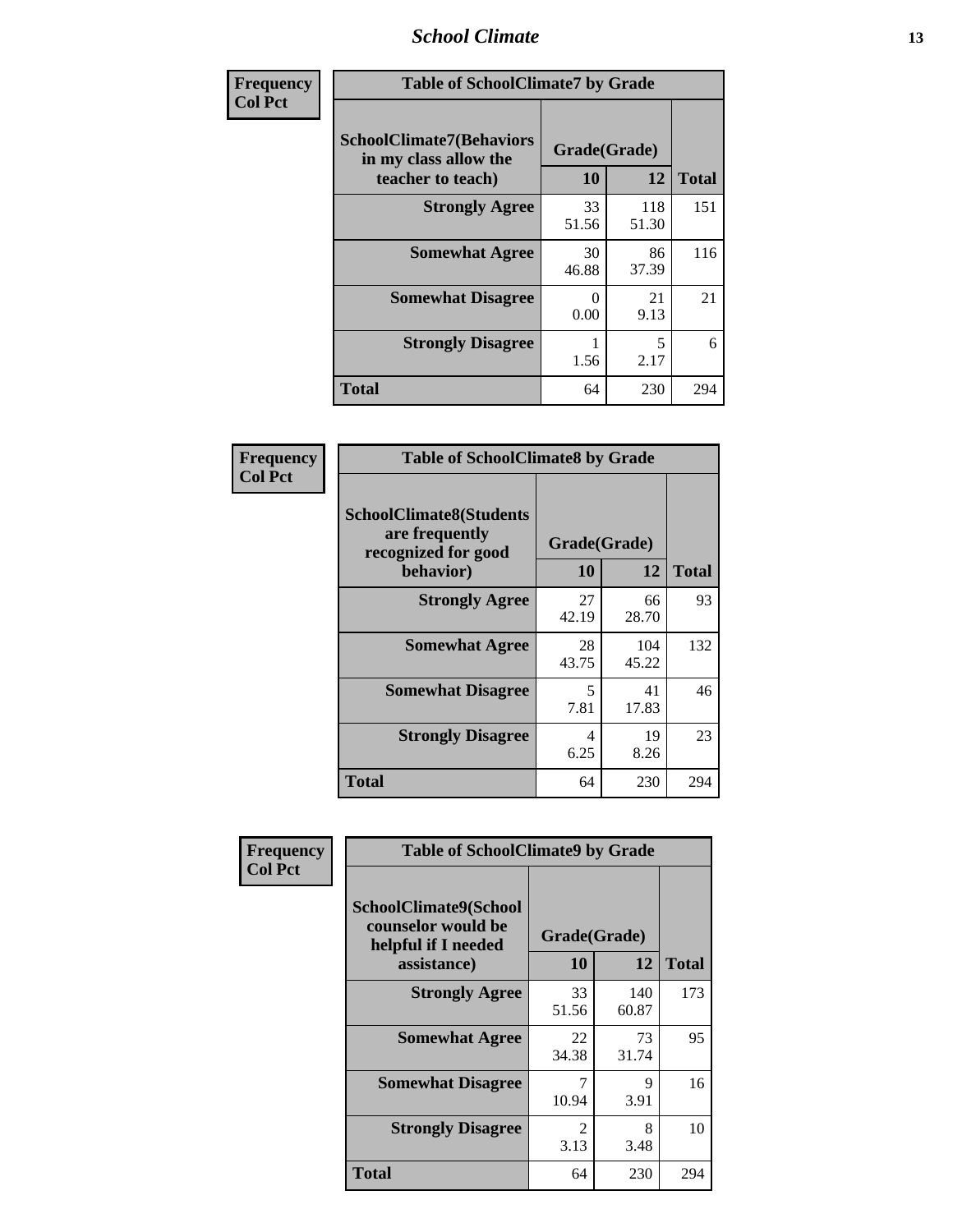**Frequency**
**Col Pct**

| SchoolClimate7(Behaviors in my class allow the teacher to teach) | Grade(Grade) 10 | 12 | Total |
|---|---|---|---|
| **Strongly Agree** | 33<br>51.56 | 118<br>51.30 | 151 |
| **Somewhat Agree** | 30<br>46.88 | 86<br>37.39 | 116 |
| **Somewhat Disagree** | 0<br>0.00 | 21<br>9.13 | 21 |
| **Strongly Disagree** | 1<br>1.56 | 5<br>2.17 | 6 |
| **Total** | 64 | 230 | 294 |

Table of SchoolClimate7 by Grade

**Frequency**
**Col Pct**

| SchoolClimate8(Students are frequently recognized for good behavior) | Grade(Grade) 10 | 12 | Total |
|---|---|---|---|
| **Strongly Agree** | 27<br>42.19 | 66<br>28.70 | 93 |
| **Somewhat Agree** | 28<br>43.75 | 104<br>45.22 | 132 |
| **Somewhat Disagree** | 5<br>7.81 | 41<br>17.83 | 46 |
| **Strongly Disagree** | 4<br>6.25 | 19<br>8.26 | 23 |
| **Total** | 64 | 230 | 294 |

Table of SchoolClimate8 by Grade

**Frequency**
**Col Pct**

| SchoolClimate9(School counselor would be helpful if I needed assistance) | Grade(Grade) 10 | 12 | Total |
|---|---|---|---|
| **Strongly Agree** | 33<br>51.56 | 140<br>60.87 | 173 |
| **Somewhat Agree** | 22<br>34.38 | 73<br>31.74 | 95 |
| **Somewhat Disagree** | 7<br>10.94 | 9<br>3.91 | 16 |
| **Strongly Disagree** | 2<br>3.13 | 8<br>3.48 | 10 |
| **Total** | 64 | 230 | 294 |

Table of SchoolClimate9 by Grade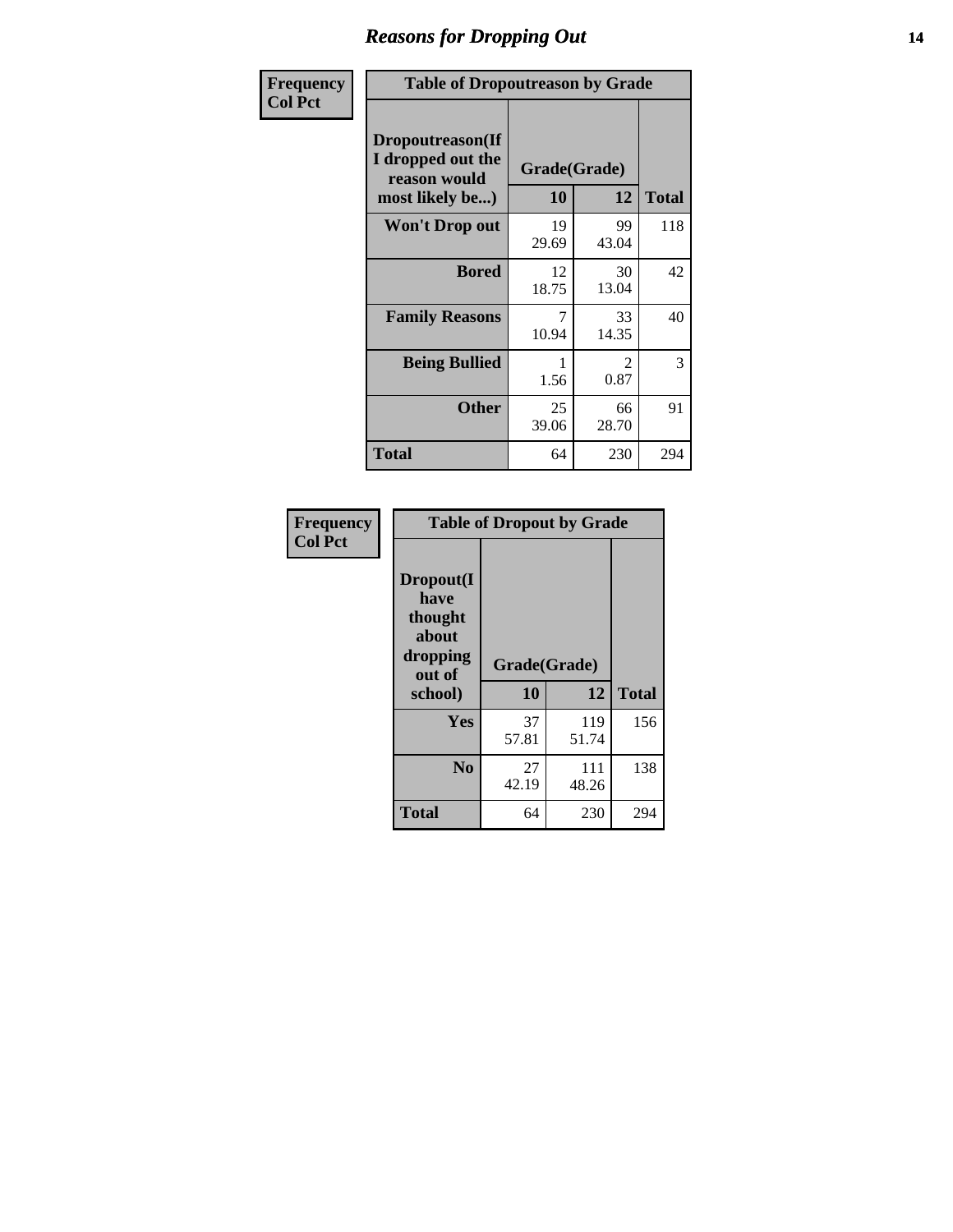# Reasons for Dropping Out

| Frequency<br>Col Pct | Table of Dropoutreason by Grade | | |
|---|---|---|---|
| Dropoutreason(If I dropped out the reason would most likely be...) | Grade(Grade) | | |
| | 10 | 12 | Total |
| Won't Drop out | 19<br>29.69 | 99<br>43.04 | 118 |
| Bored | 12<br>18.75 | 30<br>13.04 | 42 |
| Family Reasons | 7<br>10.94 | 33<br>14.35 | 40 |
| Being Bullied | 1<br>1.56 | 2<br>0.87 | 3 |
| Other | 25<br>39.06 | 66<br>28.70 | 91 |
| Total | 64 | 230 | 294 |

| Frequency<br>Col Pct | Table of Dropout by Grade | | |
|---|---|---|---|
| Dropout(I have thought about dropping out of school) | Grade(Grade) | | |
| | 10 | 12 | Total |
| Yes | 37<br>57.81 | 119<br>51.74 | 156 |
| No | 27<br>42.19 | 111<br>48.26 | 138 |
| Total | 64 | 230 | 294 |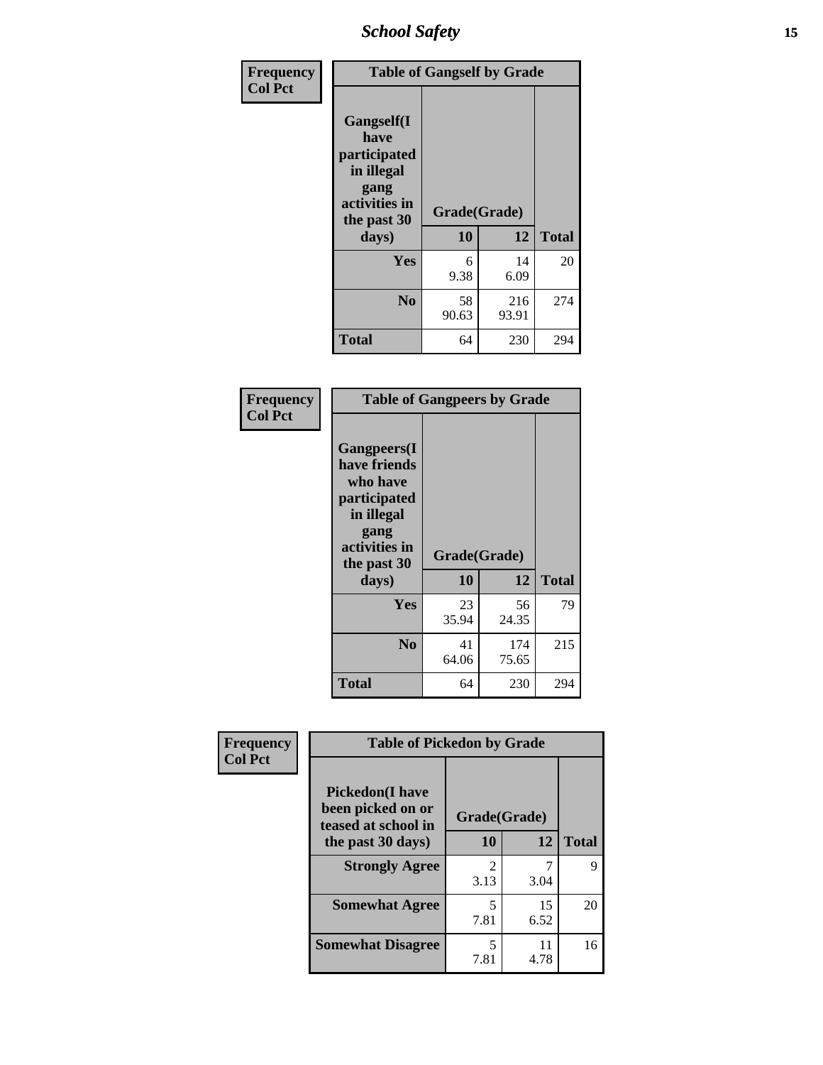**Frequency**
**Col Pct**

| Table of Gangself by Grade | | | |
|---|---|---|---|
| **Gangself(I have participated in illegal gang activities in the past 30 days)** | **Grade(Grade)** | | |
| | **10** | **12** | **Total** |
| **Yes** | 6<br>9.38 | 14<br>6.09 | 20 |
| **No** | 58<br>90.63 | 216<br>93.91 | 274 |
| **Total** | 64 | 230 | 294 |

**Frequency**
**Col Pct**

| Table of Gangpeers by Grade | | | |
|---|---|---|---|
| **Gangpeers(I have friends who have participated in illegal gang activities in the past 30 days)** | **Grade(Grade)** | | |
| | **10** | **12** | **Total** |
| **Yes** | 23<br>35.94 | 56<br>24.35 | 79 |
| **No** | 41<br>64.06 | 174<br>75.65 | 215 |
| **Total** | 64 | 230 | 294 |

**Frequency**
**Col Pct**

| Table of Pickedon by Grade | | | |
|---|---|---|---|
| **Pickedon(I have been picked on or teased at school in the past 30 days)** | **Grade(Grade)** | | |
| | **10** | **12** | **Total** |
| **Strongly Agree** | 2<br>3.13 | 7<br>3.04 | 9 |
| **Somewhat Agree** | 5<br>7.81 | 15<br>6.52 | 20 |
| **Somewhat Disagree** | 5<br>7.81 | 11<br>4.78 | 16 |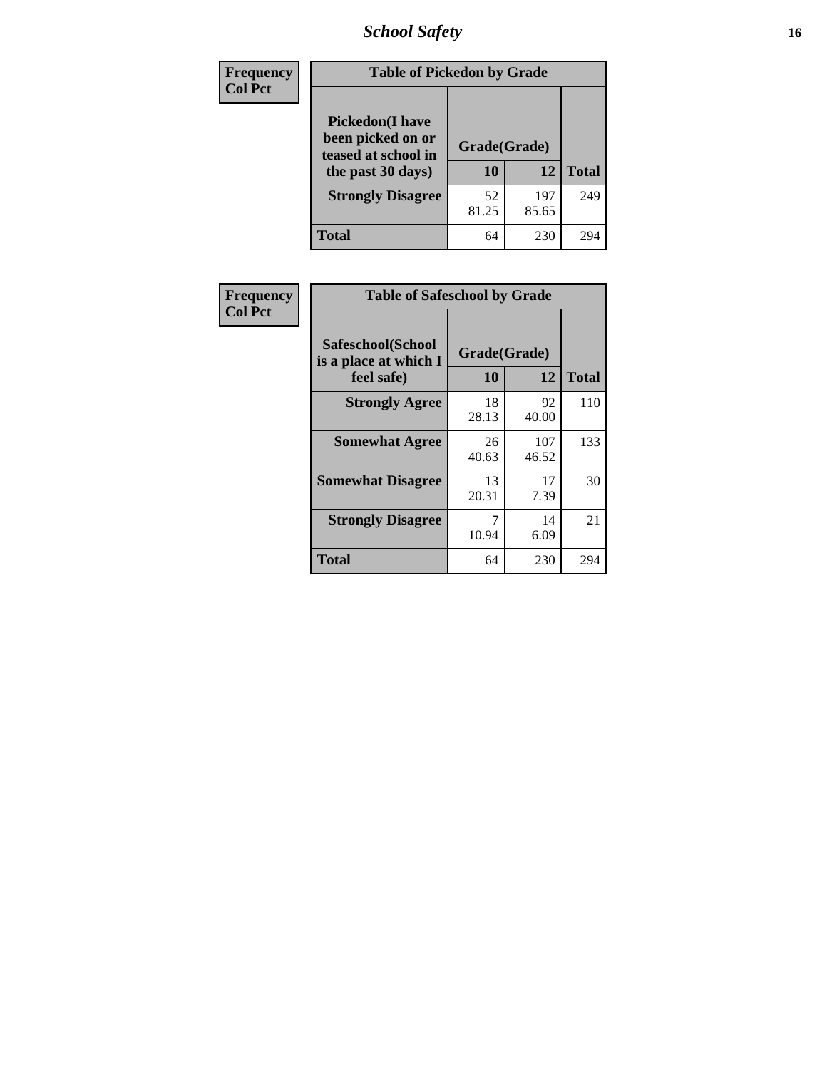| Frequency<br>Col Pct | Table of Pickedon by Grade | | |
|---|---|---|---|
| Pickedon(I have been picked on or teased at school in the past 30 days) | Grade(Grade) | | |
| | 10 | 12 | Total |
| Strongly Disagree | 52<br>81.25 | 197<br>85.65 | 249 |
| Total | 64 | 230 | 294 |

| Frequency<br>Col Pct | Table of Safeschool by Grade | | |
|---|---|---|---|
| Safeschool(School is a place at which I feel safe) | Grade(Grade) | | |
| | 10 | 12 | Total |
| Strongly Agree | 18<br>28.13 | 92<br>40.00 | 110 |
| Somewhat Agree | 26<br>40.63 | 107<br>46.52 | 133 |
| Somewhat Disagree | 13<br>20.31 | 17<br>7.39 | 30 |
| Strongly Disagree | 7<br>10.94 | 14<br>6.09 | 21 |
| Total | 64 | 230 | 294 |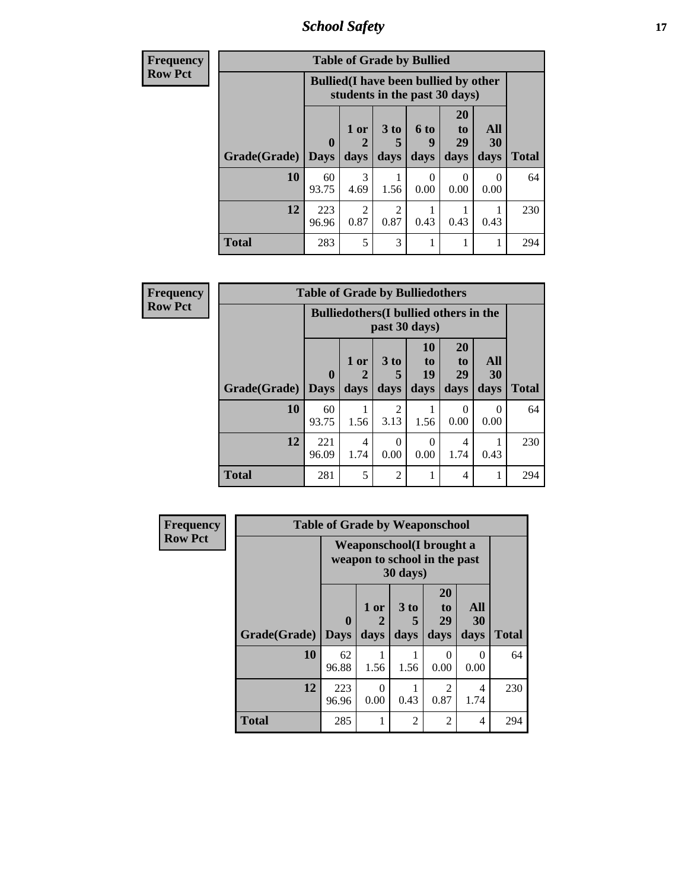| Frequency<br>Row Pct | Table of Grade by Bullied | | | | | | |
|---|---|---|---|---|---|---|---|
| | Bullied(I have been bullied by other students in the past 30 days) | | | | | | |
| Grade(Grade) | 0 Days | 1 or 2 days | 3 to 5 days | 6 to 9 days | 20 to 29 days | All 30 days | Total |
| 10 | 60<br>93.75 | 3<br>4.69 | 1<br>1.56 | 0<br>0.00 | 0<br>0.00 | 0<br>0.00 | 64 |
| 12 | 223<br>96.96 | 2<br>0.87 | 2<br>0.87 | 1<br>0.43 | 1<br>0.43 | 1<br>0.43 | 230 |
| Total | 283 | 5 | 3 | 1 | 1 | 1 | 294 |

| Frequency<br>Row Pct | Table of Grade by Bulliedothers | | | | | | |
|---|---|---|---|---|---|---|---|
| | Bulliedothers(I bullied others in the past 30 days) | | | | | | |
| Grade(Grade) | 0 Days | 1 or 2 days | 3 to 5 days | 10 to 19 days | 20 to 29 days | All 30 days | Total |
| 10 | 60<br>93.75 | 1<br>1.56 | 2<br>3.13 | 1<br>1.56 | 0<br>0.00 | 0<br>0.00 | 64 |
| 12 | 221<br>96.09 | 4<br>1.74 | 0<br>0.00 | 0<br>0.00 | 4<br>1.74 | 1<br>0.43 | 230 |
| Total | 281 | 5 | 2 | 1 | 4 | 1 | 294 |

| Frequency<br>Row Pct | Table of Grade by Weaponschool | | | | | |
|---|---|---|---|---|---|---|
| | Weaponschool(I brought a weapon to school in the past 30 days) | | | | | |
| Grade(Grade) | 0 Days | 1 or 2 days | 3 to 5 days | 20 to 29 days | All 30 days | Total |
| 10 | 62<br>96.88 | 1<br>1.56 | 1<br>1.56 | 0<br>0.00 | 0<br>0.00 | 64 |
| 12 | 223<br>96.96 | 0<br>0.00 | 1<br>0.43 | 2<br>0.87 | 4<br>1.74 | 230 |
| Total | 285 | 1 | 2 | 2 | 4 | 294 |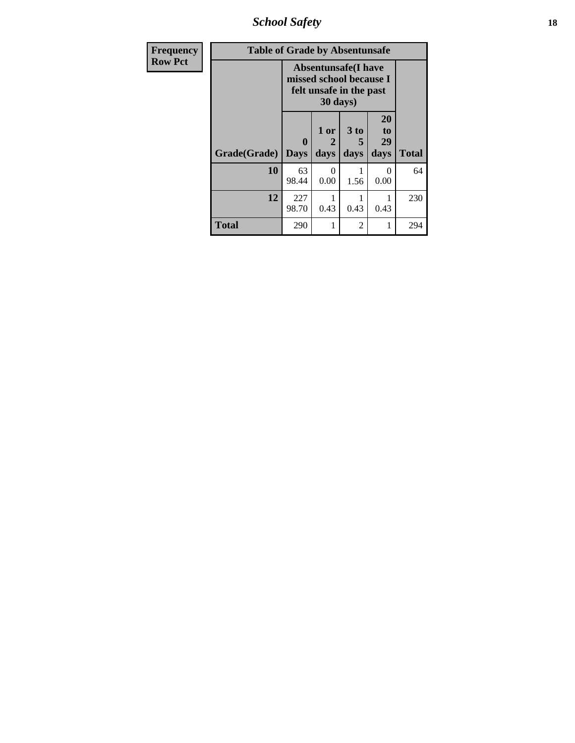| Frequency Row Pct | Table of Grade by Absentunsafe | | | | |
|---|---|---|---|---|---|
| | Absentunsafe(I have missed school because I felt unsafe in the past 30 days) | | | | |
| Grade(Grade) | 0 Days | 1 or 2 days | 3 to 5 days | 20 to 29 days | Total |
| 10 | 63 98.44 | 0 0.00 | 1 1.56 | 0 0.00 | 64 |
| 12 | 227 98.70 | 1 0.43 | 1 0.43 | 1 0.43 | 230 |
| Total | 290 | 1 | 2 | 1 | 294 |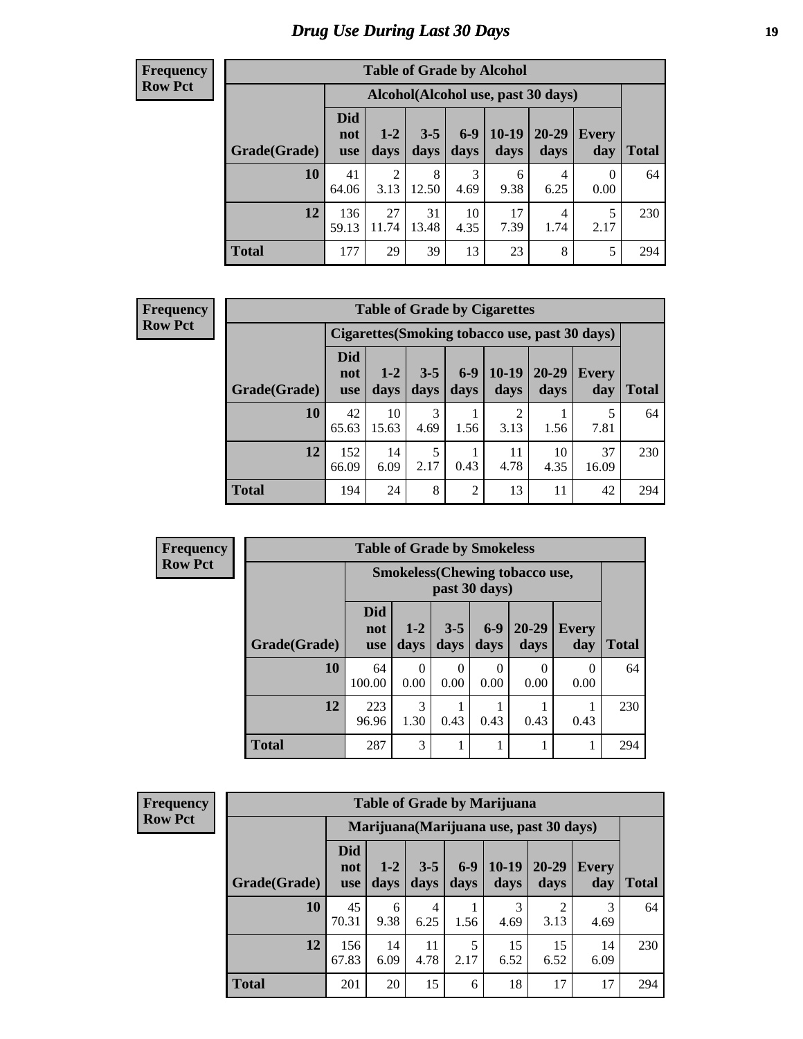# Drug Use During Last 30 Days

**Frequency**
**Row Pct**

| Table of Grade by Alcohol | | | | | | | | |
|---|---|---|---|---|---|---|---|---|
| | Alcohol(Alcohol use, past 30 days) | | | | | | | |
| Grade(Grade) | Did not use | 1-2 days | 3-5 days | 6-9 days | 10-19 days | 20-29 days | Every day | Total |
| **10** | 41<br>64.06 | 2<br>3.13 | 8<br>12.50 | 3<br>4.69 | 6<br>9.38 | 4<br>6.25 | 0<br>0.00 | 64 |
| **12** | 136<br>59.13 | 27<br>11.74 | 31<br>13.48 | 10<br>4.35 | 17<br>7.39 | 4<br>1.74 | 5<br>2.17 | 230 |
| **Total** | 177 | 29 | 39 | 13 | 23 | 8 | 5 | 294 |

**Frequency**
**Row Pct**

| Table of Grade by Cigarettes | | | | | | | | |
|---|---|---|---|---|---|---|---|---|
| | Cigarettes(Smoking tobacco use, past 30 days) | | | | | | | |
| Grade(Grade) | Did not use | 1-2 days | 3-5 days | 6-9 days | 10-19 days | 20-29 days | Every day | Total |
| **10** | 42<br>65.63 | 10<br>15.63 | 3<br>4.69 | 1<br>1.56 | 2<br>3.13 | 1<br>1.56 | 5<br>7.81 | 64 |
| **12** | 152<br>66.09 | 14<br>6.09 | 5<br>2.17 | 1<br>0.43 | 11<br>4.78 | 10<br>4.35 | 37<br>16.09 | 230 |
| **Total** | 194 | 24 | 8 | 2 | 13 | 11 | 42 | 294 |

**Frequency**
**Row Pct**

| Table of Grade by Smokeless | | | | | | | |
|---|---|---|---|---|---|---|---|
| | Smokeless(Chewing tobacco use, past 30 days) | | | | | | |
| Grade(Grade) | Did not use | 1-2 days | 3-5 days | 6-9 days | 20-29 days | Every day | Total |
| **10** | 64<br>100.00 | 0<br>0.00 | 0<br>0.00 | 0<br>0.00 | 0<br>0.00 | 0<br>0.00 | 64 |
| **12** | 223<br>96.96 | 3<br>1.30 | 1<br>0.43 | 1<br>0.43 | 1<br>0.43 | 1<br>0.43 | 230 |
| **Total** | 287 | 3 | 1 | 1 | 1 | 1 | 294 |

**Frequency**
**Row Pct**

| Table of Grade by Marijuana | | | | | | | | |
|---|---|---|---|---|---|---|---|---|
| | Marijuana(Marijuana use, past 30 days) | | | | | | | |
| Grade(Grade) | Did not use | 1-2 days | 3-5 days | 6-9 days | 10-19 days | 20-29 days | Every day | Total |
| **10** | 45<br>70.31 | 6<br>9.38 | 4<br>6.25 | 1<br>1.56 | 3<br>4.69 | 2<br>3.13 | 3<br>4.69 | 64 |
| **12** | 156<br>67.83 | 14<br>6.09 | 11<br>4.78 | 5<br>2.17 | 15<br>6.52 | 15<br>6.52 | 14<br>6.09 | 230 |
| **Total** | 201 | 20 | 15 | 6 | 18 | 17 | 17 | 294 |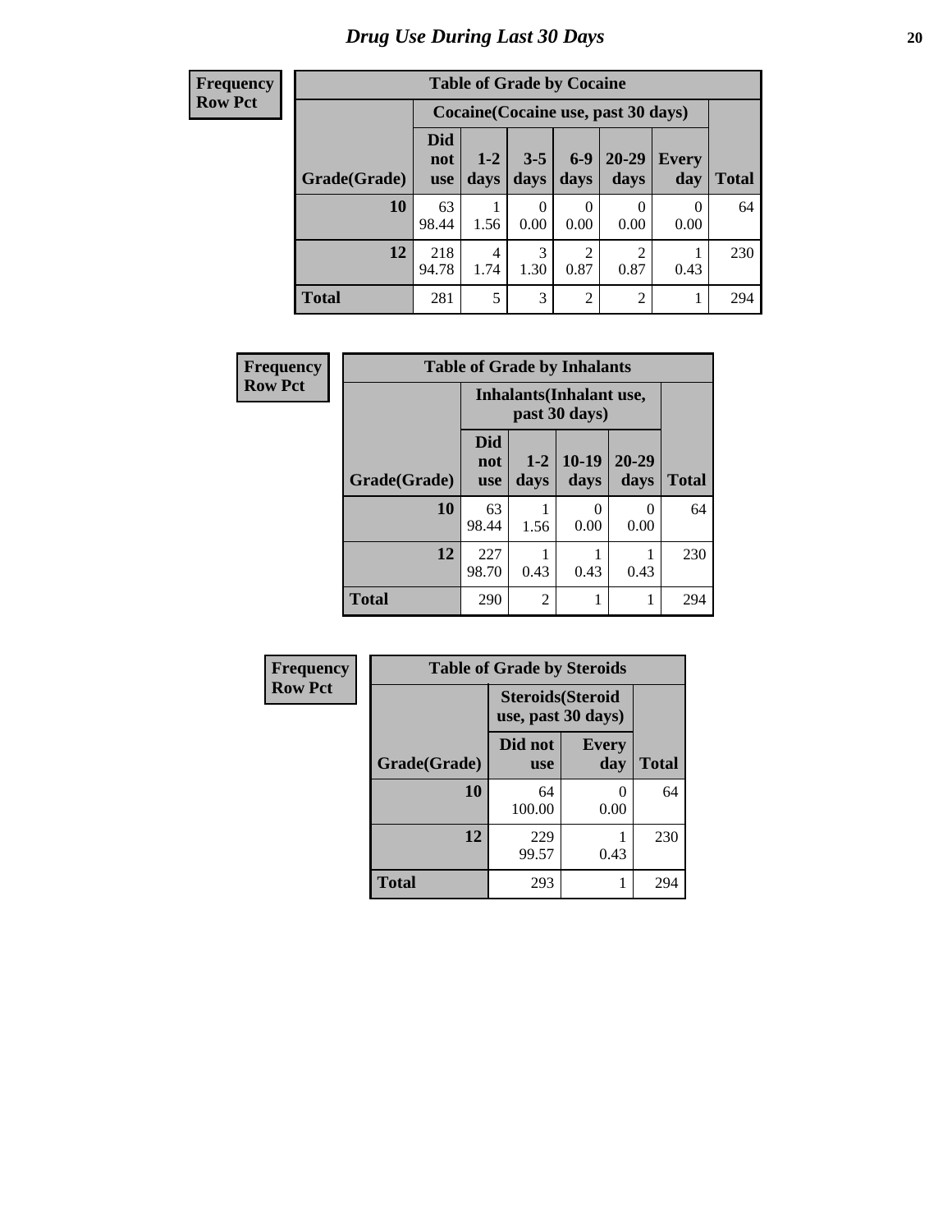# Drug Use During Last 30 Days

**Frequency**
**Row Pct**

| Table of Grade by Cocaine | | | | | | | |
|---|---|---|---|---|---|---|---|
| | Cocaine(Cocaine use, past 30 days) | | | | | | |
| Grade(Grade) | Did not use | 1-2 days | 3-5 days | 6-9 days | 20-29 days | Every day | Total |
| 10 | 63<br>98.44 | 1<br>1.56 | 0<br>0.00 | 0<br>0.00 | 0<br>0.00 | 0<br>0.00 | 64 |
| 12 | 218<br>94.78 | 4<br>1.74 | 3<br>1.30 | 2<br>0.87 | 2<br>0.87 | 1<br>0.43 | 230 |
| Total | 281 | 5 | 3 | 2 | 2 | 1 | 294 |

**Frequency**
**Row Pct**

| Table of Grade by Inhalants | | | | | |
|---|---|---|---|---|---|
| | Inhalants(Inhalant use, past 30 days) | | | | |
| Grade(Grade) | Did not use | 1-2 days | 10-19 days | 20-29 days | Total |
| 10 | 63<br>98.44 | 1<br>1.56 | 0<br>0.00 | 0<br>0.00 | 64 |
| 12 | 227<br>98.70 | 1<br>0.43 | 1<br>0.43 | 1<br>0.43 | 230 |
| Total | 290 | 2 | 1 | 1 | 294 |

**Frequency**
**Row Pct**

| Table of Grade by Steroids | | | |
|---|---|---|---|
| | Steroids(Steroid use, past 30 days) | | |
| Grade(Grade) | Did not use | Every day | Total |
| 10 | 64<br>100.00 | 0<br>0.00 | 64 |
| 12 | 229<br>99.57 | 1<br>0.43 | 230 |
| Total | 293 | 1 | 294 |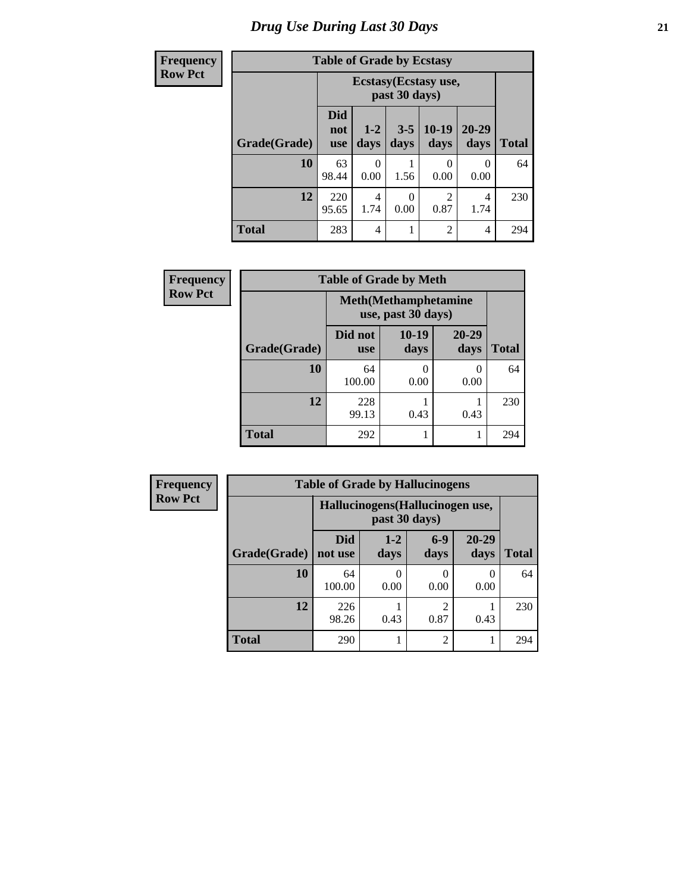# Drug Use During Last 30 Days

| Frequency<br>Row Pct |
|---|

**Table of Grade by Ecstasy**

| | Ecstasy(Ecstasy use, past 30 days) | | | | | |
|---|---|---|---|---|---|---|
| **Grade(Grade)** | **Did not use** | **1-2 days** | **3-5 days** | **10-19 days** | **20-29 days** | **Total** |
| **10** | 63<br>98.44 | 0<br>0.00 | 1<br>1.56 | 0<br>0.00 | 0<br>0.00 | 64 |
| **12** | 220<br>95.65 | 4<br>1.74 | 0<br>0.00 | 2<br>0.87 | 4<br>1.74 | 230 |
| **Total** | 283 | 4 | 1 | 2 | 4 | 294 |

| Frequency<br>Row Pct |
|---|

**Table of Grade by Meth**

| | Meth(Methamphetamine use, past 30 days) | | | |
|---|---|---|---|---|
| **Grade(Grade)** | **Did not use** | **10-19 days** | **20-29 days** | **Total** |
| **10** | 64<br>100.00 | 0<br>0.00 | 0<br>0.00 | 64 |
| **12** | 228<br>99.13 | 1<br>0.43 | 1<br>0.43 | 230 |
| **Total** | 292 | 1 | 1 | 294 |

| Frequency<br>Row Pct |
|---|

**Table of Grade by Hallucinogens**

| | Hallucinogens(Hallucinogen use, past 30 days) | | | | |
|---|---|---|---|---|---|
| **Grade(Grade)** | **Did not use** | **1-2 days** | **6-9 days** | **20-29 days** | **Total** |
| **10** | 64<br>100.00 | 0<br>0.00 | 0<br>0.00 | 0<br>0.00 | 64 |
| **12** | 226<br>98.26 | 1<br>0.43 | 2<br>0.87 | 1<br>0.43 | 230 |
| **Total** | 290 | 1 | 2 | 1 | 294 |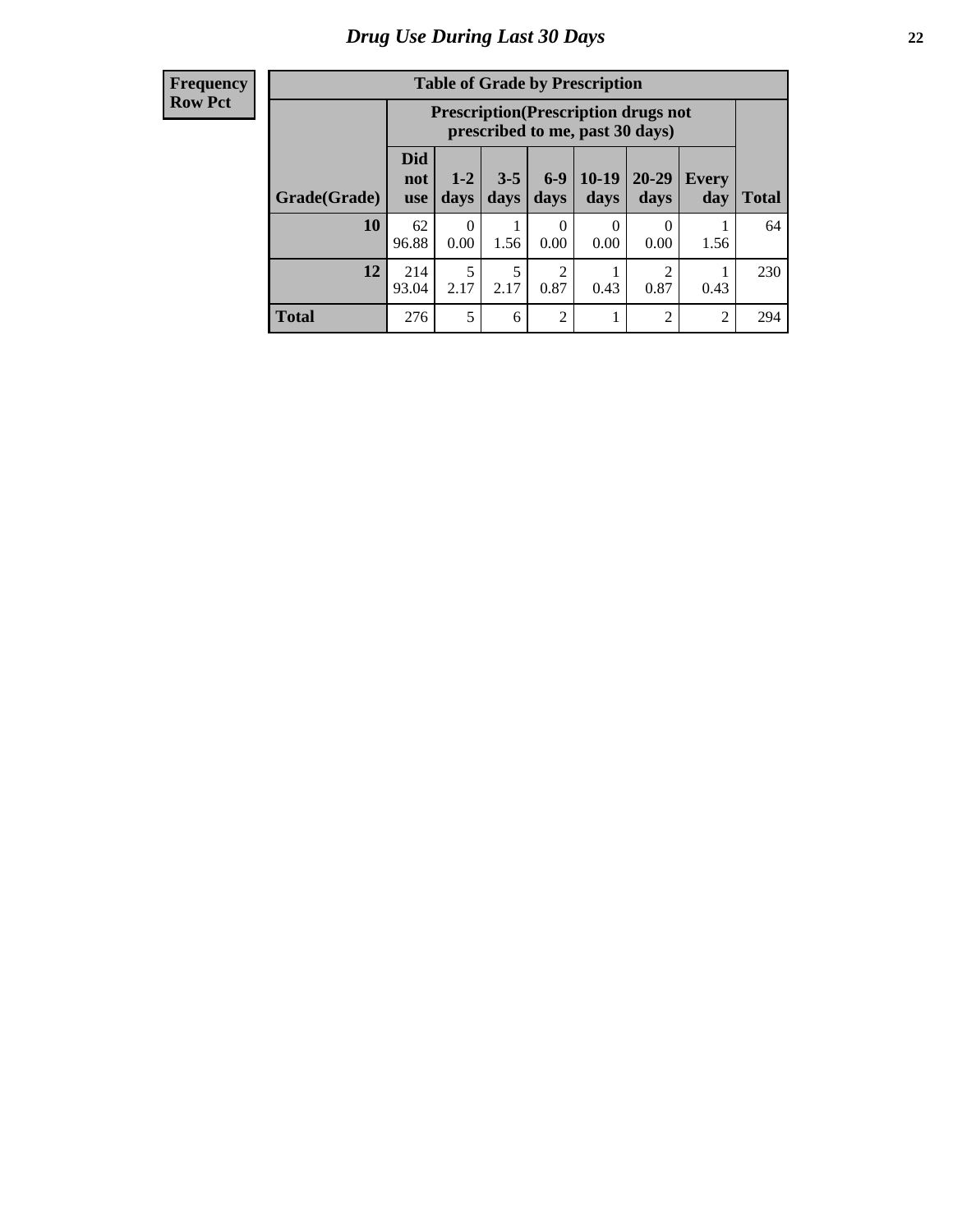# Drug Use During Last 30 Days

**Frequency**
**Row Pct**

**Table of Grade by Prescription**

| Grade(Grade) | Prescription(Prescription drugs not prescribed to me, past 30 days) | | | | | | | Total |
|---|---|---|---|---|---|---|---|---|
| | Did not use | 1-2 days | 3-5 days | 6-9 days | 10-19 days | 20-29 days | Every day | |
| **10** | 62<br>96.88 | 0<br>0.00 | 1<br>1.56 | 0<br>0.00 | 0<br>0.00 | 0<br>0.00 | 1<br>1.56 | 64 |
| **12** | 214<br>93.04 | 5<br>2.17 | 5<br>2.17 | 2<br>0.87 | 1<br>0.43 | 2<br>0.87 | 1<br>0.43 | 230 |
| **Total** | 276 | 5 | 6 | 2 | 1 | 2 | 2 | 294 |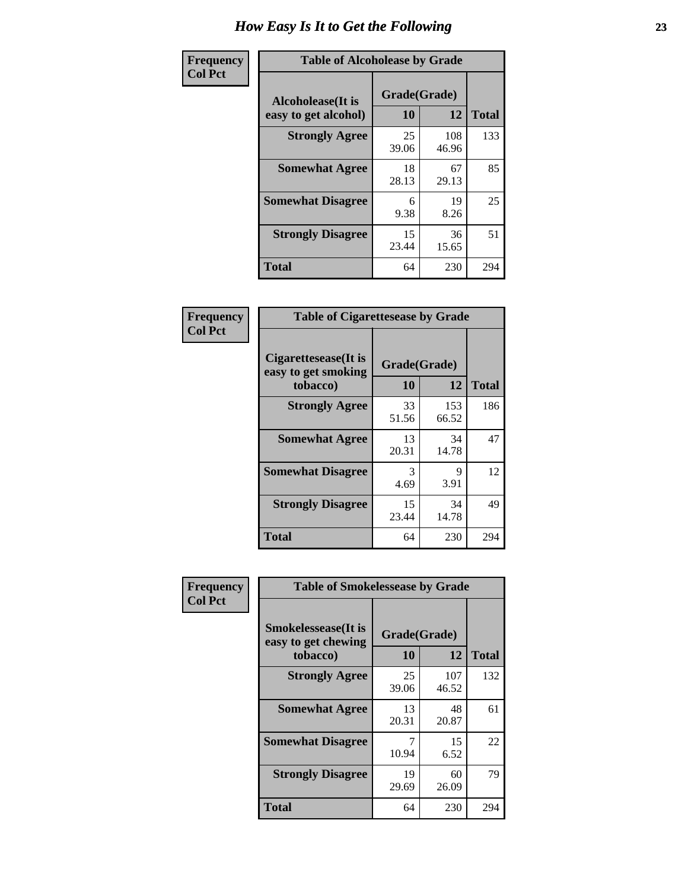# How Easy Is It to Get the Following

**Frequency Col Pct**

**Table of Alcoholease by Grade**

| Alcoholease(It is easy to get alcohol) | Grade(Grade) 10 | 12 | Total |
|---|---|---|---|
| **Strongly Agree** | 25<br>39.06 | 108<br>46.96 | 133 |
| **Somewhat Agree** | 18<br>28.13 | 67<br>29.13 | 85 |
| **Somewhat Disagree** | 6<br>9.38 | 19<br>8.26 | 25 |
| **Strongly Disagree** | 15<br>23.44 | 36<br>15.65 | 51 |
| **Total** | 64 | 230 | 294 |

**Frequency Col Pct**

**Table of Cigarettesease by Grade**

| Cigarettesease(It is easy to get smoking tobacco) | Grade(Grade) 10 | 12 | Total |
|---|---|---|---|
| **Strongly Agree** | 33<br>51.56 | 153<br>66.52 | 186 |
| **Somewhat Agree** | 13<br>20.31 | 34<br>14.78 | 47 |
| **Somewhat Disagree** | 3<br>4.69 | 9<br>3.91 | 12 |
| **Strongly Disagree** | 15<br>23.44 | 34<br>14.78 | 49 |
| **Total** | 64 | 230 | 294 |

**Frequency Col Pct**

**Table of Smokelessease by Grade**

| Smokelessease(It is easy to get chewing tobacco) | Grade(Grade) 10 | 12 | Total |
|---|---|---|---|
| **Strongly Agree** | 25<br>39.06 | 107<br>46.52 | 132 |
| **Somewhat Agree** | 13<br>20.31 | 48<br>20.87 | 61 |
| **Somewhat Disagree** | 7<br>10.94 | 15<br>6.52 | 22 |
| **Strongly Disagree** | 19<br>29.69 | 60<br>26.09 | 79 |
| **Total** | 64 | 230 | 294 |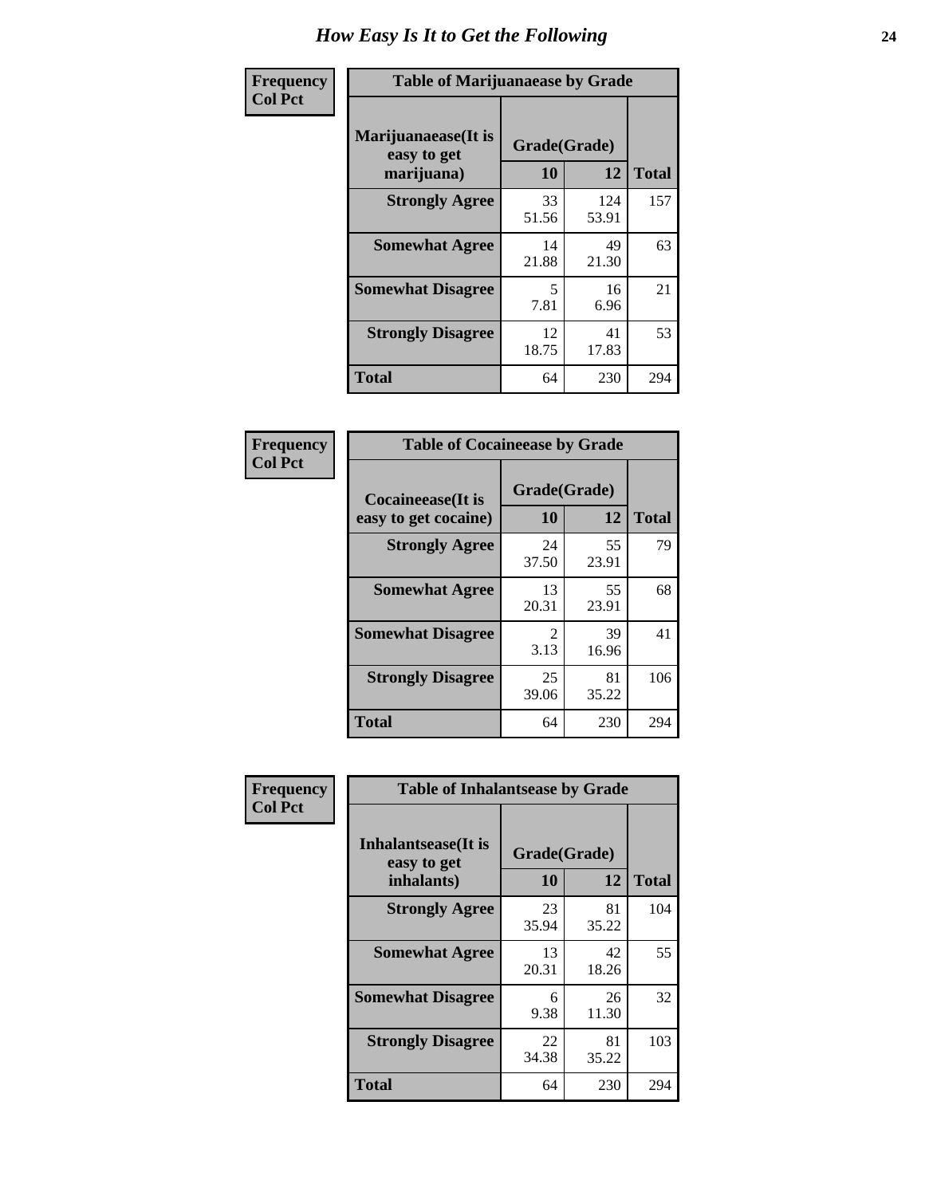# How Easy Is It to Get the Following

**Frequency**
**Col Pct**

**Table of Marijuanaease by Grade**

| Marijuanaease(It is easy to get marijuana) | Grade(Grade) | | Total |
|---|---|---|---|
| | 10 | 12 | |
| Strongly Agree | 33<br>51.56 | 124<br>53.91 | 157 |
| Somewhat Agree | 14<br>21.88 | 49<br>21.30 | 63 |
| Somewhat Disagree | 5<br>7.81 | 16<br>6.96 | 21 |
| Strongly Disagree | 12<br>18.75 | 41<br>17.83 | 53 |
| Total | 64 | 230 | 294 |

**Frequency**
**Col Pct**

**Table of Cocaineease by Grade**

| Cocaineease(It is easy to get cocaine) | Grade(Grade) | | Total |
|---|---|---|---|
| | 10 | 12 | |
| Strongly Agree | 24<br>37.50 | 55<br>23.91 | 79 |
| Somewhat Agree | 13<br>20.31 | 55<br>23.91 | 68 |
| Somewhat Disagree | 2<br>3.13 | 39<br>16.96 | 41 |
| Strongly Disagree | 25<br>39.06 | 81<br>35.22 | 106 |
| Total | 64 | 230 | 294 |

**Frequency**
**Col Pct**

**Table of Inhalantsease by Grade**

| Inhalantsease(It is easy to get inhalants) | Grade(Grade) | | Total |
|---|---|---|---|
| | 10 | 12 | |
| Strongly Agree | 23<br>35.94 | 81<br>35.22 | 104 |
| Somewhat Agree | 13<br>20.31 | 42<br>18.26 | 55 |
| Somewhat Disagree | 6<br>9.38 | 26<br>11.30 | 32 |
| Strongly Disagree | 22<br>34.38 | 81<br>35.22 | 103 |
| Total | 64 | 230 | 294 |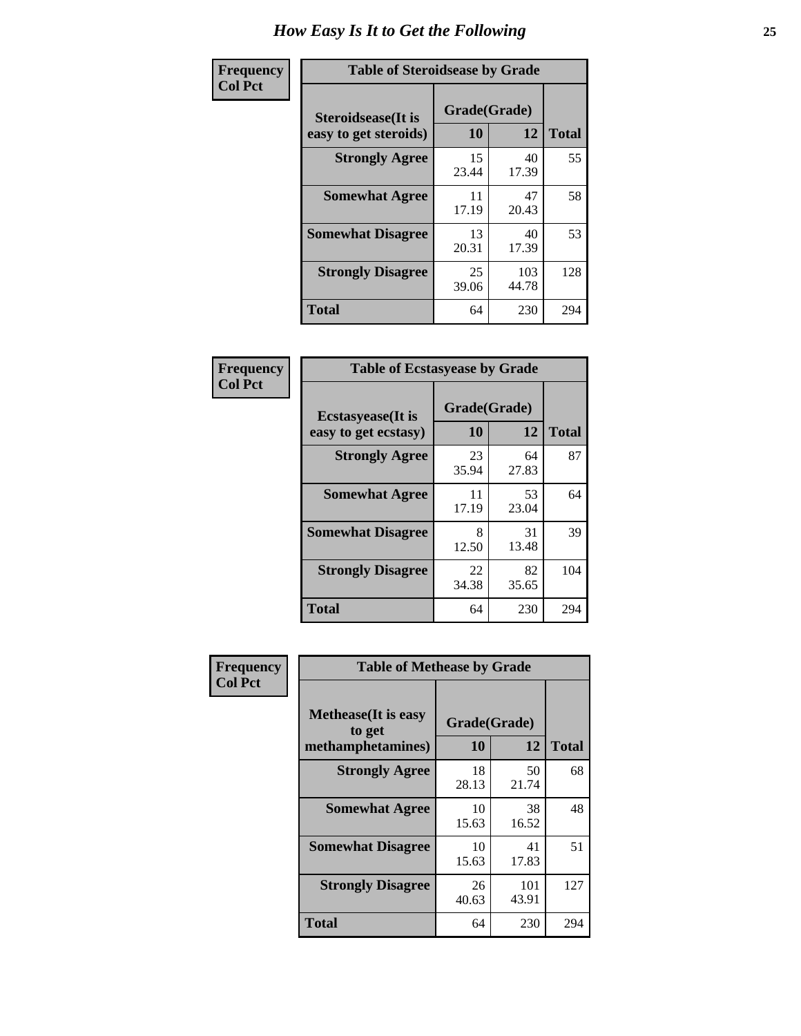# How Easy Is It to Get the Following

**Frequency**
**Col Pct**

| Table of Steroidsease by Grade | | | |
|---|---|---|---|
| **Steroidsease(It is easy to get steroids)** | **Grade(Grade)** | | **Total** |
| | **10** | **12** | |
| **Strongly Agree** | 15<br>23.44 | 40<br>17.39 | 55 |
| **Somewhat Agree** | 11<br>17.19 | 47<br>20.43 | 58 |
| **Somewhat Disagree** | 13<br>20.31 | 40<br>17.39 | 53 |
| **Strongly Disagree** | 25<br>39.06 | 103<br>44.78 | 128 |
| **Total** | 64 | 230 | 294 |

**Frequency**
**Col Pct**

| Table of Ecstasyease by Grade | | | |
|---|---|---|---|
| **Ecstasyease(It is easy to get ecstasy)** | **Grade(Grade)** | | **Total** |
| | **10** | **12** | |
| **Strongly Agree** | 23<br>35.94 | 64<br>27.83 | 87 |
| **Somewhat Agree** | 11<br>17.19 | 53<br>23.04 | 64 |
| **Somewhat Disagree** | 8<br>12.50 | 31<br>13.48 | 39 |
| **Strongly Disagree** | 22<br>34.38 | 82<br>35.65 | 104 |
| **Total** | 64 | 230 | 294 |

**Frequency**
**Col Pct**

| Table of Methease by Grade | | | |
|---|---|---|---|
| **Methease(It is easy to get methamphetamines)** | **Grade(Grade)** | | **Total** |
| | **10** | **12** | |
| **Strongly Agree** | 18<br>28.13 | 50<br>21.74 | 68 |
| **Somewhat Agree** | 10<br>15.63 | 38<br>16.52 | 48 |
| **Somewhat Disagree** | 10<br>15.63 | 41<br>17.83 | 51 |
| **Strongly Disagree** | 26<br>40.63 | 101<br>43.91 | 127 |
| **Total** | 64 | 230 | 294 |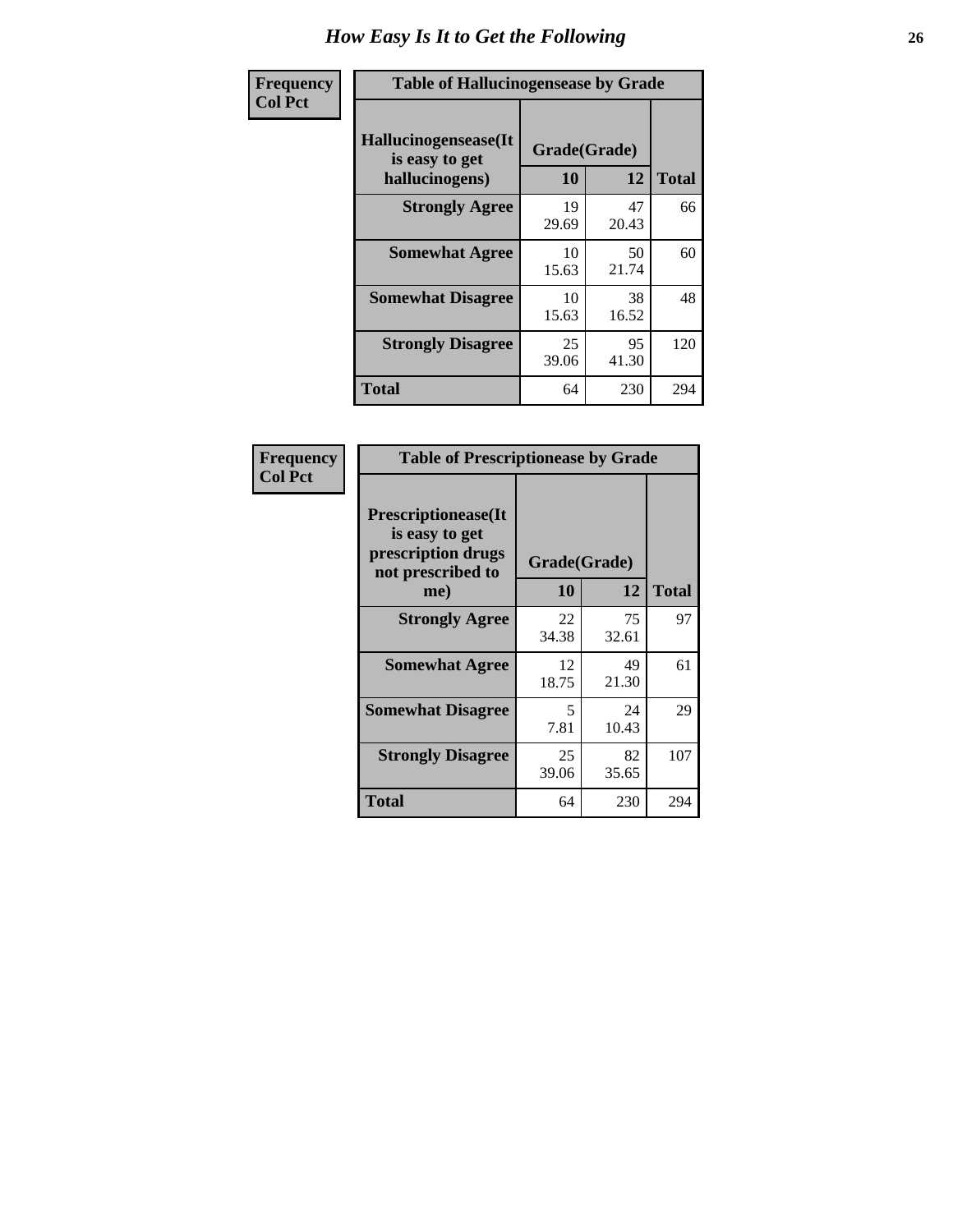# How Easy Is It to Get the Following

| Frequency Col Pct | Table of Hallucinogensease by Grade | | |
|---|---|---|---|
| Hallucinogensease(It is easy to get hallucinogens) | Grade(Grade) | | |
| | 10 | 12 | Total |
| Strongly Agree | 19<br>29.69 | 47<br>20.43 | 66 |
| Somewhat Agree | 10<br>15.63 | 50<br>21.74 | 60 |
| Somewhat Disagree | 10<br>15.63 | 38<br>16.52 | 48 |
| Strongly Disagree | 25<br>39.06 | 95<br>41.30 | 120 |
| Total | 64 | 230 | 294 |

| Frequency Col Pct | Table of Prescriptionease by Grade | | |
|---|---|---|---|
| Prescriptionease(It is easy to get prescription drugs not prescribed to me) | Grade(Grade) | | |
| | 10 | 12 | Total |
| Strongly Agree | 22<br>34.38 | 75<br>32.61 | 97 |
| Somewhat Agree | 12<br>18.75 | 49<br>21.30 | 61 |
| Somewhat Disagree | 5<br>7.81 | 24<br>10.43 | 29 |
| Strongly Disagree | 25<br>39.06 | 82<br>35.65 | 107 |
| Total | 64 | 230 | 294 |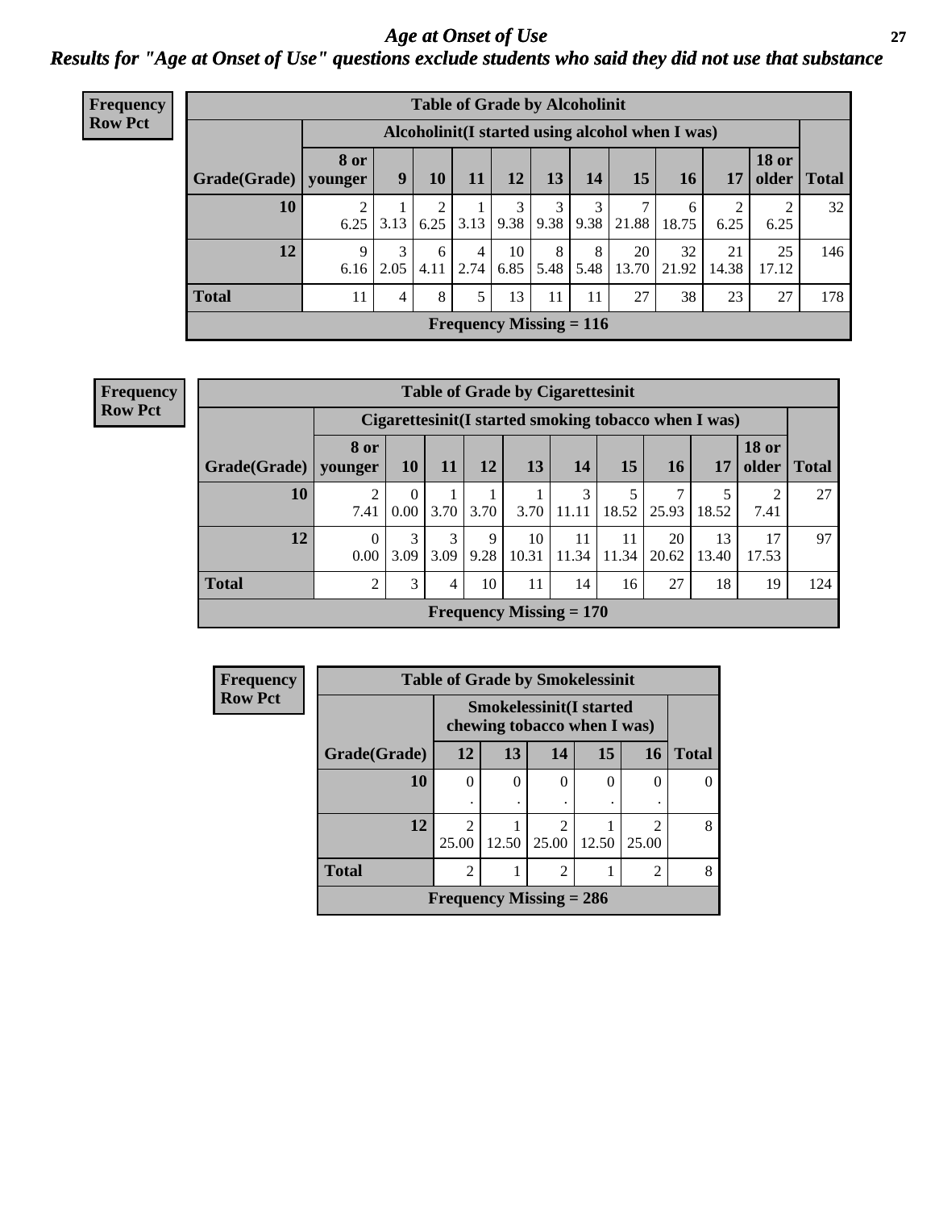# Age at Onset of Use

## Results for "Age at Onset of Use" questions exclude students who said they did not use that substance

**Frequency**
**Row Pct**

**Table of Grade by Alcoholinit**

| Grade(Grade) | Alcoholinit(I started using alcohol when I was) | | | | | | | | | | | Total |
|---|---|---|---|---|---|---|---|---|---|---|---|---|
| | 8 or younger | 9 | 10 | 11 | 12 | 13 | 14 | 15 | 16 | 17 | 18 or older | |
| 10 | 2<br>6.25 | 1<br>3.13 | 2<br>6.25 | 1<br>3.13 | 3<br>9.38 | 3<br>9.38 | 3<br>9.38 | 7<br>21.88 | 6<br>18.75 | 2<br>6.25 | 2<br>6.25 | 32 |
| 12 | 9<br>6.16 | 3<br>2.05 | 6<br>4.11 | 4<br>2.74 | 10<br>6.85 | 8<br>5.48 | 8<br>5.48 | 20<br>13.70 | 32<br>21.92 | 21<br>14.38 | 25<br>17.12 | 146 |
| **Total** | 11 | 4 | 8 | 5 | 13 | 11 | 11 | 27 | 38 | 23 | 27 | 178 |

**Frequency Missing = 116**

**Frequency**
**Row Pct**

**Table of Grade by Cigarettesinit**

| Grade(Grade) | Cigarettesinit(I started smoking tobacco when I was) | | | | | | | | | | Total |
|---|---|---|---|---|---|---|---|---|---|---|---|
| | 8 or younger | 10 | 11 | 12 | 13 | 14 | 15 | 16 | 17 | 18 or older | |
| 10 | 2<br>7.41 | 0<br>0.00 | 1<br>3.70 | 1<br>3.70 | 1<br>3.70 | 3<br>11.11 | 5<br>18.52 | 7<br>25.93 | 5<br>18.52 | 2<br>7.41 | 27 |
| 12 | 0<br>0.00 | 3<br>3.09 | 3<br>3.09 | 9<br>9.28 | 10<br>10.31 | 11<br>11.34 | 11<br>11.34 | 20<br>20.62 | 13<br>13.40 | 17<br>17.53 | 97 |
| **Total** | 2 | 3 | 4 | 10 | 11 | 14 | 16 | 27 | 18 | 19 | 124 |

**Frequency Missing = 170**

**Frequency**
**Row Pct**

**Table of Grade by Smokelessinit**

| Grade(Grade) | Smokelessinit(I started chewing tobacco when I was) | | | | | Total |
|---|---|---|---|---|---|---|
| | 12 | 13 | 14 | 15 | 16 | |
| 10 | 0<br>. | 0<br>. | 0<br>. | 0<br>. | 0<br>. | 0 |
| 12 | 2<br>25.00 | 1<br>12.50 | 2<br>25.00 | 1<br>12.50 | 2<br>25.00 | 8 |
| **Total** | 2 | 1 | 2 | 1 | 2 | 8 |

**Frequency Missing = 286**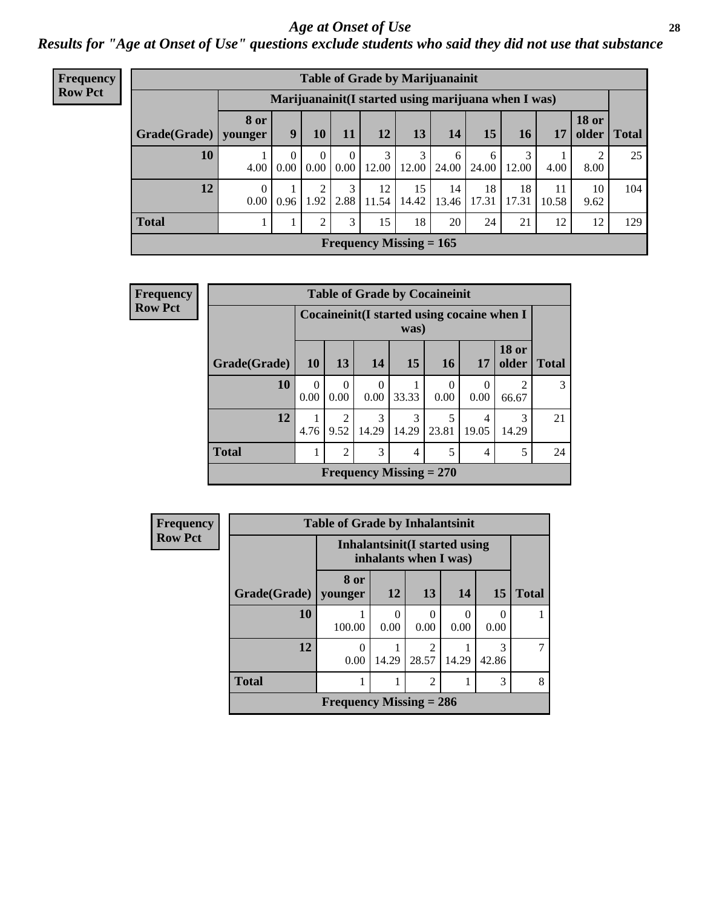# Age at Onset of Use

## *Results for "Age at Onset of Use" questions exclude students who said they did not use that substance*

**Frequency**
**Row Pct**

**Table of Grade by Marijuanainit**

| | Marijuanainit(I started using marijuana when I was) | | | | | | | | | | | |
|---|---|---|---|---|---|---|---|---|---|---|---|---|
| Grade(Grade) | 8 or younger | 9 | 10 | 11 | 12 | 13 | 14 | 15 | 16 | 17 | 18 or older | Total |
| 10 | 1<br>4.00 | 0<br>0.00 | 0<br>0.00 | 0<br>0.00 | 3<br>12.00 | 3<br>12.00 | 6<br>24.00 | 6<br>24.00 | 3<br>12.00 | 1<br>4.00 | 2<br>8.00 | 25 |
| 12 | 0<br>0.00 | 1<br>0.96 | 2<br>1.92 | 3<br>2.88 | 12<br>11.54 | 15<br>14.42 | 14<br>13.46 | 18<br>17.31 | 18<br>17.31 | 11<br>10.58 | 10<br>9.62 | 104 |
| Total | 1 | 1 | 2 | 3 | 15 | 18 | 20 | 24 | 21 | 12 | 12 | 129 |

Frequency Missing = 165

**Frequency**
**Row Pct**

**Table of Grade by Cocaineinit**

| | Cocaineinit(I started using cocaine when I was) | | | | | | | |
|---|---|---|---|---|---|---|---|---|
| Grade(Grade) | 10 | 13 | 14 | 15 | 16 | 17 | 18 or older | Total |
| 10 | 0<br>0.00 | 0<br>0.00 | 0<br>0.00 | 1<br>33.33 | 0<br>0.00 | 0<br>0.00 | 2<br>66.67 | 3 |
| 12 | 1<br>4.76 | 2<br>9.52 | 3<br>14.29 | 3<br>14.29 | 5<br>23.81 | 4<br>19.05 | 3<br>14.29 | 21 |
| Total | 1 | 2 | 3 | 4 | 5 | 4 | 5 | 24 |

Frequency Missing = 270

**Frequency**
**Row Pct**

**Table of Grade by Inhalantsinit**

| | Inhalantsinit(I started using inhalants when I was) | | | | | |
|---|---|---|---|---|---|---|
| Grade(Grade) | 8 or younger | 12 | 13 | 14 | 15 | Total |
| 10 | 1<br>100.00 | 0<br>0.00 | 0<br>0.00 | 0<br>0.00 | 0<br>0.00 | 1 |
| 12 | 0<br>0.00 | 1<br>14.29 | 2<br>28.57 | 1<br>14.29 | 3<br>42.86 | 7 |
| Total | 1 | 1 | 2 | 1 | 3 | 8 |

Frequency Missing = 286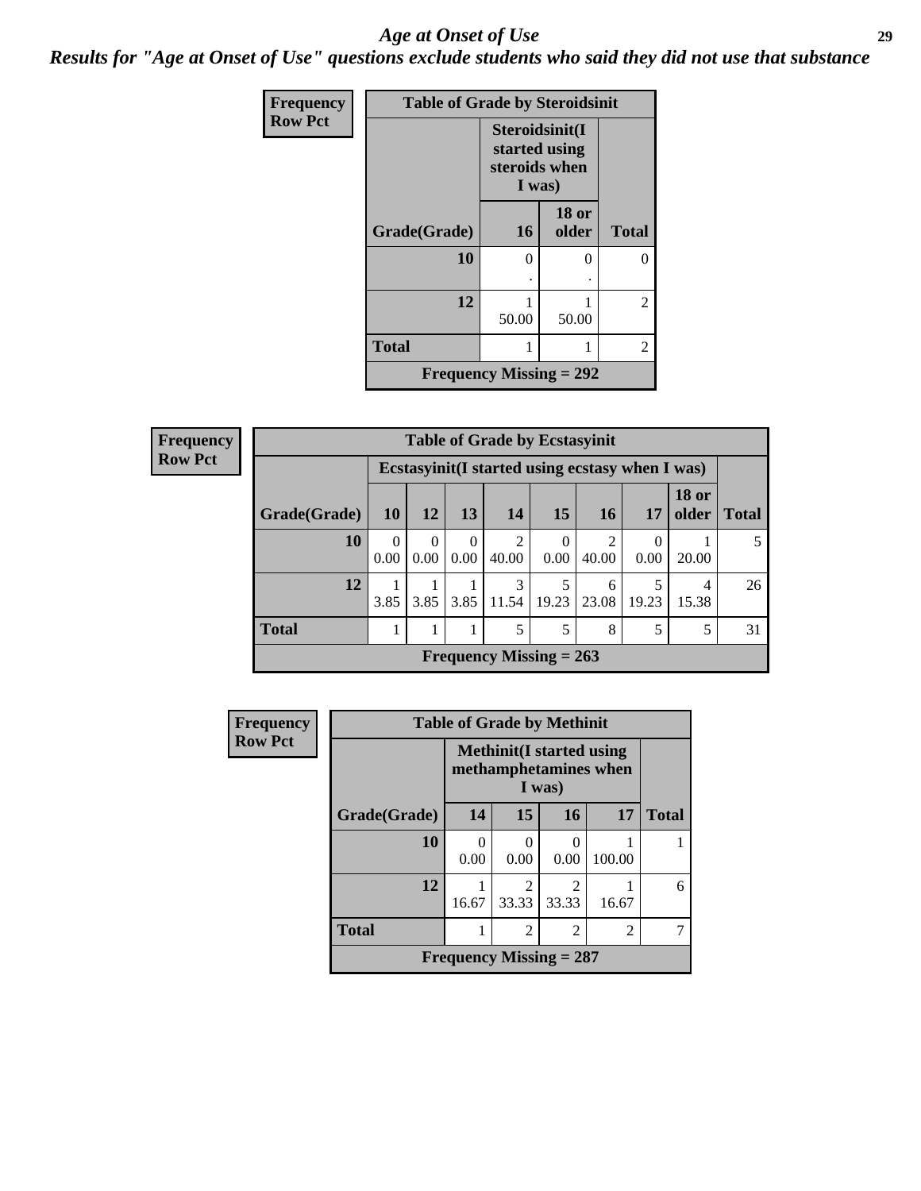# Age at Onset of Use

*Results for "Age at Onset of Use" questions exclude students who said they did not use that substance*

**Frequency / Row Pct**

**Table of Grade by Steroidsinit**

| Grade(Grade) | Steroidsinit(I started using steroids when I was) 16 | 18 or older | Total |
|---|---|---|---|
| 10 | 0<br>. | 0<br>. | 0 |
| 12 | 1<br>50.00 | 1<br>50.00 | 2 |
| Total | 1 | 1 | 2 |
| Frequency Missing = 292 | | | |

**Frequency / Row Pct**

**Table of Grade by Ecstasyinit**

| Grade(Grade) | Ecstasyinit(I started using ecstasy when I was) 10 | 12 | 13 | 14 | 15 | 16 | 17 | 18 or older | Total |
|---|---|---|---|---|---|---|---|---|---|
| 10 | 0<br>0.00 | 0<br>0.00 | 0<br>0.00 | 2<br>40.00 | 0<br>0.00 | 2<br>40.00 | 0<br>0.00 | 1<br>20.00 | 5 |
| 12 | 1<br>3.85 | 1<br>3.85 | 1<br>3.85 | 3<br>11.54 | 5<br>19.23 | 6<br>23.08 | 5<br>19.23 | 4<br>15.38 | 26 |
| Total | 1 | 1 | 1 | 5 | 5 | 8 | 5 | 5 | 31 |
| Frequency Missing = 263 | | | | | | | | | |

**Frequency / Row Pct**

**Table of Grade by Methinit**

| Grade(Grade) | Methinit(I started using methamphetamines when I was) 14 | 15 | 16 | 17 | Total |
|---|---|---|---|---|---|
| 10 | 0<br>0.00 | 0<br>0.00 | 0<br>0.00 | 1<br>100.00 | 1 |
| 12 | 1<br>16.67 | 2<br>33.33 | 2<br>33.33 | 1<br>16.67 | 6 |
| Total | 1 | 2 | 2 | 2 | 7 |
| Frequency Missing = 287 | | | | | |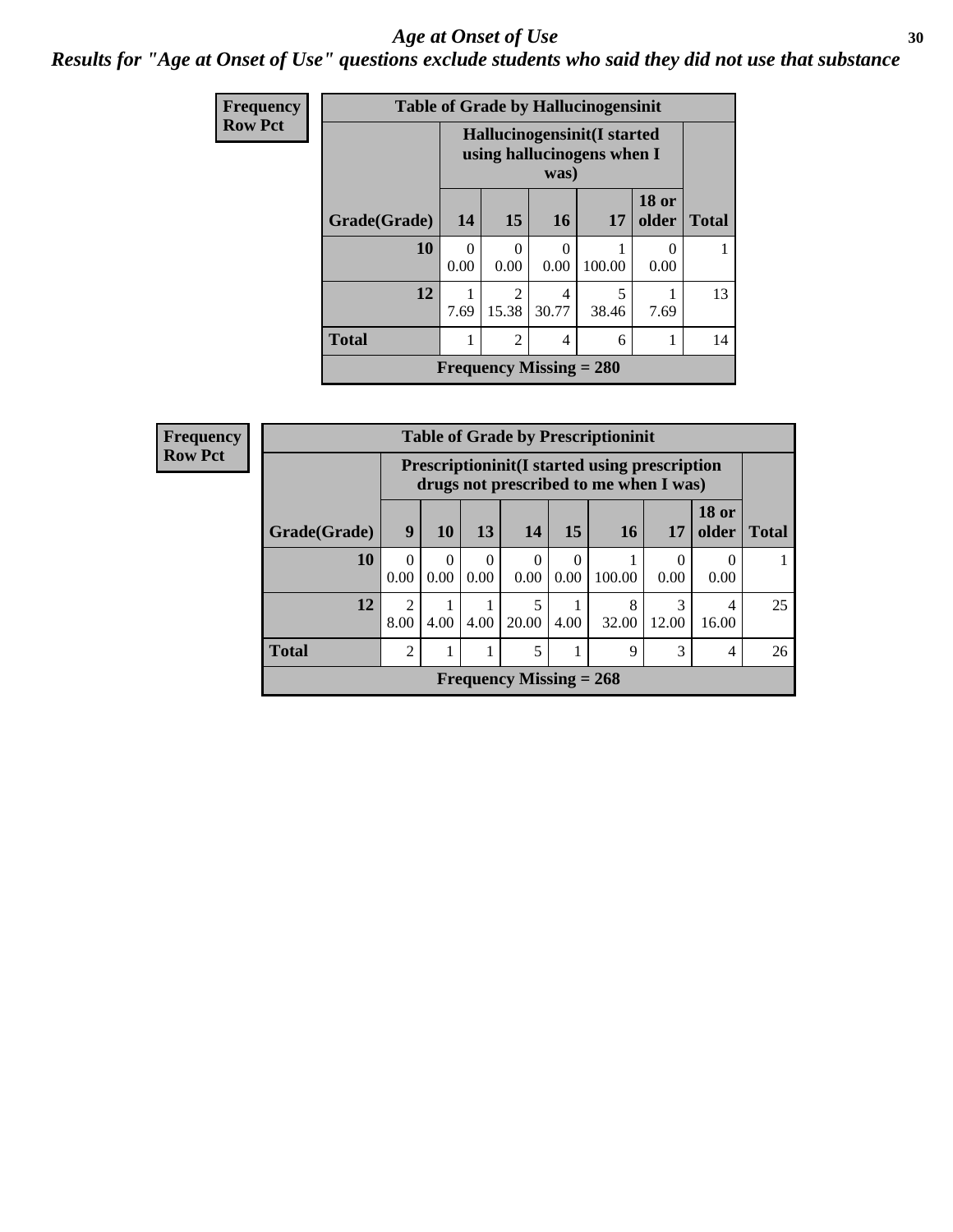# *Age at Onset of Use*

***Results for "Age at Onset of Use" questions exclude students who said they did not use that substance***

**Frequency**
**Row Pct**

**Table of Grade by Hallucinogensinit**

| Grade(Grade) | Hallucinogensinit(I started using hallucinogens when I was) | | | | | Total |
|---|---|---|---|---|---|---|
| | 14 | 15 | 16 | 17 | 18 or older | |
| **10** | 0<br>0.00 | 0<br>0.00 | 0<br>0.00 | 1<br>100.00 | 0<br>0.00 | 1 |
| **12** | 1<br>7.69 | 2<br>15.38 | 4<br>30.77 | 5<br>38.46 | 1<br>7.69 | 13 |
| **Total** | 1 | 2 | 4 | 6 | 1 | 14 |

**Frequency Missing = 280**

**Frequency**
**Row Pct**

**Table of Grade by Prescriptioninit**

| Grade(Grade) | Prescriptioninit(I started using prescription drugs not prescribed to me when I was) | | | | | | | | Total |
|---|---|---|---|---|---|---|---|---|---|
| | 9 | 10 | 13 | 14 | 15 | 16 | 17 | 18 or older | |
| **10** | 0<br>0.00 | 0<br>0.00 | 0<br>0.00 | 0<br>0.00 | 0<br>0.00 | 1<br>100.00 | 0<br>0.00 | 0<br>0.00 | 1 |
| **12** | 2<br>8.00 | 1<br>4.00 | 1<br>4.00 | 5<br>20.00 | 1<br>4.00 | 8<br>32.00 | 3<br>12.00 | 4<br>16.00 | 25 |
| **Total** | 2 | 1 | 1 | 5 | 1 | 9 | 3 | 4 | 26 |

**Frequency Missing = 268**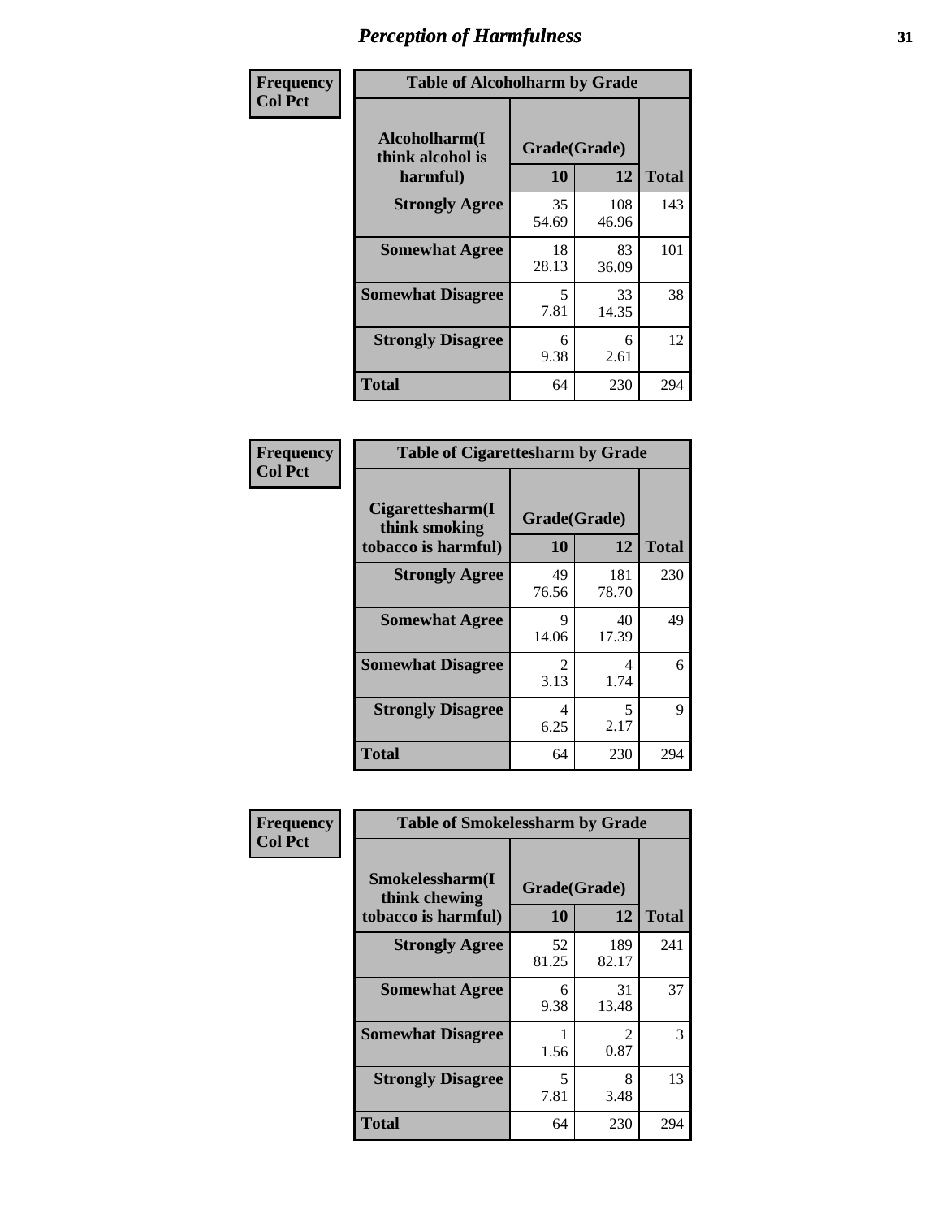# Perception of Harmfulness

**Frequency**
**Col Pct**

**Table of Alcoholharm by Grade**

| Alcoholharm(I think alcohol is harmful) | Grade(Grade) | | Total |
|---|---|---|---|
| | 10 | 12 | |
| **Strongly Agree** | 35<br>54.69 | 108<br>46.96 | 143 |
| **Somewhat Agree** | 18<br>28.13 | 83<br>36.09 | 101 |
| **Somewhat Disagree** | 5<br>7.81 | 33<br>14.35 | 38 |
| **Strongly Disagree** | 6<br>9.38 | 6<br>2.61 | 12 |
| **Total** | 64 | 230 | 294 |

**Frequency**
**Col Pct**

**Table of Cigarettesharm by Grade**

| Cigarettesharm(I think smoking tobacco is harmful) | Grade(Grade) | | Total |
|---|---|---|---|
| | 10 | 12 | |
| **Strongly Agree** | 49<br>76.56 | 181<br>78.70 | 230 |
| **Somewhat Agree** | 9<br>14.06 | 40<br>17.39 | 49 |
| **Somewhat Disagree** | 2<br>3.13 | 4<br>1.74 | 6 |
| **Strongly Disagree** | 4<br>6.25 | 5<br>2.17 | 9 |
| **Total** | 64 | 230 | 294 |

**Frequency**
**Col Pct**

**Table of Smokelessharm by Grade**

| Smokelessharm(I think chewing tobacco is harmful) | Grade(Grade) | | Total |
|---|---|---|---|
| | 10 | 12 | |
| **Strongly Agree** | 52<br>81.25 | 189<br>82.17 | 241 |
| **Somewhat Agree** | 6<br>9.38 | 31<br>13.48 | 37 |
| **Somewhat Disagree** | 1<br>1.56 | 2<br>0.87 | 3 |
| **Strongly Disagree** | 5<br>7.81 | 8<br>3.48 | 13 |
| **Total** | 64 | 230 | 294 |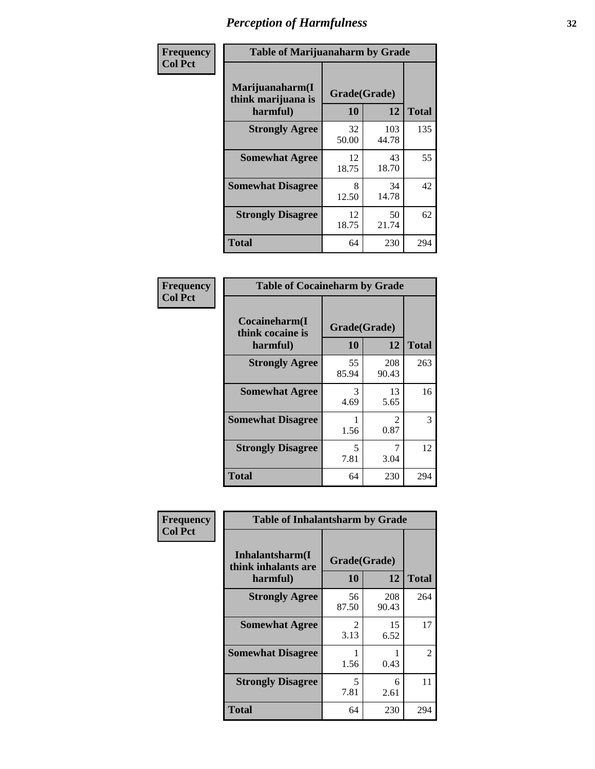# Perception of Harmfulness

**Frequency**
**Col Pct**

**Table of Marijuanaharm by Grade**

| Marijuanaharm(I think marijuana is harmful) | Grade(Grade) 10 | 12 | Total |
|---|---|---|---|
| **Strongly Agree** | 32<br>50.00 | 103<br>44.78 | 135 |
| **Somewhat Agree** | 12<br>18.75 | 43<br>18.70 | 55 |
| **Somewhat Disagree** | 8<br>12.50 | 34<br>14.78 | 42 |
| **Strongly Disagree** | 12<br>18.75 | 50<br>21.74 | 62 |
| **Total** | 64 | 230 | 294 |

**Frequency**
**Col Pct**

**Table of Cocaineharm by Grade**

| Cocaineharm(I think cocaine is harmful) | Grade(Grade) 10 | 12 | Total |
|---|---|---|---|
| **Strongly Agree** | 55<br>85.94 | 208<br>90.43 | 263 |
| **Somewhat Agree** | 3<br>4.69 | 13<br>5.65 | 16 |
| **Somewhat Disagree** | 1<br>1.56 | 2<br>0.87 | 3 |
| **Strongly Disagree** | 5<br>7.81 | 7<br>3.04 | 12 |
| **Total** | 64 | 230 | 294 |

**Frequency**
**Col Pct**

**Table of Inhalantsharm by Grade**

| Inhalantsharm(I think inhalants are harmful) | Grade(Grade) 10 | 12 | Total |
|---|---|---|---|
| **Strongly Agree** | 56<br>87.50 | 208<br>90.43 | 264 |
| **Somewhat Agree** | 2<br>3.13 | 15<br>6.52 | 17 |
| **Somewhat Disagree** | 1<br>1.56 | 1<br>0.43 | 2 |
| **Strongly Disagree** | 5<br>7.81 | 6<br>2.61 | 11 |
| **Total** | 64 | 230 | 294 |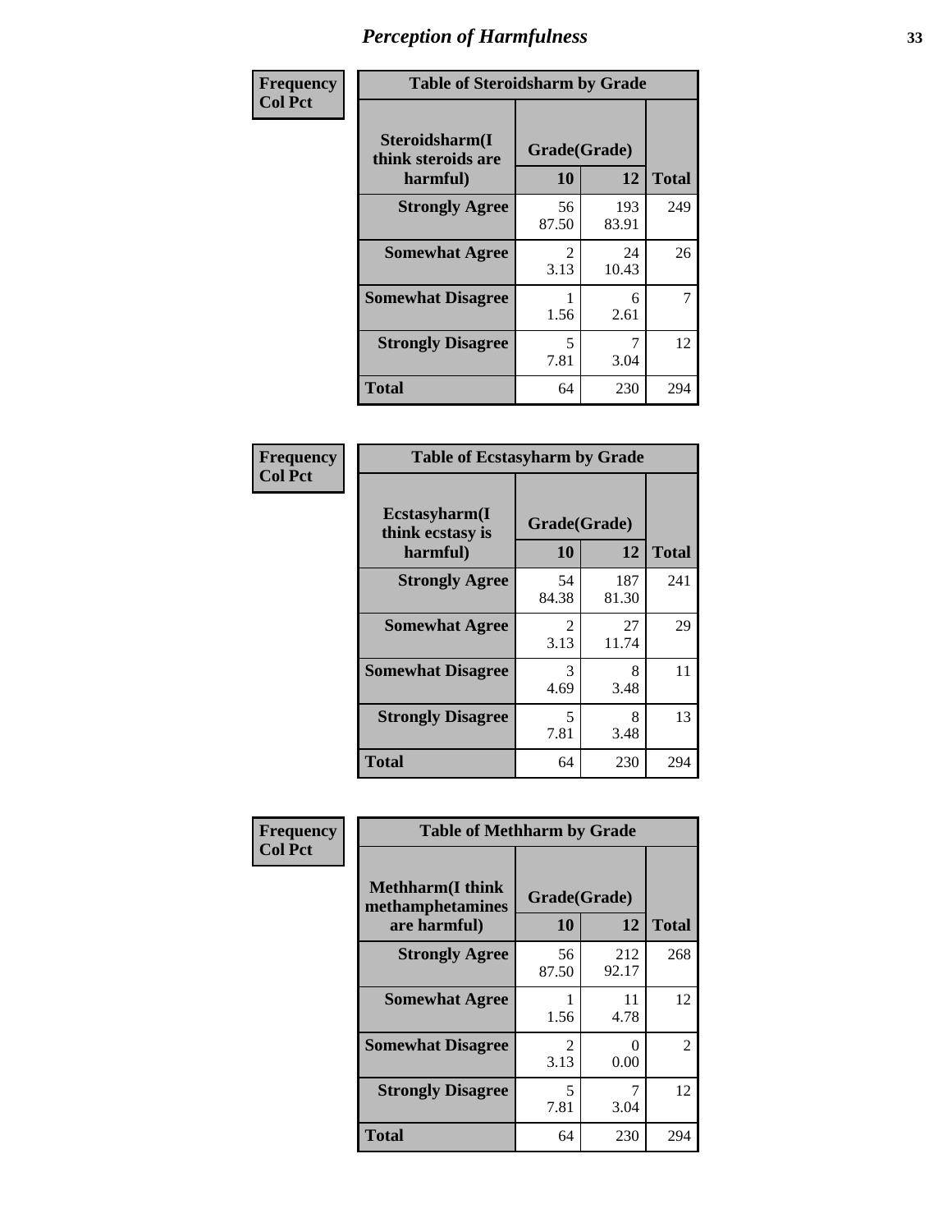# Perception of Harmfulness

| Frequency<br>Col Pct | Table of Steroidsharm by Grade | | |
|---|---|---|---|
| Steroidsharm(I think steroids are harmful) | Grade(Grade) | | |
| | 10 | 12 | Total |
| Strongly Agree | 56<br>87.50 | 193<br>83.91 | 249 |
| Somewhat Agree | 2<br>3.13 | 24<br>10.43 | 26 |
| Somewhat Disagree | 1<br>1.56 | 6<br>2.61 | 7 |
| Strongly Disagree | 5<br>7.81 | 7<br>3.04 | 12 |
| Total | 64 | 230 | 294 |

| Frequency<br>Col Pct | Table of Ecstasyharm by Grade | | |
|---|---|---|---|
| Ecstasyharm(I think ecstasy is harmful) | Grade(Grade) | | |
| | 10 | 12 | Total |
| Strongly Agree | 54<br>84.38 | 187<br>81.30 | 241 |
| Somewhat Agree | 2<br>3.13 | 27<br>11.74 | 29 |
| Somewhat Disagree | 3<br>4.69 | 8<br>3.48 | 11 |
| Strongly Disagree | 5<br>7.81 | 8<br>3.48 | 13 |
| Total | 64 | 230 | 294 |

| Frequency<br>Col Pct | Table of Methharm by Grade | | |
|---|---|---|---|
| Methharm(I think methamphetamines are harmful) | Grade(Grade) | | |
| | 10 | 12 | Total |
| Strongly Agree | 56<br>87.50 | 212<br>92.17 | 268 |
| Somewhat Agree | 1<br>1.56 | 11<br>4.78 | 12 |
| Somewhat Disagree | 2<br>3.13 | 0<br>0.00 | 2 |
| Strongly Disagree | 5<br>7.81 | 7<br>3.04 | 12 |
| Total | 64 | 230 | 294 |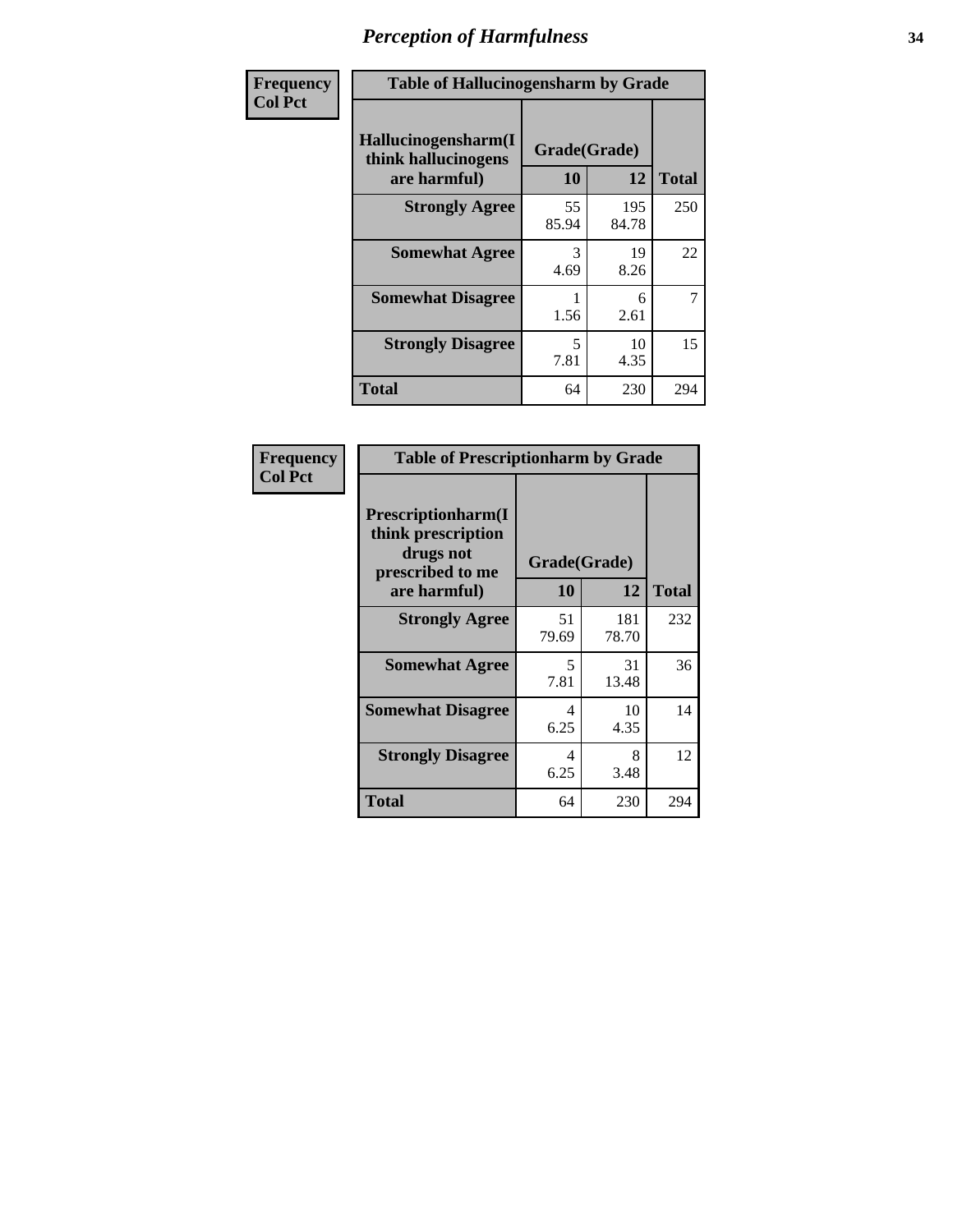# Perception of Harmfulness

| Frequency<br>Col Pct | Table of Hallucinogensharm by Grade | | |
|---|---|---|---|
| Hallucinogensharm(I think hallucinogens are harmful) | Grade(Grade) | | |
| | 10 | 12 | Total |
| Strongly Agree | 55<br>85.94 | 195<br>84.78 | 250 |
| Somewhat Agree | 3<br>4.69 | 19<br>8.26 | 22 |
| Somewhat Disagree | 1<br>1.56 | 6<br>2.61 | 7 |
| Strongly Disagree | 5<br>7.81 | 10<br>4.35 | 15 |
| Total | 64 | 230 | 294 |

| Frequency<br>Col Pct | Table of Prescriptionharm by Grade | | |
|---|---|---|---|
| Prescriptionharm(I think prescription drugs not prescribed to me are harmful) | Grade(Grade) | | |
| | 10 | 12 | Total |
| Strongly Agree | 51<br>79.69 | 181<br>78.70 | 232 |
| Somewhat Agree | 5<br>7.81 | 31<br>13.48 | 36 |
| Somewhat Disagree | 4<br>6.25 | 10<br>4.35 | 14 |
| Strongly Disagree | 4<br>6.25 | 8<br>3.48 | 12 |
| Total | 64 | 230 | 294 |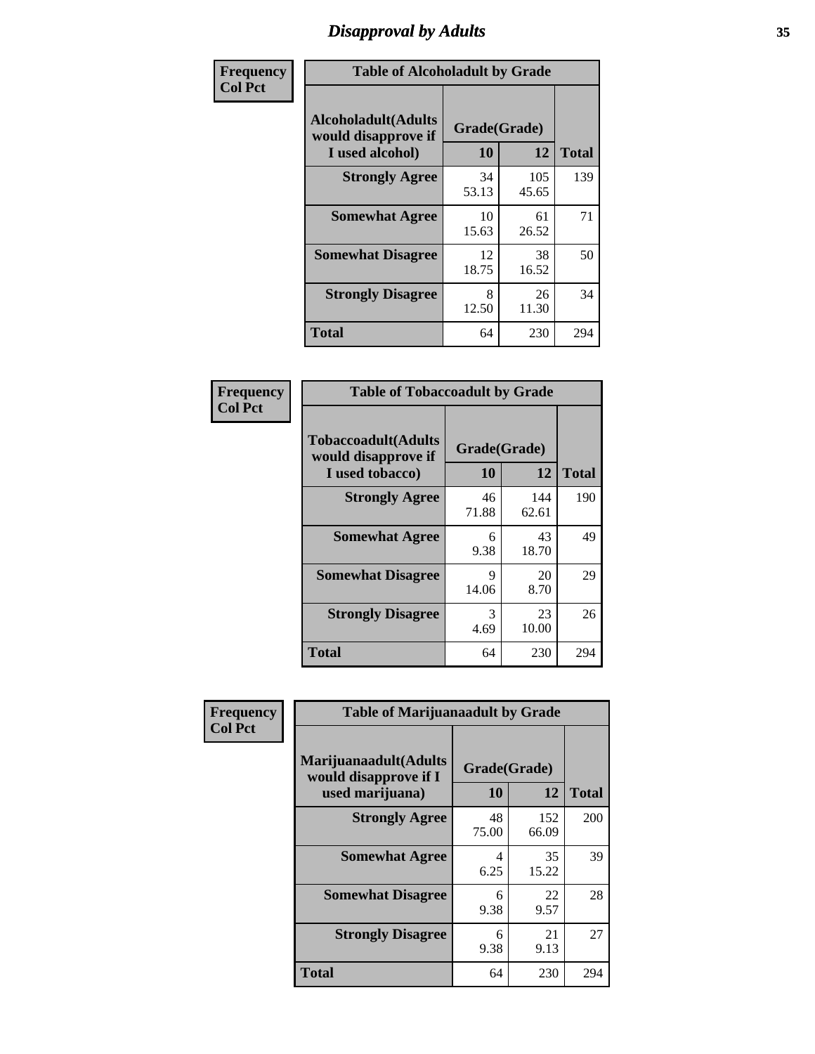## Disapproval by Adults

**Frequency Col Pct**

**Table of Alcoholadult by Grade**

| Alcoholadult(Adults would disapprove if I used alcohol) | Grade(Grade) 10 | 12 | Total |
|---|---|---|---|
| **Strongly Agree** | 34<br>53.13 | 105<br>45.65 | 139 |
| **Somewhat Agree** | 10<br>15.63 | 61<br>26.52 | 71 |
| **Somewhat Disagree** | 12<br>18.75 | 38<br>16.52 | 50 |
| **Strongly Disagree** | 8<br>12.50 | 26<br>11.30 | 34 |
| **Total** | 64 | 230 | 294 |

**Frequency Col Pct**

**Table of Tobaccoadult by Grade**

| Tobaccoadult(Adults would disapprove if I used tobacco) | Grade(Grade) 10 | 12 | Total |
|---|---|---|---|
| **Strongly Agree** | 46<br>71.88 | 144<br>62.61 | 190 |
| **Somewhat Agree** | 6<br>9.38 | 43<br>18.70 | 49 |
| **Somewhat Disagree** | 9<br>14.06 | 20<br>8.70 | 29 |
| **Strongly Disagree** | 3<br>4.69 | 23<br>10.00 | 26 |
| **Total** | 64 | 230 | 294 |

**Frequency Col Pct**

**Table of Marijuanaadult by Grade**

| Marijuanaadult(Adults would disapprove if I used marijuana) | Grade(Grade) 10 | 12 | Total |
|---|---|---|---|
| **Strongly Agree** | 48<br>75.00 | 152<br>66.09 | 200 |
| **Somewhat Agree** | 4<br>6.25 | 35<br>15.22 | 39 |
| **Somewhat Disagree** | 6<br>9.38 | 22<br>9.57 | 28 |
| **Strongly Disagree** | 6<br>9.38 | 21<br>9.13 | 27 |
| **Total** | 64 | 230 | 294 |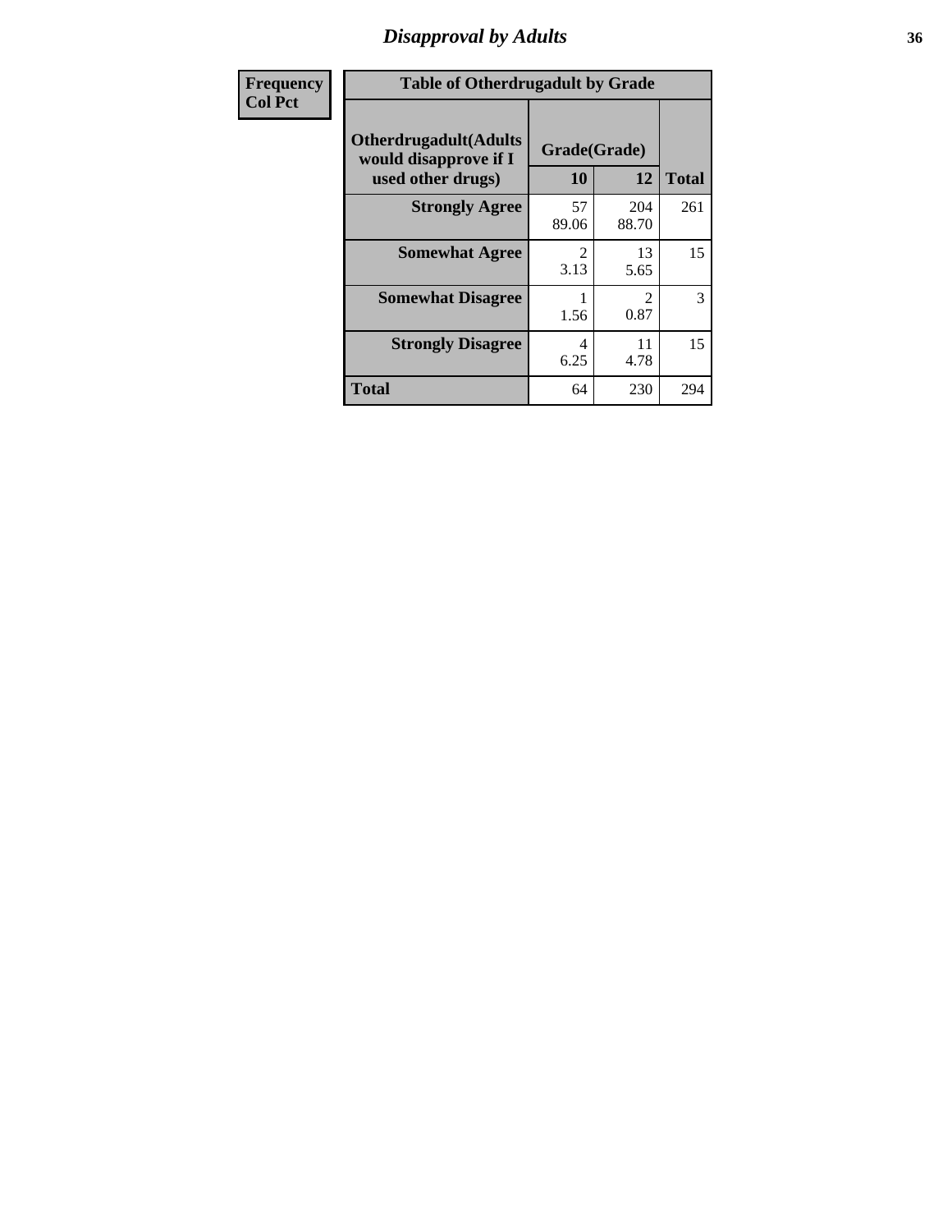# Disapproval by Adults

| Frequency<br>Col Pct |
|---|

**Table of Otherdrugadult by Grade**

| Otherdrugadult(Adults would disapprove if I used other drugs) | Grade(Grade) 10 | 12 | Total |
|---|---|---|---|
| **Strongly Agree** | 57<br>89.06 | 204<br>88.70 | 261 |
| **Somewhat Agree** | 2<br>3.13 | 13<br>5.65 | 15 |
| **Somewhat Disagree** | 1<br>1.56 | 2<br>0.87 | 3 |
| **Strongly Disagree** | 4<br>6.25 | 11<br>4.78 | 15 |
| **Total** | 64 | 230 | 294 |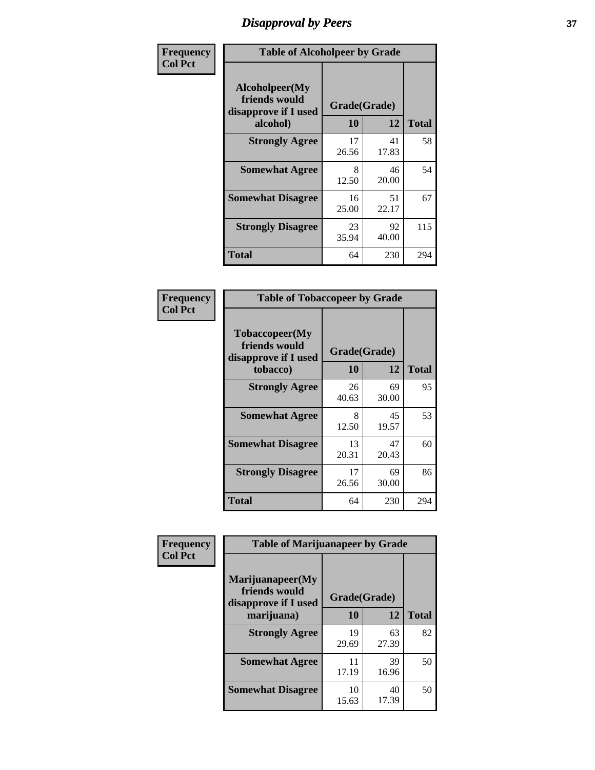# Disapproval by Peers

| Frequency<br>Col Pct | Table of Alcoholpeer by Grade | | |
|---|---|---|---|
| **Alcoholpeer(My friends would disapprove if I used alcohol)** | **Grade(Grade)** | | |
| | **10** | **12** | **Total** |
| **Strongly Agree** | 17<br>26.56 | 41<br>17.83 | 58 |
| **Somewhat Agree** | 8<br>12.50 | 46<br>20.00 | 54 |
| **Somewhat Disagree** | 16<br>25.00 | 51<br>22.17 | 67 |
| **Strongly Disagree** | 23<br>35.94 | 92<br>40.00 | 115 |
| **Total** | 64 | 230 | 294 |

| Frequency<br>Col Pct | Table of Tobaccopeer by Grade | | |
|---|---|---|---|
| **Tobaccopeer(My friends would disapprove if I used tobacco)** | **Grade(Grade)** | | |
| | **10** | **12** | **Total** |
| **Strongly Agree** | 26<br>40.63 | 69<br>30.00 | 95 |
| **Somewhat Agree** | 8<br>12.50 | 45<br>19.57 | 53 |
| **Somewhat Disagree** | 13<br>20.31 | 47<br>20.43 | 60 |
| **Strongly Disagree** | 17<br>26.56 | 69<br>30.00 | 86 |
| **Total** | 64 | 230 | 294 |

| Frequency<br>Col Pct | Table of Marijuanapeer by Grade | | |
|---|---|---|---|
| **Marijuanapeer(My friends would disapprove if I used marijuana)** | **Grade(Grade)** | | |
| | **10** | **12** | **Total** |
| **Strongly Agree** | 19<br>29.69 | 63<br>27.39 | 82 |
| **Somewhat Agree** | 11<br>17.19 | 39<br>16.96 | 50 |
| **Somewhat Disagree** | 10<br>15.63 | 40<br>17.39 | 50 |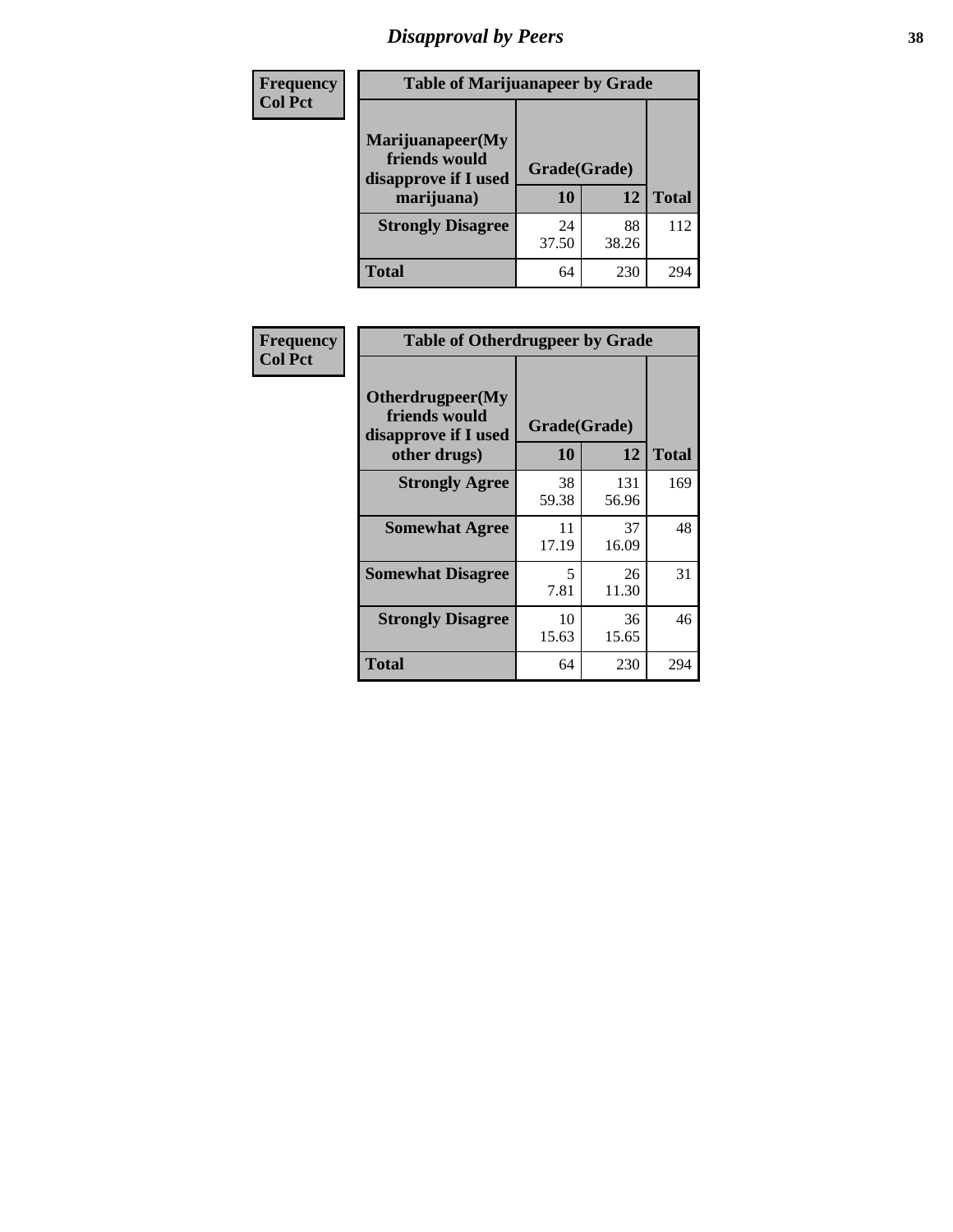# Disapproval by Peers

Frequency
Col Pct

| Table of Marijuanapeer by Grade | | | |
|---|---|---|---|
| Marijuanapeer(My friends would disapprove if I used marijuana) | Grade(Grade) | | |
| | 10 | 12 | Total |
| Strongly Disagree | 24<br>37.50 | 88<br>38.26 | 112 |
| Total | 64 | 230 | 294 |

Frequency
Col Pct

| Table of Otherdrugpeer by Grade | | | |
|---|---|---|---|
| Otherdrugpeer(My friends would disapprove if I used other drugs) | Grade(Grade) | | |
| | 10 | 12 | Total |
| Strongly Agree | 38<br>59.38 | 131<br>56.96 | 169 |
| Somewhat Agree | 11<br>17.19 | 37<br>16.09 | 48 |
| Somewhat Disagree | 5<br>7.81 | 26<br>11.30 | 31 |
| Strongly Disagree | 10<br>15.63 | 36<br>15.65 | 46 |
| Total | 64 | 230 | 294 |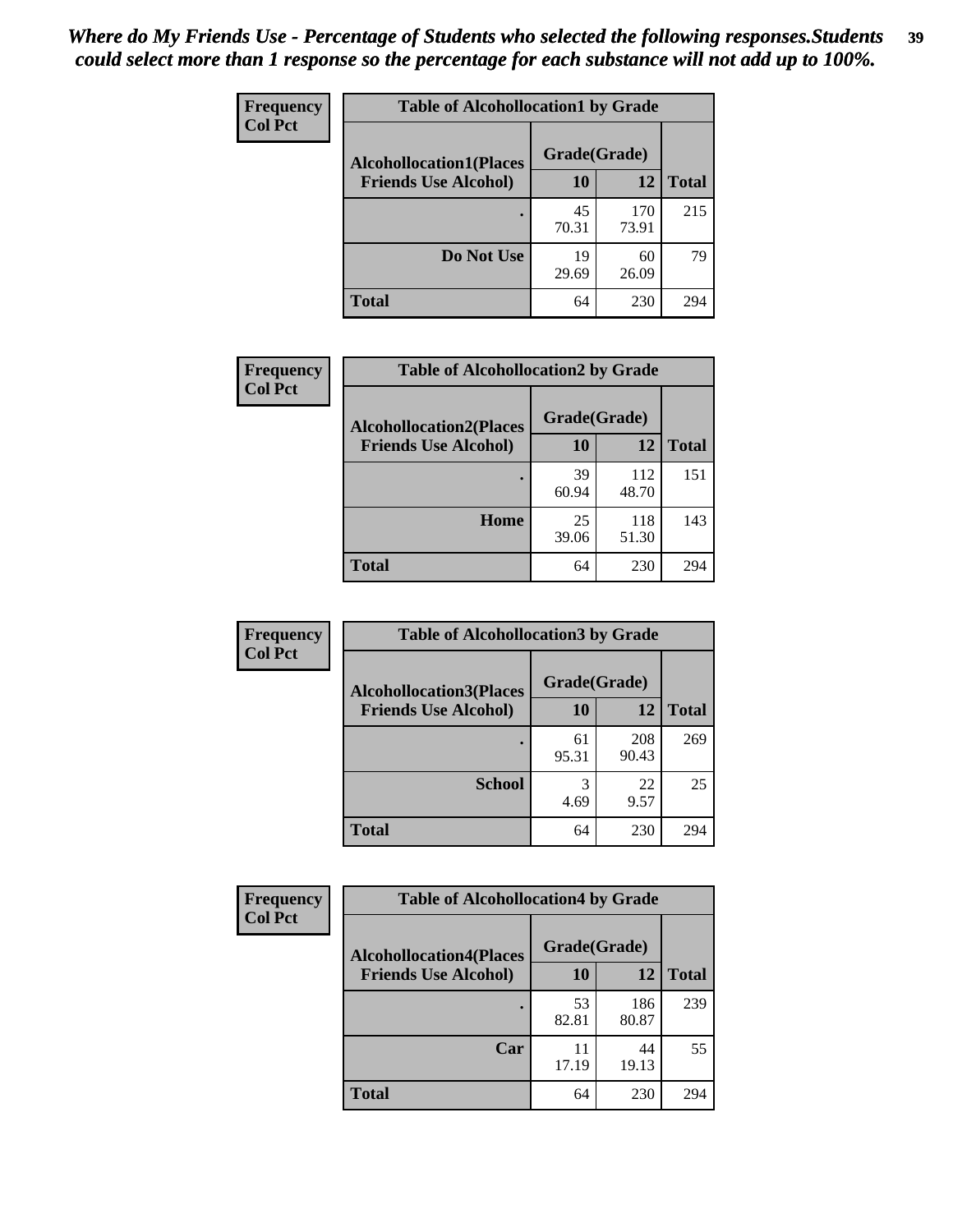*Where do My Friends Use - Percentage of Students who selected the following responses.Students could select more than 1 response so the percentage for each substance will not add up to 100%.*

| Frequency<br>Col Pct | Table of Alcohollocation1 by Grade | | |
|---|---|---|---|
| Alcohollocation1(Places Friends Use Alcohol) | Grade(Grade) | | |
| | 10 | 12 | Total |
| . | 45<br>70.31 | 170<br>73.91 | 215 |
| Do Not Use | 19<br>29.69 | 60<br>26.09 | 79 |
| Total | 64 | 230 | 294 |

| Frequency<br>Col Pct | Table of Alcohollocation2 by Grade | | |
|---|---|---|---|
| Alcohollocation2(Places Friends Use Alcohol) | Grade(Grade) | | |
| | 10 | 12 | Total |
| . | 39<br>60.94 | 112<br>48.70 | 151 |
| Home | 25<br>39.06 | 118<br>51.30 | 143 |
| Total | 64 | 230 | 294 |

| Frequency<br>Col Pct | Table of Alcohollocation3 by Grade | | |
|---|---|---|---|
| Alcohollocation3(Places Friends Use Alcohol) | Grade(Grade) | | |
| | 10 | 12 | Total |
| . | 61<br>95.31 | 208<br>90.43 | 269 |
| School | 3<br>4.69 | 22<br>9.57 | 25 |
| Total | 64 | 230 | 294 |

| Frequency<br>Col Pct | Table of Alcohollocation4 by Grade | | |
|---|---|---|---|
| Alcohollocation4(Places Friends Use Alcohol) | Grade(Grade) | | |
| | 10 | 12 | Total |
| . | 53<br>82.81 | 186<br>80.87 | 239 |
| Car | 11<br>17.19 | 44<br>19.13 | 55 |
| Total | 64 | 230 | 294 |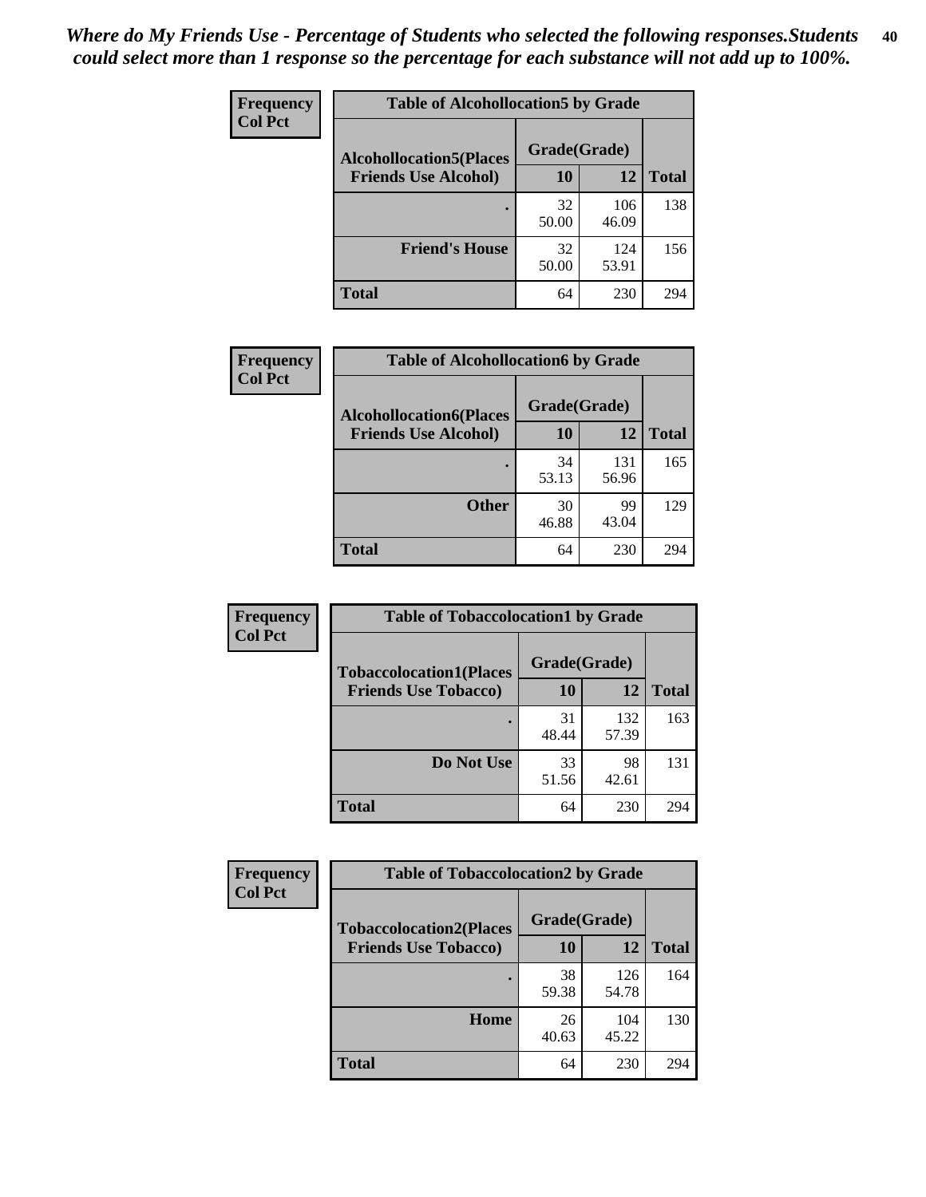*Where do My Friends Use - Percentage of Students who selected the following responses.Students could select more than 1 response so the percentage for each substance will not add up to 100%.*

| Frequency<br>Col Pct | Table of Alcohollocation5 by Grade | | |
|---|---|---|---|
| Alcohollocation5(Places Friends Use Alcohol) | Grade(Grade) | | |
| | 10 | 12 | Total |
| . | 32<br>50.00 | 106<br>46.09 | 138 |
| Friend's House | 32<br>50.00 | 124<br>53.91 | 156 |
| Total | 64 | 230 | 294 |

| Frequency<br>Col Pct | Table of Alcohollocation6 by Grade | | |
|---|---|---|---|
| Alcohollocation6(Places Friends Use Alcohol) | Grade(Grade) | | |
| | 10 | 12 | Total |
| . | 34<br>53.13 | 131<br>56.96 | 165 |
| Other | 30<br>46.88 | 99<br>43.04 | 129 |
| Total | 64 | 230 | 294 |

| Frequency<br>Col Pct | Table of Tobaccolocation1 by Grade | | |
|---|---|---|---|
| Tobaccolocation1(Places Friends Use Tobacco) | Grade(Grade) | | |
| | 10 | 12 | Total |
| . | 31<br>48.44 | 132<br>57.39 | 163 |
| Do Not Use | 33<br>51.56 | 98<br>42.61 | 131 |
| Total | 64 | 230 | 294 |

| Frequency<br>Col Pct | Table of Tobaccolocation2 by Grade | | |
|---|---|---|---|
| Tobaccolocation2(Places Friends Use Tobacco) | Grade(Grade) | | |
| | 10 | 12 | Total |
| . | 38<br>59.38 | 126<br>54.78 | 164 |
| Home | 26<br>40.63 | 104<br>45.22 | 130 |
| Total | 64 | 230 | 294 |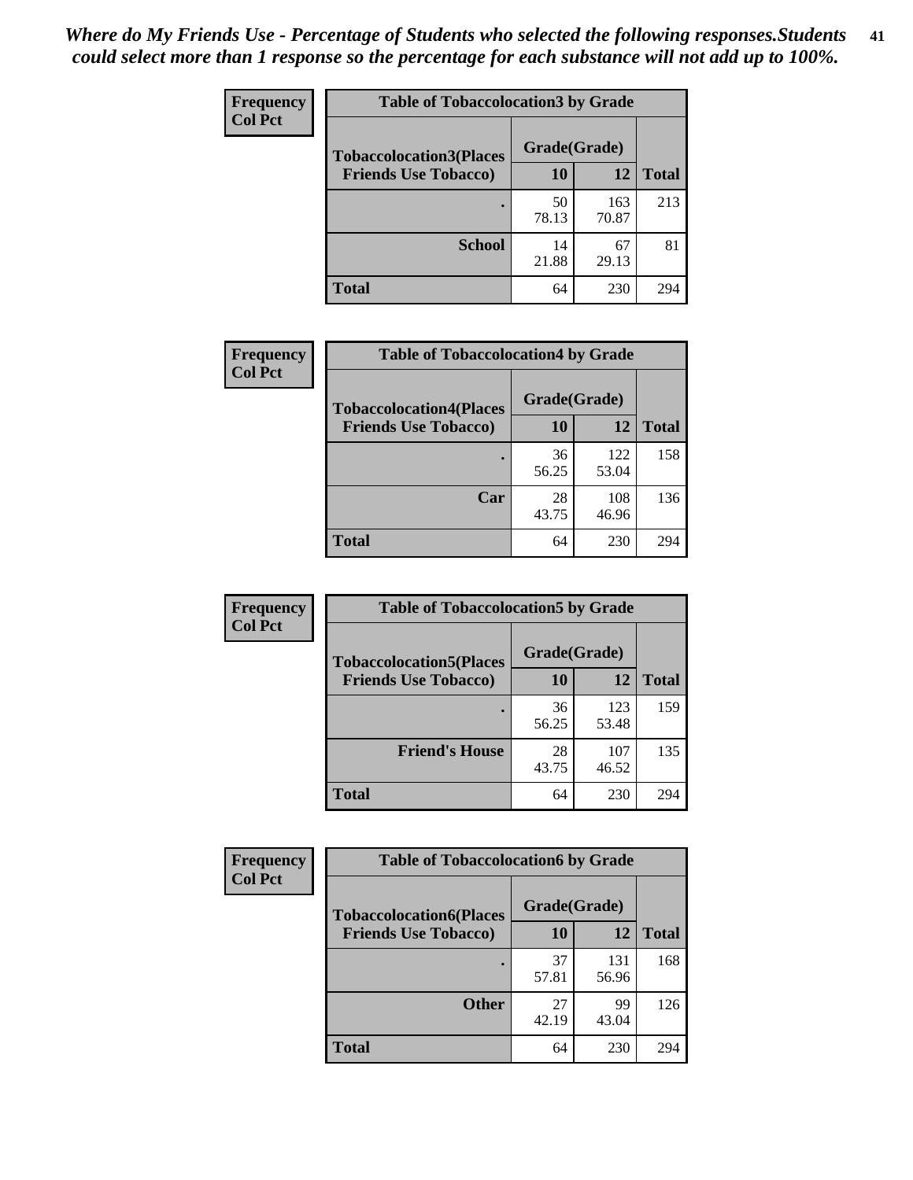*Where do My Friends Use - Percentage of Students who selected the following responses.Students could select more than 1 response so the percentage for each substance will not add up to 100%.*

**Frequency**
**Col Pct**

| Table of Tobaccolocation3 by Grade | | | |
|---|---|---|---|
| **Tobaccolocation3(Places Friends Use Tobacco)** | **Grade(Grade)** | | |
| | **10** | **12** | **Total** |
| **.** | 50<br>78.13 | 163<br>70.87 | 213 |
| **School** | 14<br>21.88 | 67<br>29.13 | 81 |
| **Total** | 64 | 230 | 294 |

**Frequency**
**Col Pct**

| Table of Tobaccolocation4 by Grade | | | |
|---|---|---|---|
| **Tobaccolocation4(Places Friends Use Tobacco)** | **Grade(Grade)** | | |
| | **10** | **12** | **Total** |
| **.** | 36<br>56.25 | 122<br>53.04 | 158 |
| **Car** | 28<br>43.75 | 108<br>46.96 | 136 |
| **Total** | 64 | 230 | 294 |

**Frequency**
**Col Pct**

| Table of Tobaccolocation5 by Grade | | | |
|---|---|---|---|
| **Tobaccolocation5(Places Friends Use Tobacco)** | **Grade(Grade)** | | |
| | **10** | **12** | **Total** |
| **.** | 36<br>56.25 | 123<br>53.48 | 159 |
| **Friend's House** | 28<br>43.75 | 107<br>46.52 | 135 |
| **Total** | 64 | 230 | 294 |

**Frequency**
**Col Pct**

| Table of Tobaccolocation6 by Grade | | | |
|---|---|---|---|
| **Tobaccolocation6(Places Friends Use Tobacco)** | **Grade(Grade)** | | |
| | **10** | **12** | **Total** |
| **.** | 37<br>57.81 | 131<br>56.96 | 168 |
| **Other** | 27<br>42.19 | 99<br>43.04 | 126 |
| **Total** | 64 | 230 | 294 |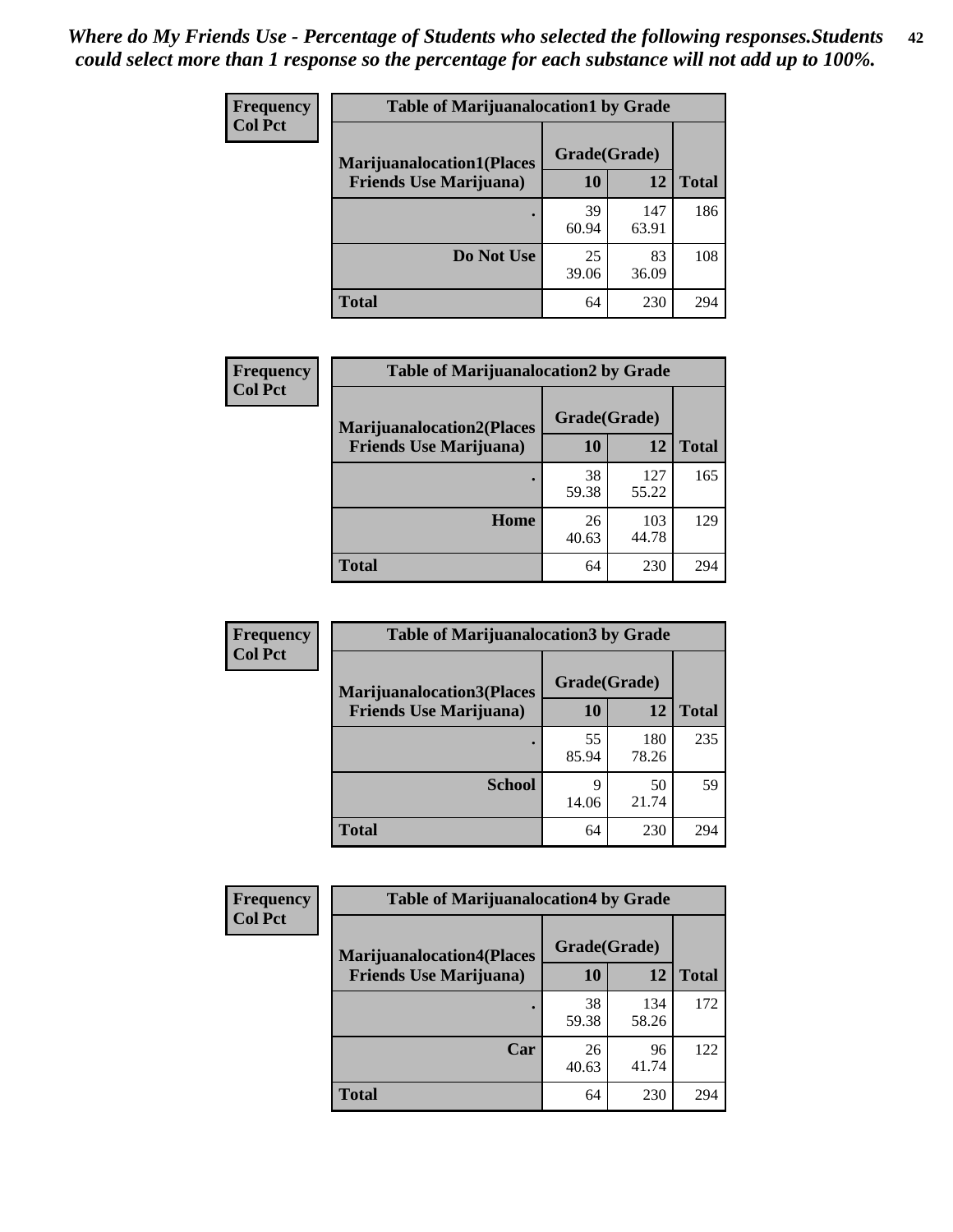*Where do My Friends Use - Percentage of Students who selected the following responses.Students could select more than 1 response so the percentage for each substance will not add up to 100%.*

**Frequency / Col Pct**

| Table of Marijuanalocation1 by Grade | | | |
|---|---|---|---|
| **Marijuanalocation1(Places Friends Use Marijuana)** | **Grade(Grade)** | | |
| | **10** | **12** | **Total** |
| **.** | 39<br>60.94 | 147<br>63.91 | 186 |
| **Do Not Use** | 25<br>39.06 | 83<br>36.09 | 108 |
| **Total** | 64 | 230 | 294 |

**Frequency / Col Pct**

| Table of Marijuanalocation2 by Grade | | | |
|---|---|---|---|
| **Marijuanalocation2(Places Friends Use Marijuana)** | **Grade(Grade)** | | |
| | **10** | **12** | **Total** |
| **.** | 38<br>59.38 | 127<br>55.22 | 165 |
| **Home** | 26<br>40.63 | 103<br>44.78 | 129 |
| **Total** | 64 | 230 | 294 |

**Frequency / Col Pct**

| Table of Marijuanalocation3 by Grade | | | |
|---|---|---|---|
| **Marijuanalocation3(Places Friends Use Marijuana)** | **Grade(Grade)** | | |
| | **10** | **12** | **Total** |
| **.** | 55<br>85.94 | 180<br>78.26 | 235 |
| **School** | 9<br>14.06 | 50<br>21.74 | 59 |
| **Total** | 64 | 230 | 294 |

**Frequency / Col Pct**

| Table of Marijuanalocation4 by Grade | | | |
|---|---|---|---|
| **Marijuanalocation4(Places Friends Use Marijuana)** | **Grade(Grade)** | | |
| | **10** | **12** | **Total** |
| **.** | 38<br>59.38 | 134<br>58.26 | 172 |
| **Car** | 26<br>40.63 | 96<br>41.74 | 122 |
| **Total** | 64 | 230 | 294 |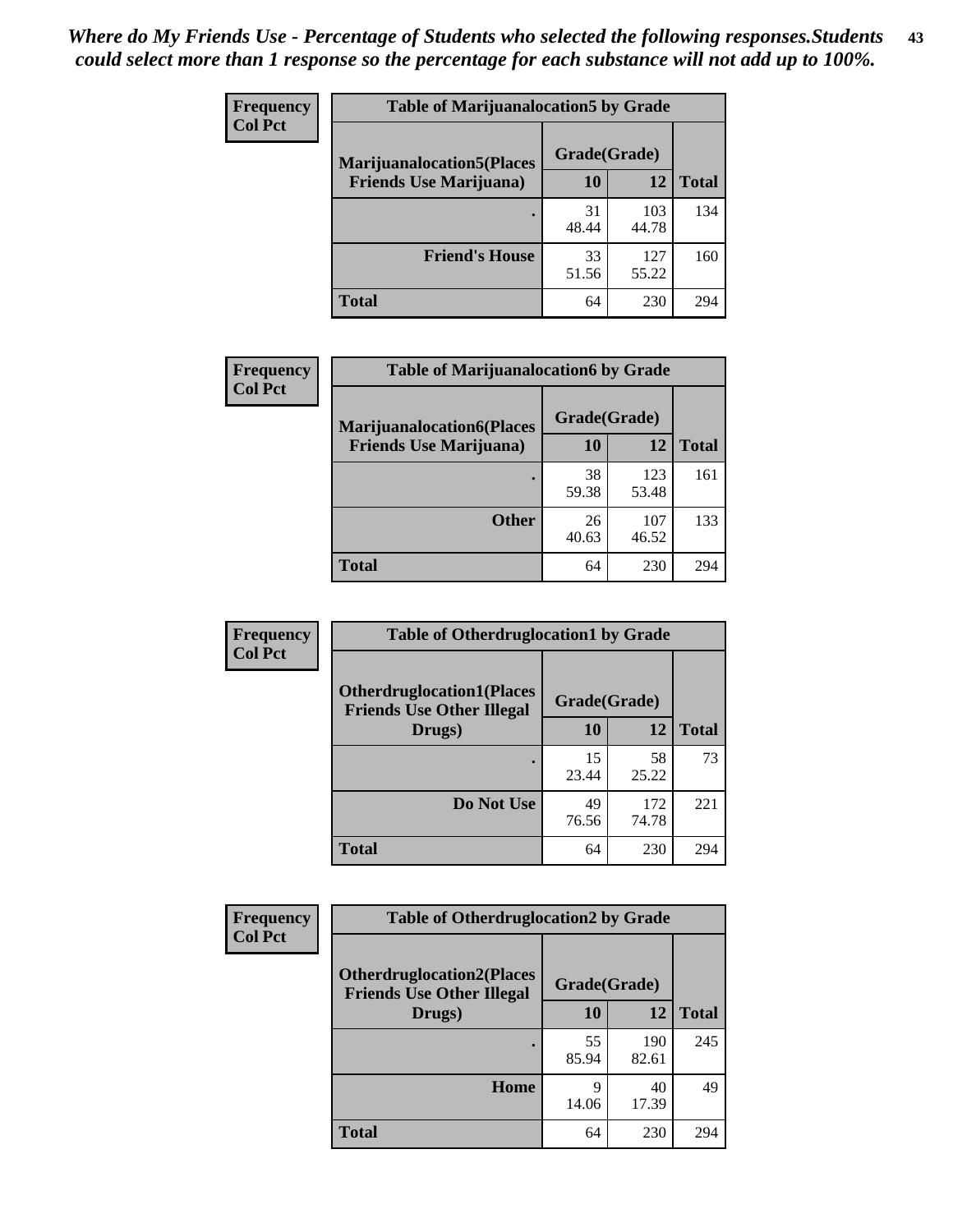*Where do My Friends Use - Percentage of Students who selected the following responses.Students could select more than 1 response so the percentage for each substance will not add up to 100%.*

**Frequency**
**Col Pct**

| Table of Marijuanalocation5 by Grade | | | |
|---|---|---|---|
| **Marijuanalocation5(Places Friends Use Marijuana)** | **Grade(Grade)** | | |
| | **10** | **12** | **Total** |
| . | 31<br>48.44 | 103<br>44.78 | 134 |
| **Friend's House** | 33<br>51.56 | 127<br>55.22 | 160 |
| **Total** | 64 | 230 | 294 |

**Frequency**
**Col Pct**

| Table of Marijuanalocation6 by Grade | | | |
|---|---|---|---|
| **Marijuanalocation6(Places Friends Use Marijuana)** | **Grade(Grade)** | | |
| | **10** | **12** | **Total** |
| . | 38<br>59.38 | 123<br>53.48 | 161 |
| **Other** | 26<br>40.63 | 107<br>46.52 | 133 |
| **Total** | 64 | 230 | 294 |

**Frequency**
**Col Pct**

| Table of Otherdruglocation1 by Grade | | | |
|---|---|---|---|
| **Otherdruglocation1(Places Friends Use Other Illegal Drugs)** | **Grade(Grade)** | | |
| | **10** | **12** | **Total** |
| . | 15<br>23.44 | 58<br>25.22 | 73 |
| **Do Not Use** | 49<br>76.56 | 172<br>74.78 | 221 |
| **Total** | 64 | 230 | 294 |

**Frequency**
**Col Pct**

| Table of Otherdruglocation2 by Grade | | | |
|---|---|---|---|
| **Otherdruglocation2(Places Friends Use Other Illegal Drugs)** | **Grade(Grade)** | | |
| | **10** | **12** | **Total** |
| . | 55<br>85.94 | 190<br>82.61 | 245 |
| **Home** | 9<br>14.06 | 40<br>17.39 | 49 |
| **Total** | 64 | 230 | 294 |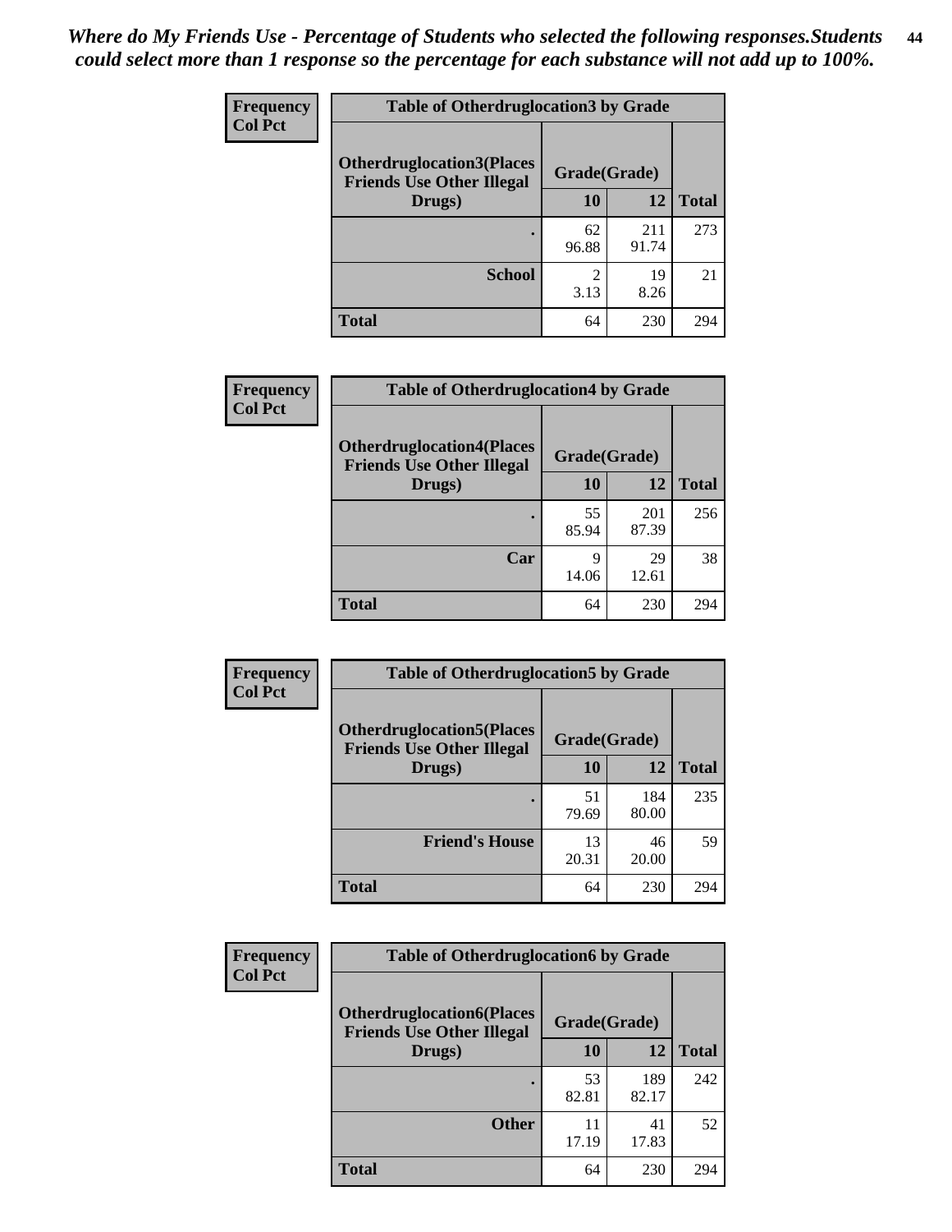*Where do My Friends Use - Percentage of Students who selected the following responses.Students could select more than 1 response so the percentage for each substance will not add up to 100%.*

**Table of Otherdruglocation3 by Grade**

| Frequency / Col Pct — Otherdruglocation3(Places Friends Use Other Illegal Drugs) | Grade(Grade) 10 | 12 | Total |
|---|---|---|---|
| . | 62<br>96.88 | 211<br>91.74 | 273 |
| School | 2<br>3.13 | 19<br>8.26 | 21 |
| Total | 64 | 230 | 294 |

**Table of Otherdruglocation4 by Grade**

| Frequency / Col Pct — Otherdruglocation4(Places Friends Use Other Illegal Drugs) | Grade(Grade) 10 | 12 | Total |
|---|---|---|---|
| . | 55<br>85.94 | 201<br>87.39 | 256 |
| Car | 9<br>14.06 | 29<br>12.61 | 38 |
| Total | 64 | 230 | 294 |

**Table of Otherdruglocation5 by Grade**

| Frequency / Col Pct — Otherdruglocation5(Places Friends Use Other Illegal Drugs) | Grade(Grade) 10 | 12 | Total |
|---|---|---|---|
| . | 51<br>79.69 | 184<br>80.00 | 235 |
| Friend's House | 13<br>20.31 | 46<br>20.00 | 59 |
| Total | 64 | 230 | 294 |

**Table of Otherdruglocation6 by Grade**

| Frequency / Col Pct — Otherdruglocation6(Places Friends Use Other Illegal Drugs) | Grade(Grade) 10 | 12 | Total |
|---|---|---|---|
| . | 53<br>82.81 | 189<br>82.17 | 242 |
| Other | 11<br>17.19 | 41<br>17.83 | 52 |
| Total | 64 | 230 | 294 |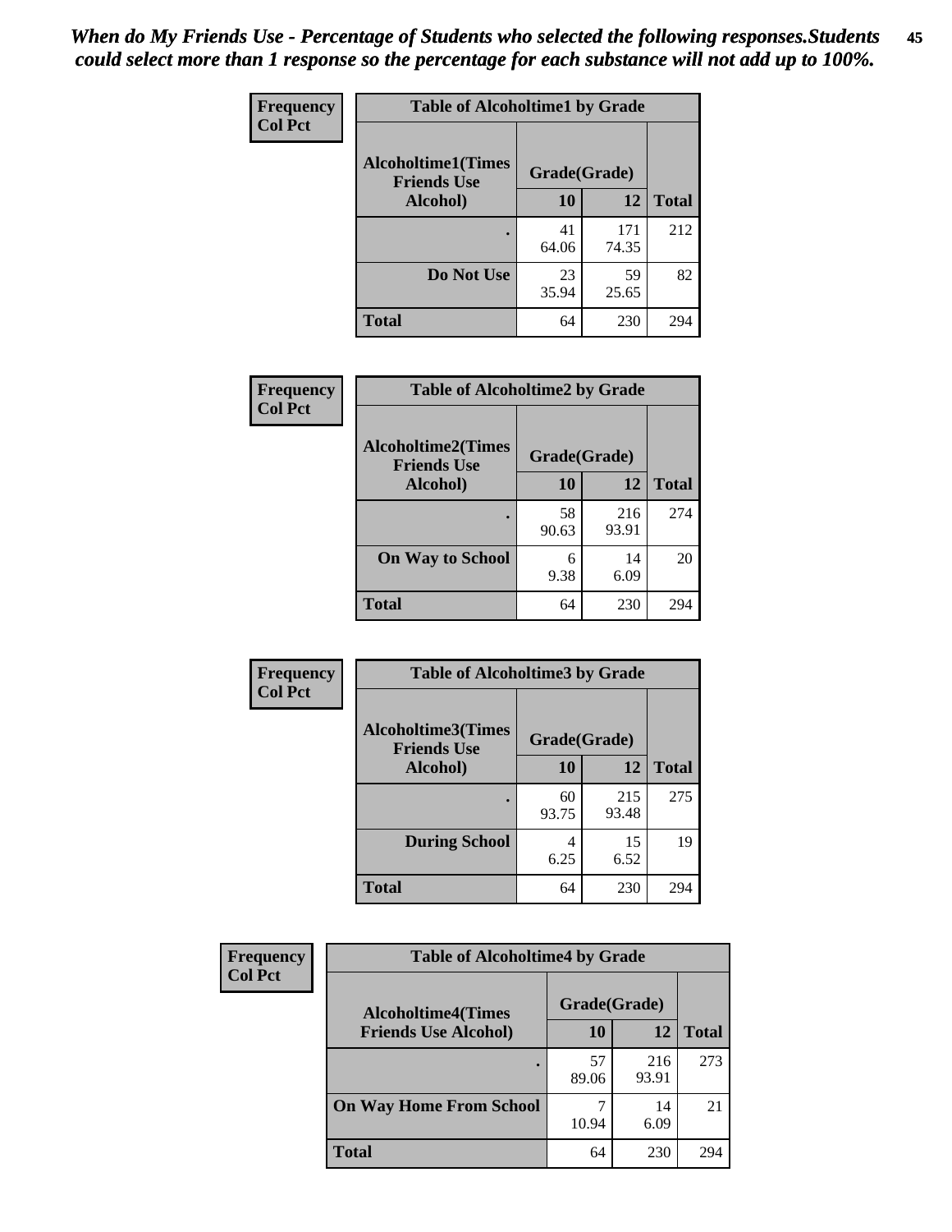*When do My Friends Use - Percentage of Students who selected the following responses.Students could select more than 1 response so the percentage for each substance will not add up to 100%.*

**Frequency**
**Col Pct**

| Table of Alcoholtime1 by Grade | | | |
|---|---|---|---|
| **Alcoholtime1(Times Friends Use Alcohol)** | **Grade(Grade)** | | |
| | **10** | **12** | **Total** |
| **.** | 41<br>64.06 | 171<br>74.35 | 212 |
| **Do Not Use** | 23<br>35.94 | 59<br>25.65 | 82 |
| **Total** | 64 | 230 | 294 |

**Frequency**
**Col Pct**

| Table of Alcoholtime2 by Grade | | | |
|---|---|---|---|
| **Alcoholtime2(Times Friends Use Alcohol)** | **Grade(Grade)** | | |
| | **10** | **12** | **Total** |
| **.** | 58<br>90.63 | 216<br>93.91 | 274 |
| **On Way to School** | 6<br>9.38 | 14<br>6.09 | 20 |
| **Total** | 64 | 230 | 294 |

**Frequency**
**Col Pct**

| Table of Alcoholtime3 by Grade | | | |
|---|---|---|---|
| **Alcoholtime3(Times Friends Use Alcohol)** | **Grade(Grade)** | | |
| | **10** | **12** | **Total** |
| **.** | 60<br>93.75 | 215<br>93.48 | 275 |
| **During School** | 4<br>6.25 | 15<br>6.52 | 19 |
| **Total** | 64 | 230 | 294 |

**Frequency**
**Col Pct**

| Table of Alcoholtime4 by Grade | | | |
|---|---|---|---|
| **Alcoholtime4(Times Friends Use Alcohol)** | **Grade(Grade)** | | |
| | **10** | **12** | **Total** |
| **.** | 57<br>89.06 | 216<br>93.91 | 273 |
| **On Way Home From School** | 7<br>10.94 | 14<br>6.09 | 21 |
| **Total** | 64 | 230 | 294 |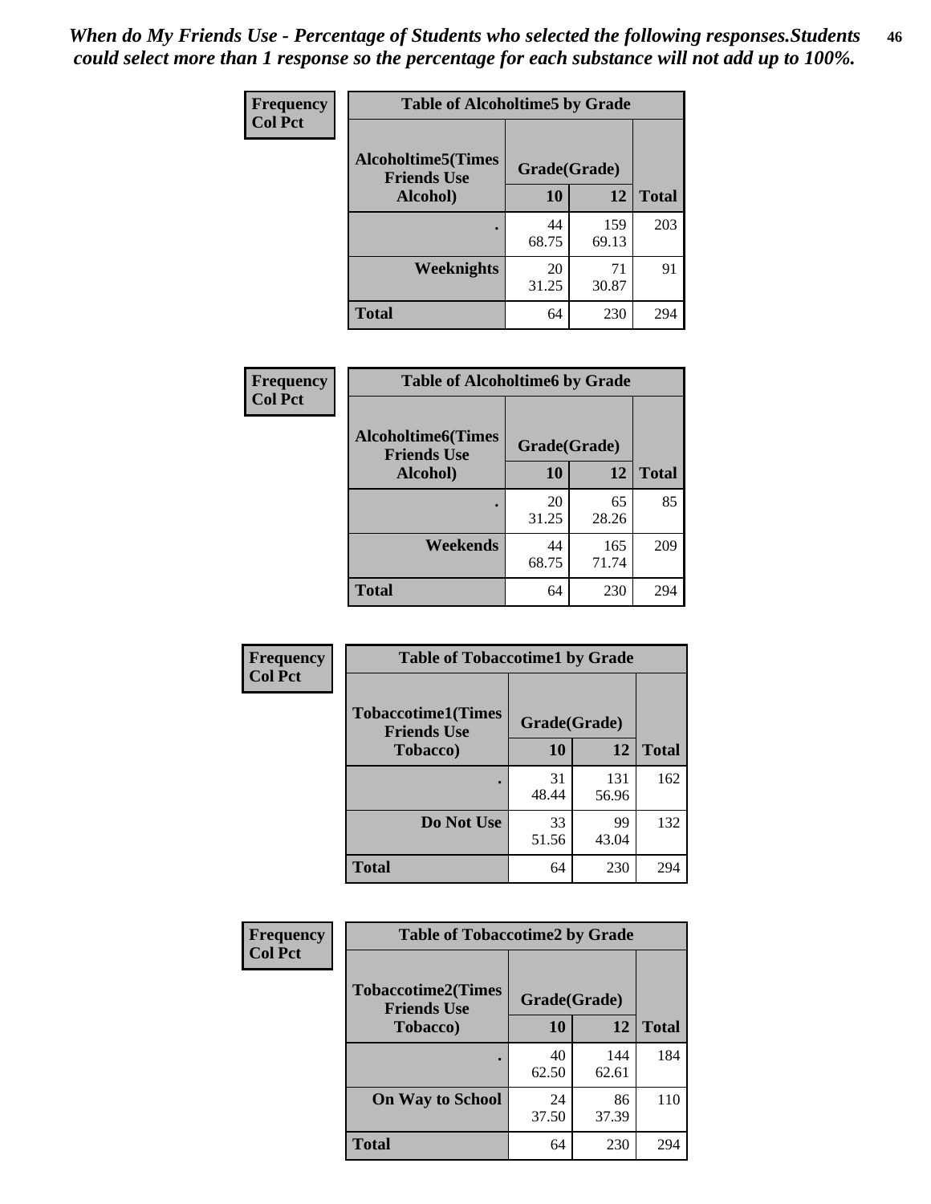*When do My Friends Use - Percentage of Students who selected the following responses.Students could select more than 1 response so the percentage for each substance will not add up to 100%.*

**Frequency**
**Col Pct**

| Table of Alcoholtime5 by Grade | | | |
|---|---|---|---|
| **Alcoholtime5(Times Friends Use Alcohol)** | **Grade(Grade)** | | **Total** |
| | **10** | **12** | |
| **.** | 44<br>68.75 | 159<br>69.13 | 203 |
| **Weeknights** | 20<br>31.25 | 71<br>30.87 | 91 |
| **Total** | 64 | 230 | 294 |

**Frequency**
**Col Pct**

| Table of Alcoholtime6 by Grade | | | |
|---|---|---|---|
| **Alcoholtime6(Times Friends Use Alcohol)** | **Grade(Grade)** | | **Total** |
| | **10** | **12** | |
| **.** | 20<br>31.25 | 65<br>28.26 | 85 |
| **Weekends** | 44<br>68.75 | 165<br>71.74 | 209 |
| **Total** | 64 | 230 | 294 |

**Frequency**
**Col Pct**

| Table of Tobaccotime1 by Grade | | | |
|---|---|---|---|
| **Tobaccotime1(Times Friends Use Tobacco)** | **Grade(Grade)** | | **Total** |
| | **10** | **12** | |
| **.** | 31<br>48.44 | 131<br>56.96 | 162 |
| **Do Not Use** | 33<br>51.56 | 99<br>43.04 | 132 |
| **Total** | 64 | 230 | 294 |

**Frequency**
**Col Pct**

| Table of Tobaccotime2 by Grade | | | |
|---|---|---|---|
| **Tobaccotime2(Times Friends Use Tobacco)** | **Grade(Grade)** | | **Total** |
| | **10** | **12** | |
| **.** | 40<br>62.50 | 144<br>62.61 | 184 |
| **On Way to School** | 24<br>37.50 | 86<br>37.39 | 110 |
| **Total** | 64 | 230 | 294 |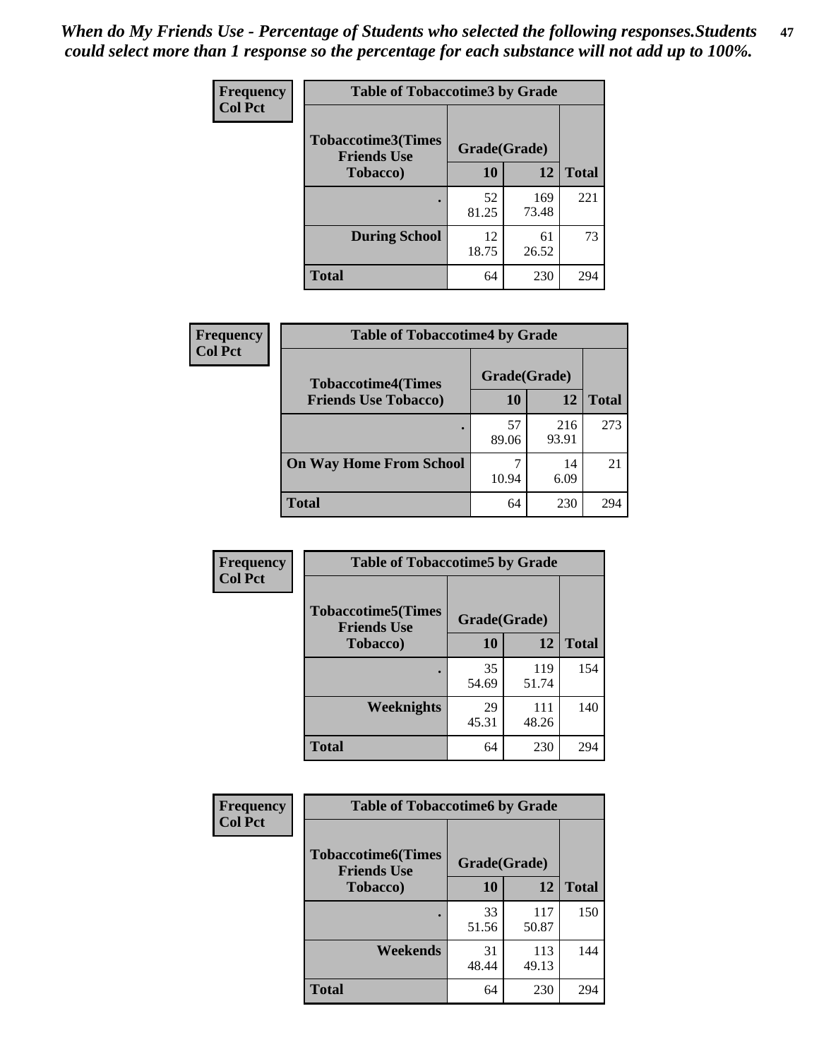*When do My Friends Use - Percentage of Students who selected the following responses.Students could select more than 1 response so the percentage for each substance will not add up to 100%.*

| Frequency<br>Col Pct | Table of Tobaccotime3 by Grade | | |
|---|---|---|---|
| Tobaccotime3(Times Friends Use Tobacco) | Grade(Grade) | | |
| | 10 | 12 | Total |
| . | 52<br>81.25 | 169<br>73.48 | 221 |
| During School | 12<br>18.75 | 61<br>26.52 | 73 |
| Total | 64 | 230 | 294 |

| Frequency<br>Col Pct | Table of Tobaccotime4 by Grade | | |
|---|---|---|---|
| Tobaccotime4(Times Friends Use Tobacco) | Grade(Grade) | | |
| | 10 | 12 | Total |
| . | 57<br>89.06 | 216<br>93.91 | 273 |
| On Way Home From School | 7<br>10.94 | 14<br>6.09 | 21 |
| Total | 64 | 230 | 294 |

| Frequency<br>Col Pct | Table of Tobaccotime5 by Grade | | |
|---|---|---|---|
| Tobaccotime5(Times Friends Use Tobacco) | Grade(Grade) | | |
| | 10 | 12 | Total |
| . | 35<br>54.69 | 119<br>51.74 | 154 |
| Weeknights | 29<br>45.31 | 111<br>48.26 | 140 |
| Total | 64 | 230 | 294 |

| Frequency<br>Col Pct | Table of Tobaccotime6 by Grade | | |
|---|---|---|---|
| Tobaccotime6(Times Friends Use Tobacco) | Grade(Grade) | | |
| | 10 | 12 | Total |
| . | 33<br>51.56 | 117<br>50.87 | 150 |
| Weekends | 31<br>48.44 | 113<br>49.13 | 144 |
| Total | 64 | 230 | 294 |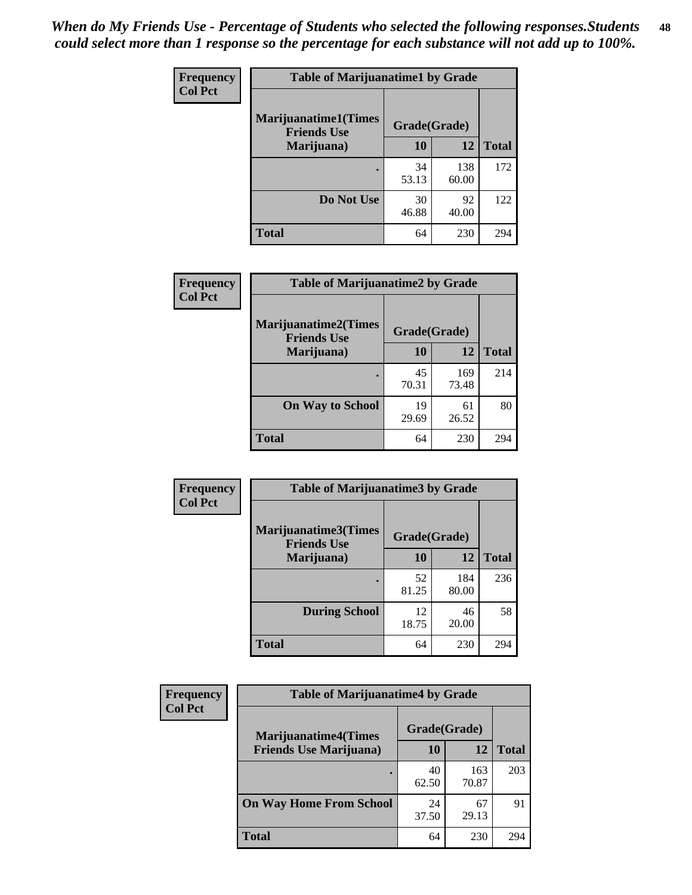*When do My Friends Use - Percentage of Students who selected the following responses.Students could select more than 1 response so the percentage for each substance will not add up to 100%.*

**Frequency**
**Col Pct**

| Table of Marijuanatime1 by Grade | | | |
|---|---|---|---|
| **Marijuanatime1(Times Friends Use Marijuana)** | **Grade(Grade)** | | |
| | **10** | **12** | **Total** |
| **.** | 34<br>53.13 | 138<br>60.00 | 172 |
| **Do Not Use** | 30<br>46.88 | 92<br>40.00 | 122 |
| **Total** | 64 | 230 | 294 |

**Frequency**
**Col Pct**

| Table of Marijuanatime2 by Grade | | | |
|---|---|---|---|
| **Marijuanatime2(Times Friends Use Marijuana)** | **Grade(Grade)** | | |
| | **10** | **12** | **Total** |
| **.** | 45<br>70.31 | 169<br>73.48 | 214 |
| **On Way to School** | 19<br>29.69 | 61<br>26.52 | 80 |
| **Total** | 64 | 230 | 294 |

**Frequency**
**Col Pct**

| Table of Marijuanatime3 by Grade | | | |
|---|---|---|---|
| **Marijuanatime3(Times Friends Use Marijuana)** | **Grade(Grade)** | | |
| | **10** | **12** | **Total** |
| **.** | 52<br>81.25 | 184<br>80.00 | 236 |
| **During School** | 12<br>18.75 | 46<br>20.00 | 58 |
| **Total** | 64 | 230 | 294 |

**Frequency**
**Col Pct**

| Table of Marijuanatime4 by Grade | | | |
|---|---|---|---|
| **Marijuanatime4(Times Friends Use Marijuana)** | **Grade(Grade)** | | |
| | **10** | **12** | **Total** |
| **.** | 40<br>62.50 | 163<br>70.87 | 203 |
| **On Way Home From School** | 24<br>37.50 | 67<br>29.13 | 91 |
| **Total** | 64 | 230 | 294 |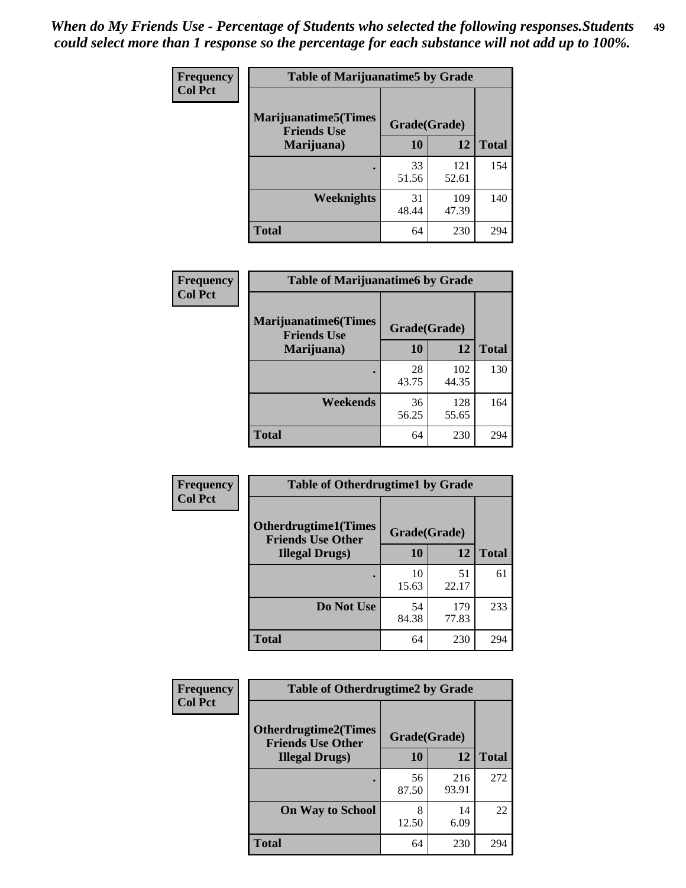*When do My Friends Use - Percentage of Students who selected the following responses.Students could select more than 1 response so the percentage for each substance will not add up to 100%.*

**Frequency**
**Col Pct**

| Table of Marijuanatime5 by Grade | | | |
|---|---|---|---|
| Marijuanatime5(Times Friends Use Marijuana) | Grade(Grade) | | |
| | 10 | 12 | Total |
| . | 33<br>51.56 | 121<br>52.61 | 154 |
| Weeknights | 31<br>48.44 | 109<br>47.39 | 140 |
| Total | 64 | 230 | 294 |

**Frequency**
**Col Pct**

| Table of Marijuanatime6 by Grade | | | |
|---|---|---|---|
| Marijuanatime6(Times Friends Use Marijuana) | Grade(Grade) | | |
| | 10 | 12 | Total |
| . | 28<br>43.75 | 102<br>44.35 | 130 |
| Weekends | 36<br>56.25 | 128<br>55.65 | 164 |
| Total | 64 | 230 | 294 |

**Frequency**
**Col Pct**

| Table of Otherdrugtime1 by Grade | | | |
|---|---|---|---|
| Otherdrugtime1(Times Friends Use Other Illegal Drugs) | Grade(Grade) | | |
| | 10 | 12 | Total |
| . | 10<br>15.63 | 51<br>22.17 | 61 |
| Do Not Use | 54<br>84.38 | 179<br>77.83 | 233 |
| Total | 64 | 230 | 294 |

**Frequency**
**Col Pct**

| Table of Otherdrugtime2 by Grade | | | |
|---|---|---|---|
| Otherdrugtime2(Times Friends Use Other Illegal Drugs) | Grade(Grade) | | |
| | 10 | 12 | Total |
| . | 56<br>87.50 | 216<br>93.91 | 272 |
| On Way to School | 8<br>12.50 | 14<br>6.09 | 22 |
| Total | 64 | 230 | 294 |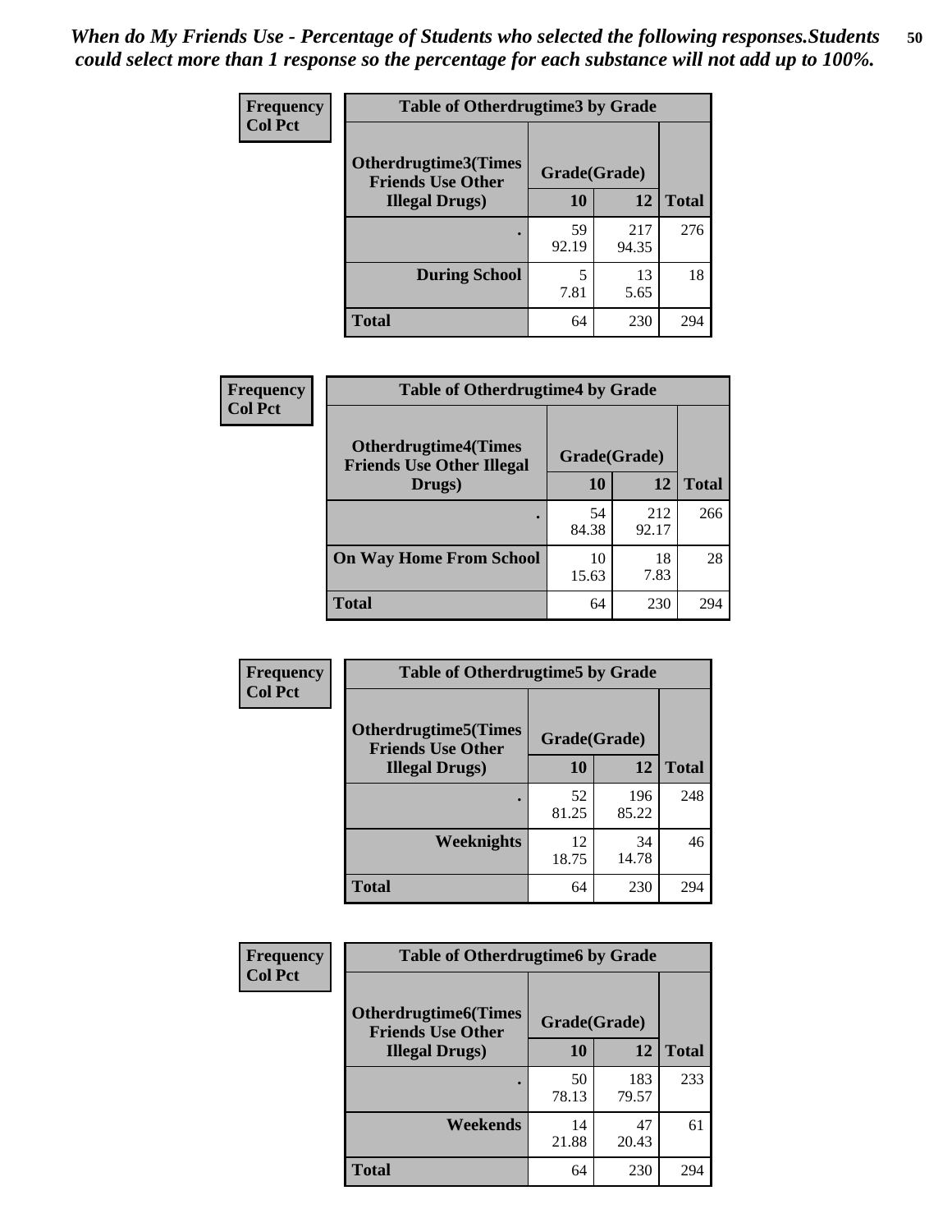*When do My Friends Use - Percentage of Students who selected the following responses.Students could select more than 1 response so the percentage for each substance will not add up to 100%.*

**Frequency**
**Col Pct**

| Table of Otherdrugtime3 by Grade | | | |
|---|---|---|---|
| **Otherdrugtime3(Times Friends Use Other Illegal Drugs)** | **Grade(Grade)** | | **Total** |
| | **10** | **12** | |
| **.** | 59<br>92.19 | 217<br>94.35 | 276 |
| **During School** | 5<br>7.81 | 13<br>5.65 | 18 |
| **Total** | 64 | 230 | 294 |

**Frequency**
**Col Pct**

| Table of Otherdrugtime4 by Grade | | | |
|---|---|---|---|
| **Otherdrugtime4(Times Friends Use Other Illegal Drugs)** | **Grade(Grade)** | | **Total** |
| | **10** | **12** | |
| **.** | 54<br>84.38 | 212<br>92.17 | 266 |
| **On Way Home From School** | 10<br>15.63 | 18<br>7.83 | 28 |
| **Total** | 64 | 230 | 294 |

**Frequency**
**Col Pct**

| Table of Otherdrugtime5 by Grade | | | |
|---|---|---|---|
| **Otherdrugtime5(Times Friends Use Other Illegal Drugs)** | **Grade(Grade)** | | **Total** |
| | **10** | **12** | |
| **.** | 52<br>81.25 | 196<br>85.22 | 248 |
| **Weeknights** | 12<br>18.75 | 34<br>14.78 | 46 |
| **Total** | 64 | 230 | 294 |

**Frequency**
**Col Pct**

| Table of Otherdrugtime6 by Grade | | | |
|---|---|---|---|
| **Otherdrugtime6(Times Friends Use Other Illegal Drugs)** | **Grade(Grade)** | | **Total** |
| | **10** | **12** | |
| **.** | 50<br>78.13 | 183<br>79.57 | 233 |
| **Weekends** | 14<br>21.88 | 47<br>20.43 | 61 |
| **Total** | 64 | 230 | 294 |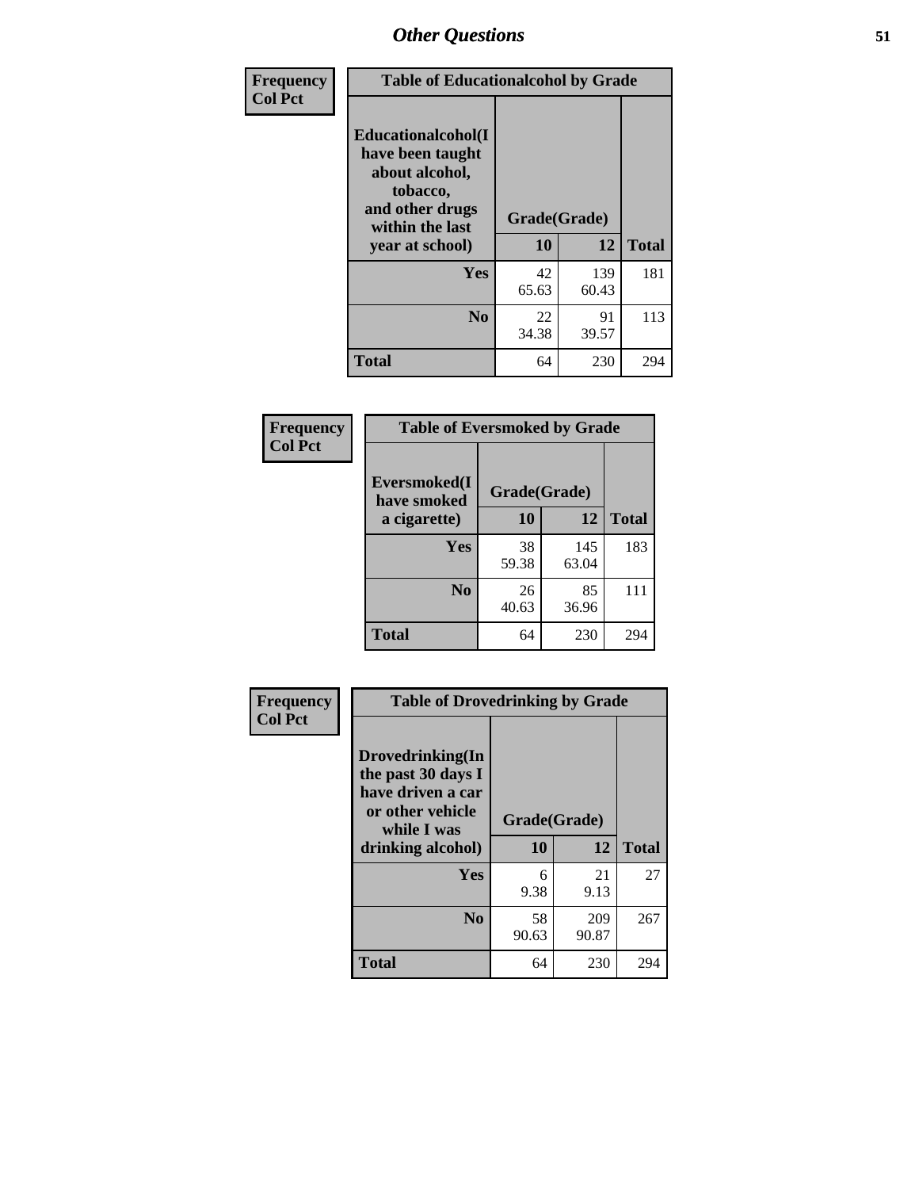## Other Questions

**Frequency**
**Col Pct**

| Table of Educationalcohol by Grade | | | |
|---|---|---|---|
| **Educationalcohol(I have been taught about alcohol, tobacco, and other drugs within the last year at school)** | **Grade(Grade)** | | |
| | **10** | **12** | **Total** |
| **Yes** | 42<br>65.63 | 139<br>60.43 | 181 |
| **No** | 22<br>34.38 | 91<br>39.57 | 113 |
| **Total** | 64 | 230 | 294 |

**Frequency**
**Col Pct**

| Table of Eversmoked by Grade | | | |
|---|---|---|---|
| **Eversmoked(I have smoked a cigarette)** | **Grade(Grade)** | | |
| | **10** | **12** | **Total** |
| **Yes** | 38<br>59.38 | 145<br>63.04 | 183 |
| **No** | 26<br>40.63 | 85<br>36.96 | 111 |
| **Total** | 64 | 230 | 294 |

**Frequency**
**Col Pct**

| Table of Drovedrinking by Grade | | | |
|---|---|---|---|
| **Drovedrinking(In the past 30 days I have driven a car or other vehicle while I was drinking alcohol)** | **Grade(Grade)** | | |
| | **10** | **12** | **Total** |
| **Yes** | 6<br>9.38 | 21<br>9.13 | 27 |
| **No** | 58<br>90.63 | 209<br>90.87 | 267 |
| **Total** | 64 | 230 | 294 |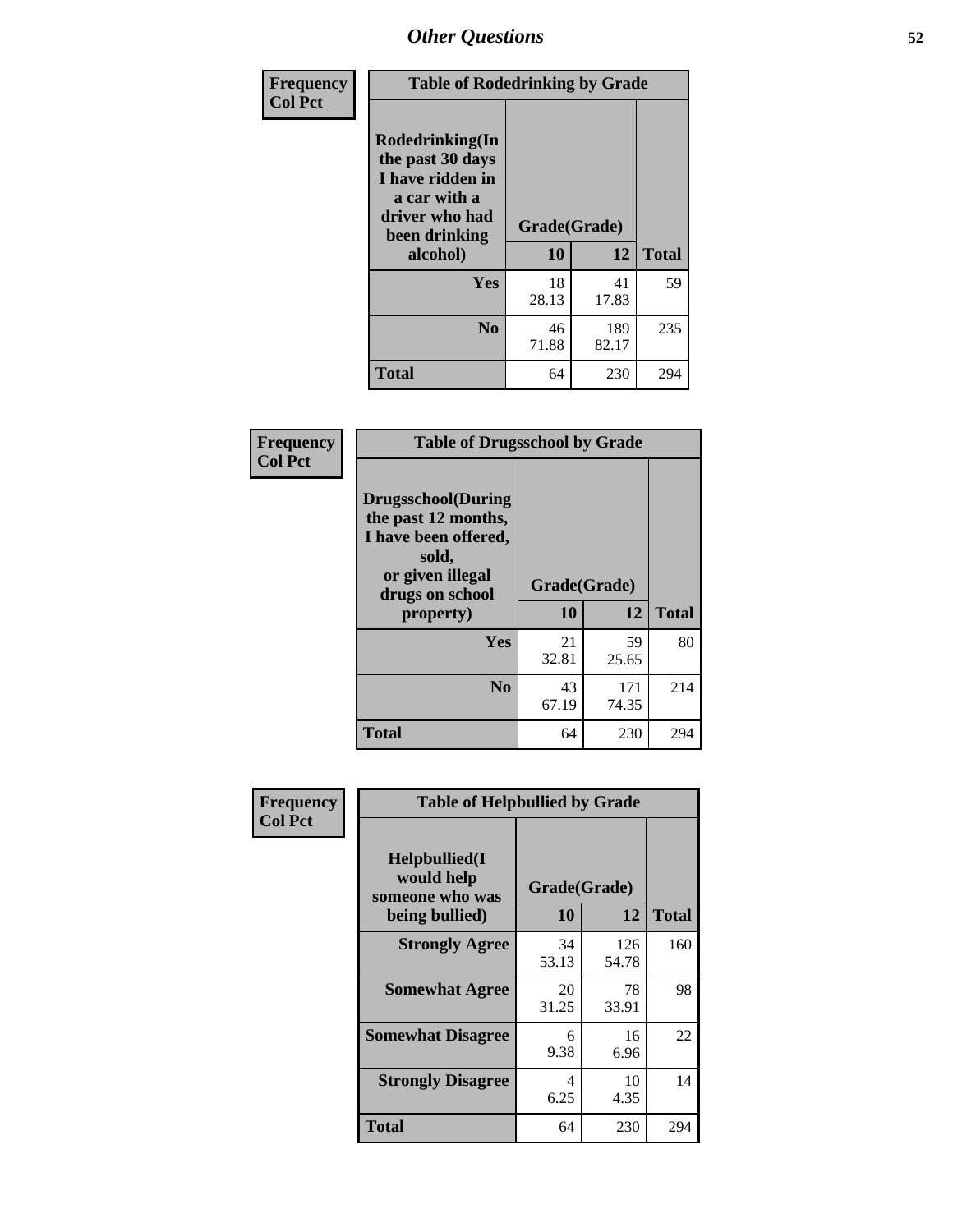**Frequency**
**Col Pct**

| Table of Rodedrinking by Grade | | | |
|---|---|---|---|
| **Rodedrinking(In the past 30 days I have ridden in a car with a driver who had been drinking alcohol)** | **Grade(Grade)** | | |
| | **10** | **12** | **Total** |
| **Yes** | 18<br>28.13 | 41<br>17.83 | 59 |
| **No** | 46<br>71.88 | 189<br>82.17 | 235 |
| **Total** | 64 | 230 | 294 |

**Frequency**
**Col Pct**

| Table of Drugsschool by Grade | | | |
|---|---|---|---|
| **Drugsschool(During the past 12 months, I have been offered, sold, or given illegal drugs on school property)** | **Grade(Grade)** | | |
| | **10** | **12** | **Total** |
| **Yes** | 21<br>32.81 | 59<br>25.65 | 80 |
| **No** | 43<br>67.19 | 171<br>74.35 | 214 |
| **Total** | 64 | 230 | 294 |

**Frequency**
**Col Pct**

| Table of Helpbullied by Grade | | | |
|---|---|---|---|
| **Helpbullied(I would help someone who was being bullied)** | **Grade(Grade)** | | |
| | **10** | **12** | **Total** |
| **Strongly Agree** | 34<br>53.13 | 126<br>54.78 | 160 |
| **Somewhat Agree** | 20<br>31.25 | 78<br>33.91 | 98 |
| **Somewhat Disagree** | 6<br>9.38 | 16<br>6.96 | 22 |
| **Strongly Disagree** | 4<br>6.25 | 10<br>4.35 | 14 |
| **Total** | 64 | 230 | 294 |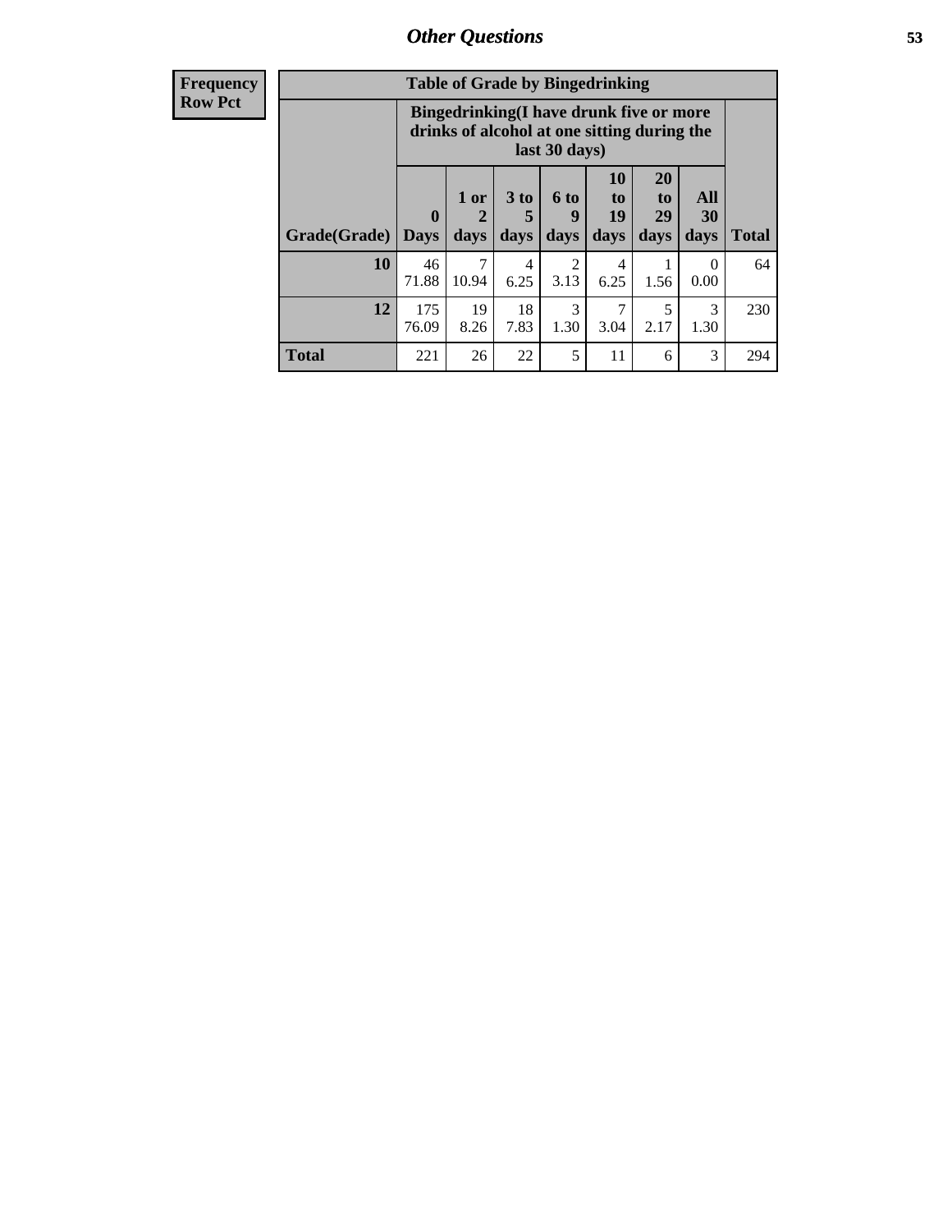| Frequency Row Pct |
|---|

**Table of Grade by Bingedrinking**

| Grade(Grade) | Bingedrinking(I have drunk five or more drinks of alcohol at one sitting during the last 30 days) | | | | | | | Total |
|---|---|---|---|---|---|---|---|---|
| | 0 Days | 1 or 2 days | 3 to 5 days | 6 to 9 days | 10 to 19 days | 20 to 29 days | All 30 days | |
| **10** | 46<br>71.88 | 7<br>10.94 | 4<br>6.25 | 2<br>3.13 | 4<br>6.25 | 1<br>1.56 | 0<br>0.00 | 64 |
| **12** | 175<br>76.09 | 19<br>8.26 | 18<br>7.83 | 3<br>1.30 | 7<br>3.04 | 5<br>2.17 | 3<br>1.30 | 230 |
| **Total** | 221 | 26 | 22 | 5 | 11 | 6 | 3 | 294 |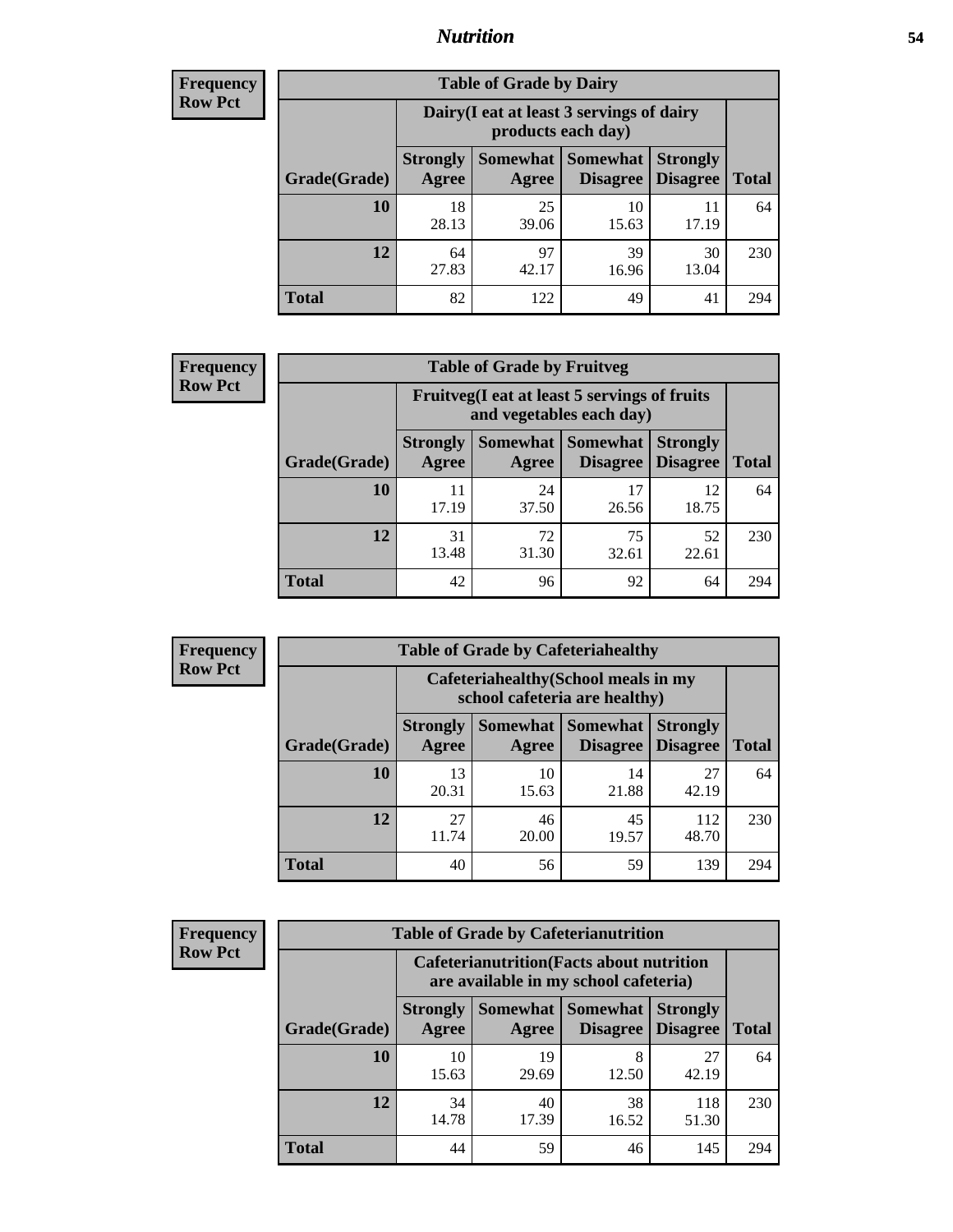**Frequency**
**Row Pct**

| Table of Grade by Dairy | | | | | |
|---|---|---|---|---|---|
| | Dairy(I eat at least 3 servings of dairy products each day) | | | | |
| Grade(Grade) | Strongly Agree | Somewhat Agree | Somewhat Disagree | Strongly Disagree | Total |
| **10** | 18<br>28.13 | 25<br>39.06 | 10<br>15.63 | 11<br>17.19 | 64 |
| **12** | 64<br>27.83 | 97<br>42.17 | 39<br>16.96 | 30<br>13.04 | 230 |
| **Total** | 82 | 122 | 49 | 41 | 294 |

**Frequency**
**Row Pct**

| Table of Grade by Fruitveg | | | | | |
|---|---|---|---|---|---|
| | Fruitveg(I eat at least 5 servings of fruits and vegetables each day) | | | | |
| Grade(Grade) | Strongly Agree | Somewhat Agree | Somewhat Disagree | Strongly Disagree | Total |
| **10** | 11<br>17.19 | 24<br>37.50 | 17<br>26.56 | 12<br>18.75 | 64 |
| **12** | 31<br>13.48 | 72<br>31.30 | 75<br>32.61 | 52<br>22.61 | 230 |
| **Total** | 42 | 96 | 92 | 64 | 294 |

**Frequency**
**Row Pct**

| Table of Grade by Cafeteriahealthy | | | | | |
|---|---|---|---|---|---|
| | Cafeteriahealthy(School meals in my school cafeteria are healthy) | | | | |
| Grade(Grade) | Strongly Agree | Somewhat Agree | Somewhat Disagree | Strongly Disagree | Total |
| **10** | 13<br>20.31 | 10<br>15.63 | 14<br>21.88 | 27<br>42.19 | 64 |
| **12** | 27<br>11.74 | 46<br>20.00 | 45<br>19.57 | 112<br>48.70 | 230 |
| **Total** | 40 | 56 | 59 | 139 | 294 |

**Frequency**
**Row Pct**

| Table of Grade by Cafeterianutrition | | | | | |
|---|---|---|---|---|---|
| | Cafeterianutrition(Facts about nutrition are available in my school cafeteria) | | | | |
| Grade(Grade) | Strongly Agree | Somewhat Agree | Somewhat Disagree | Strongly Disagree | Total |
| **10** | 10<br>15.63 | 19<br>29.69 | 8<br>12.50 | 27<br>42.19 | 64 |
| **12** | 34<br>14.78 | 40<br>17.39 | 38<br>16.52 | 118<br>51.30 | 230 |
| **Total** | 44 | 59 | 46 | 145 | 294 |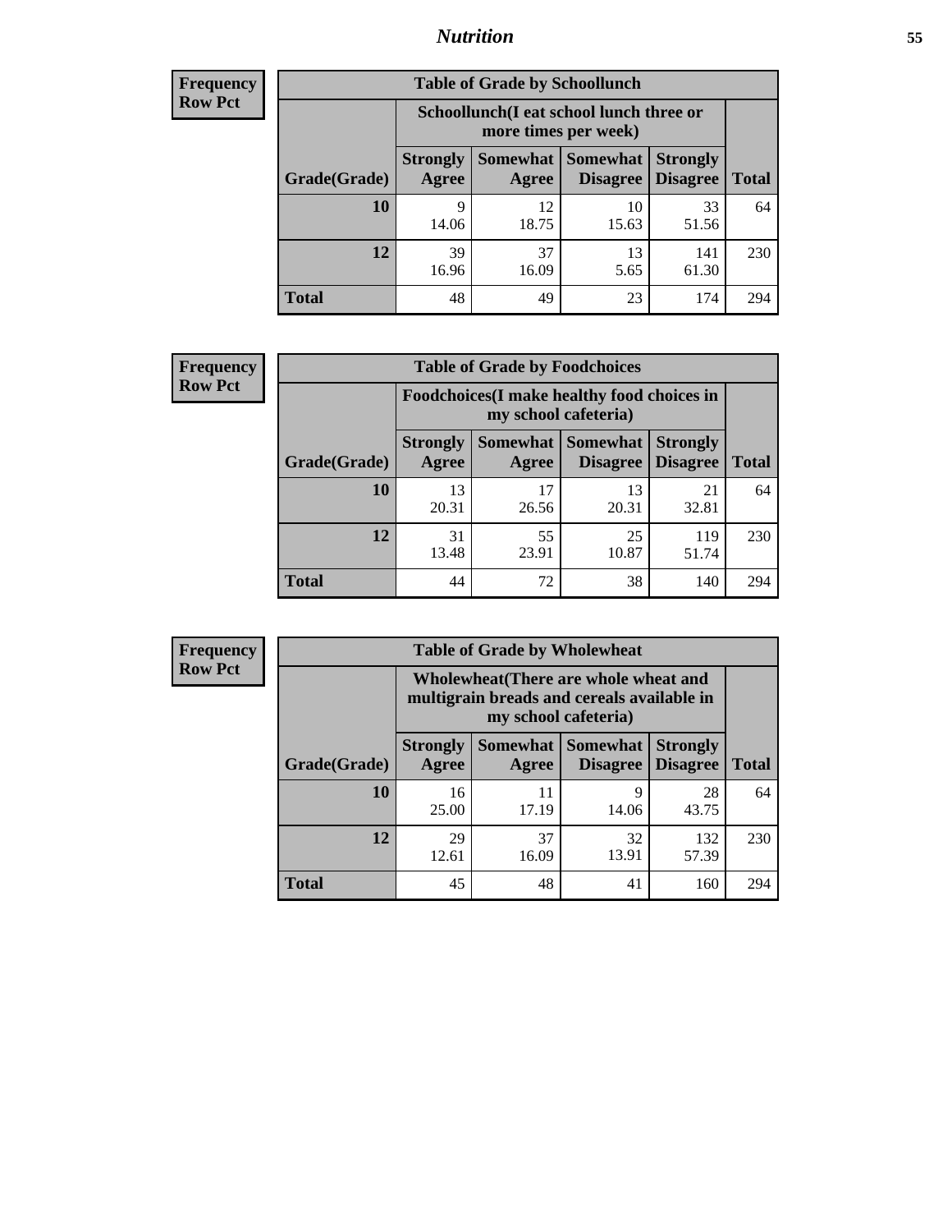**Frequency Row Pct**

| Table of Grade by Schoollunch | | | | | |
|---|---|---|---|---|---|
| | Schoollunch(I eat school lunch three or more times per week) | | | | |
| Grade(Grade) | Strongly Agree | Somewhat Agree | Somewhat Disagree | Strongly Disagree | Total |
| **10** | 9<br>14.06 | 12<br>18.75 | 10<br>15.63 | 33<br>51.56 | 64 |
| **12** | 39<br>16.96 | 37<br>16.09 | 13<br>5.65 | 141<br>61.30 | 230 |
| **Total** | 48 | 49 | 23 | 174 | 294 |

**Frequency Row Pct**

| Table of Grade by Foodchoices | | | | | |
|---|---|---|---|---|---|
| | Foodchoices(I make healthy food choices in my school cafeteria) | | | | |
| Grade(Grade) | Strongly Agree | Somewhat Agree | Somewhat Disagree | Strongly Disagree | Total |
| **10** | 13<br>20.31 | 17<br>26.56 | 13<br>20.31 | 21<br>32.81 | 64 |
| **12** | 31<br>13.48 | 55<br>23.91 | 25<br>10.87 | 119<br>51.74 | 230 |
| **Total** | 44 | 72 | 38 | 140 | 294 |

**Frequency Row Pct**

| Table of Grade by Wholewheat | | | | | |
|---|---|---|---|---|---|
| | Wholewheat(There are whole wheat and multigrain breads and cereals available in my school cafeteria) | | | | |
| Grade(Grade) | Strongly Agree | Somewhat Agree | Somewhat Disagree | Strongly Disagree | Total |
| **10** | 16<br>25.00 | 11<br>17.19 | 9<br>14.06 | 28<br>43.75 | 64 |
| **12** | 29<br>12.61 | 37<br>16.09 | 32<br>13.91 | 132<br>57.39 | 230 |
| **Total** | 45 | 48 | 41 | 160 | 294 |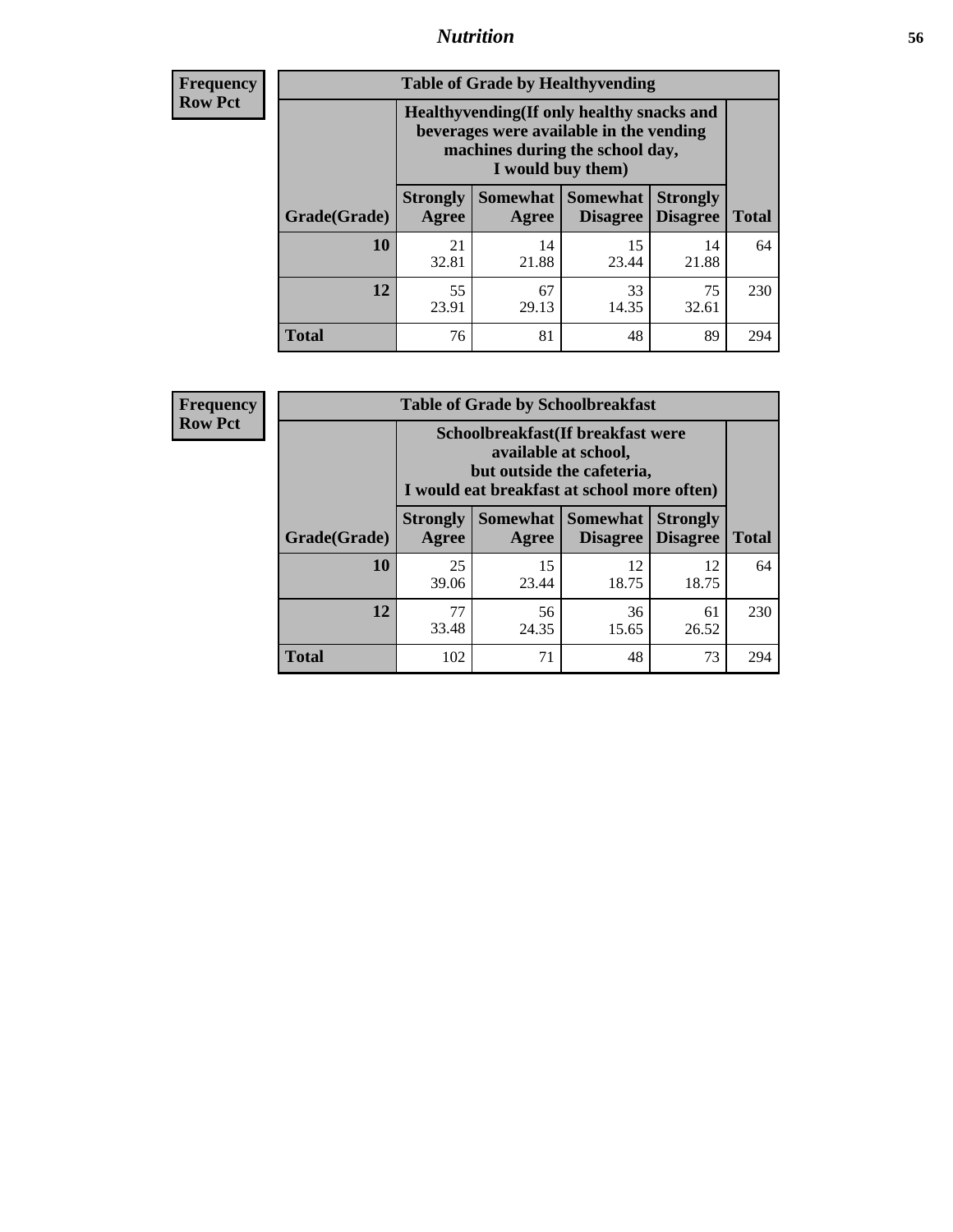**Frequency**
**Row Pct**

**Table of Grade by Healthyvending**

| Grade(Grade) | Healthyvending(If only healthy snacks and beverages were available in the vending machines during the school day, I would buy them) | | | | Total |
|---|---|---|---|---|---|
| | Strongly Agree | Somewhat Agree | Somewhat Disagree | Strongly Disagree | |
| **10** | 21<br>32.81 | 14<br>21.88 | 15<br>23.44 | 14<br>21.88 | 64 |
| **12** | 55<br>23.91 | 67<br>29.13 | 33<br>14.35 | 75<br>32.61 | 230 |
| **Total** | 76 | 81 | 48 | 89 | 294 |

**Frequency**
**Row Pct**

**Table of Grade by Schoolbreakfast**

| Grade(Grade) | Schoolbreakfast(If breakfast were available at school, but outside the cafeteria, I would eat breakfast at school more often) | | | | Total |
|---|---|---|---|---|---|
| | Strongly Agree | Somewhat Agree | Somewhat Disagree | Strongly Disagree | |
| **10** | 25<br>39.06 | 15<br>23.44 | 12<br>18.75 | 12<br>18.75 | 64 |
| **12** | 77<br>33.48 | 56<br>24.35 | 36<br>15.65 | 61<br>26.52 | 230 |
| **Total** | 102 | 71 | 48 | 73 | 294 |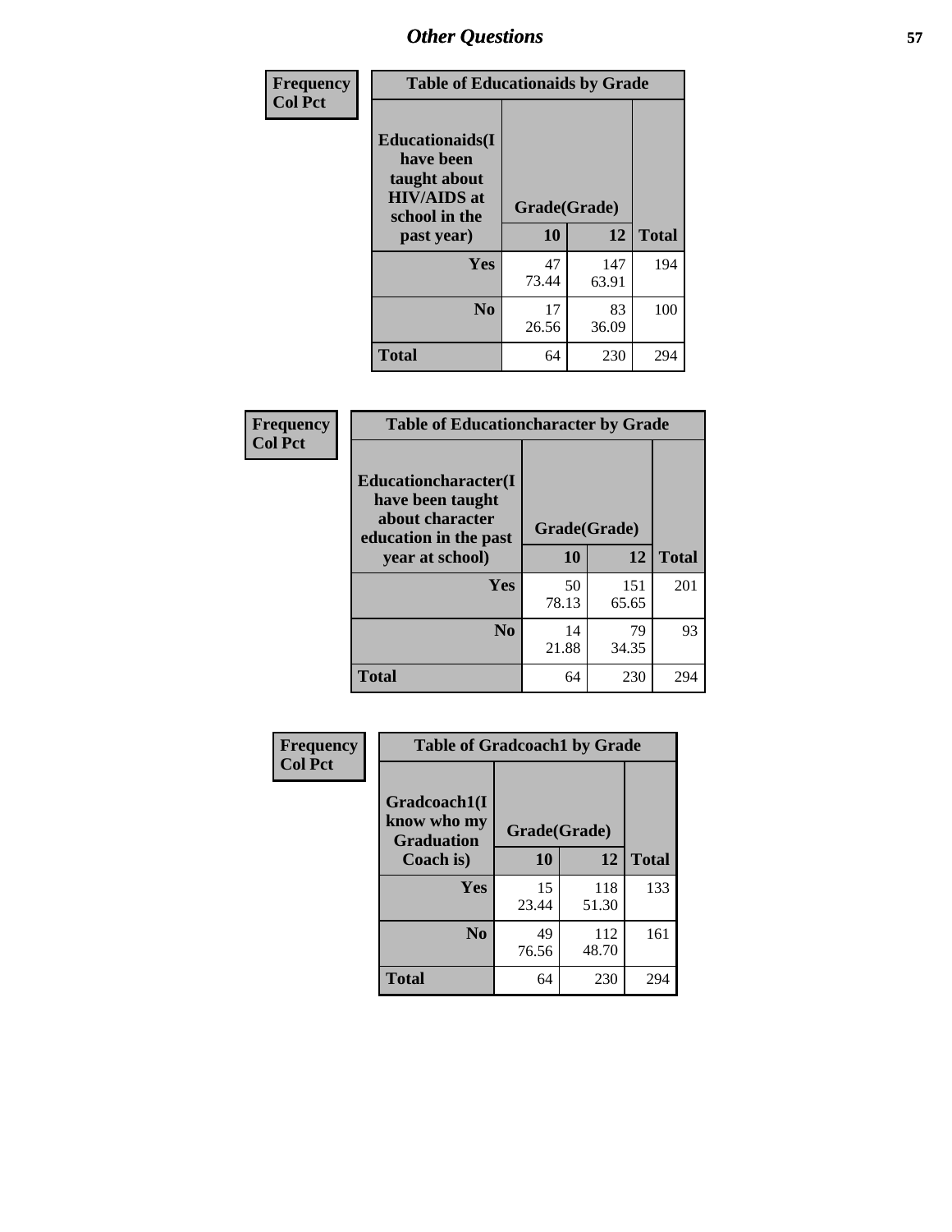| Frequency<br>Col Pct | Table of Educationaids by Grade | | |
|---|---|---|---|
| Educationaids(I have been taught about HIV/AIDS at school in the past year) | Grade(Grade) | | |
| | 10 | 12 | Total |
| Yes | 47<br>73.44 | 147<br>63.91 | 194 |
| No | 17<br>26.56 | 83<br>36.09 | 100 |
| Total | 64 | 230 | 294 |

| Frequency<br>Col Pct | Table of Educationcharacter by Grade | | |
|---|---|---|---|
| Educationcharacter(I have been taught about character education in the past year at school) | Grade(Grade) | | |
| | 10 | 12 | Total |
| Yes | 50<br>78.13 | 151<br>65.65 | 201 |
| No | 14<br>21.88 | 79<br>34.35 | 93 |
| Total | 64 | 230 | 294 |

| Frequency<br>Col Pct | Table of Gradcoach1 by Grade | | |
|---|---|---|---|
| Gradcoach1(I know who my Graduation Coach is) | Grade(Grade) | | |
| | 10 | 12 | Total |
| Yes | 15<br>23.44 | 118<br>51.30 | 133 |
| No | 49<br>76.56 | 112<br>48.70 | 161 |
| Total | 64 | 230 | 294 |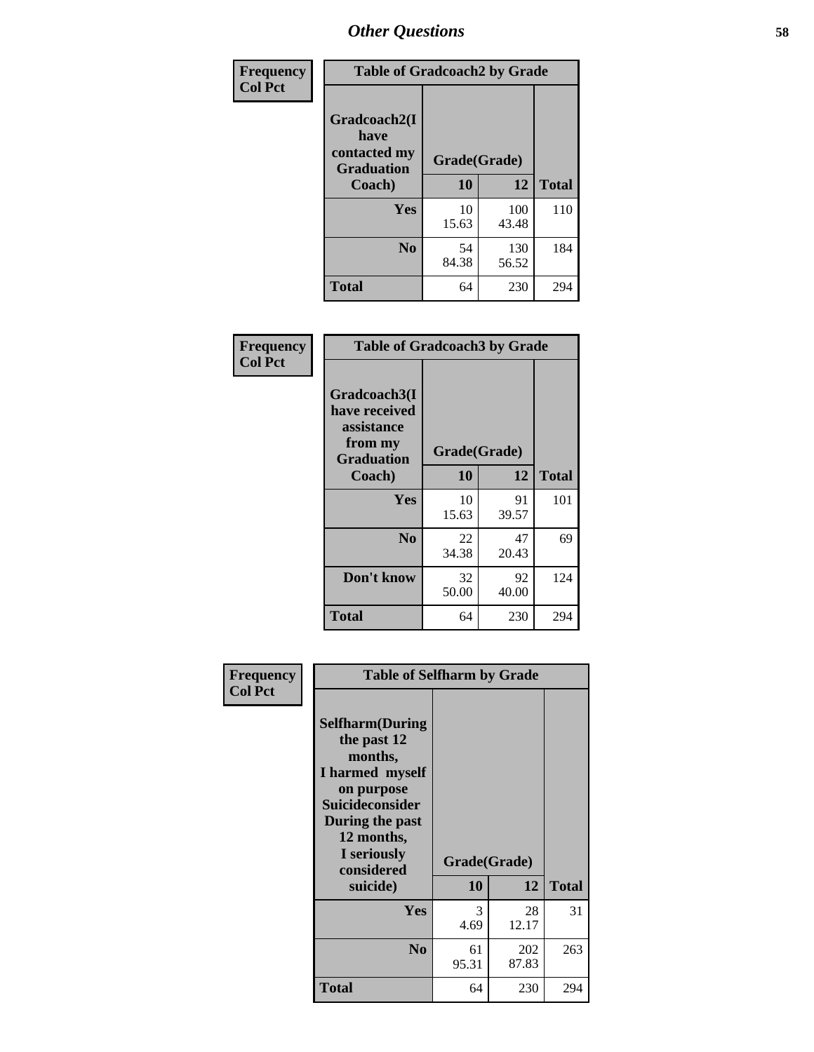## Other Questions

**Frequency / Col Pct**

| Gradcoach2(I have contacted my Graduation Coach) | Grade(Grade) 10 | 12 | Total |
|---|---|---|---|
| **Yes** | 10<br>15.63 | 100<br>43.48 | 110 |
| **No** | 54<br>84.38 | 130<br>56.52 | 184 |
| **Total** | 64 | 230 | 294 |

Table of Gradcoach2 by Grade

**Frequency / Col Pct**

| Gradcoach3(I have received assistance from my Graduation Coach) | Grade(Grade) 10 | 12 | Total |
|---|---|---|---|
| **Yes** | 10<br>15.63 | 91<br>39.57 | 101 |
| **No** | 22<br>34.38 | 47<br>20.43 | 69 |
| **Don't know** | 32<br>50.00 | 92<br>40.00 | 124 |
| **Total** | 64 | 230 | 294 |

Table of Gradcoach3 by Grade

**Frequency / Col Pct**

| Selfharm(During the past 12 months, I harmed myself on purpose Suicideconsider During the past 12 months, I seriously considered suicide) | Grade(Grade) 10 | 12 | Total |
|---|---|---|---|
| **Yes** | 3<br>4.69 | 28<br>12.17 | 31 |
| **No** | 61<br>95.31 | 202<br>87.83 | 263 |
| **Total** | 64 | 230 | 294 |

Table of Selfharm by Grade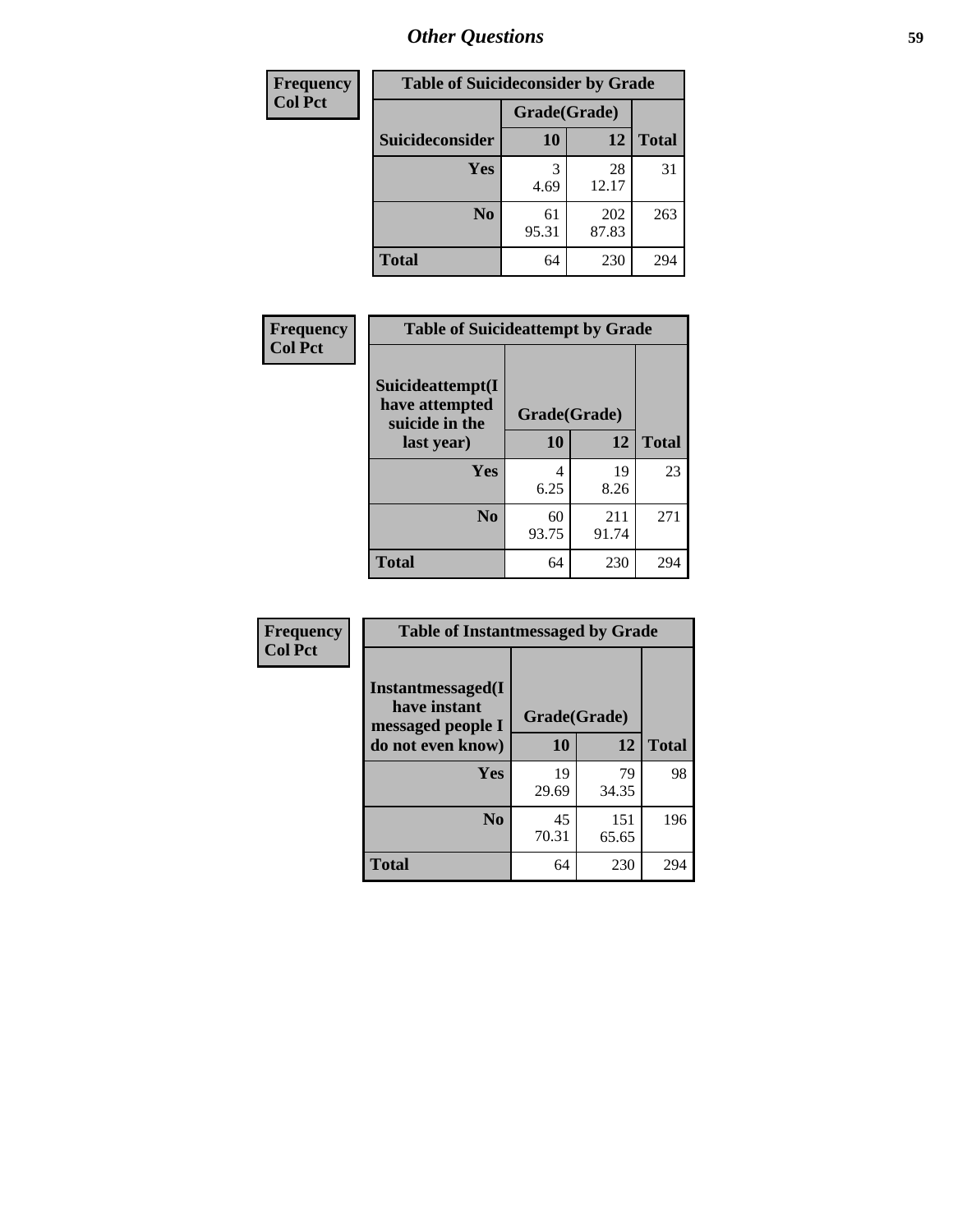## Other Questions

**Frequency / Col Pct**

| Table of Suicideconsider by Grade | | | |
|---|---|---|---|
| | Grade(Grade) | | |
| Suicideconsider | 10 | 12 | Total |
| Yes | 3<br>4.69 | 28<br>12.17 | 31 |
| No | 61<br>95.31 | 202<br>87.83 | 263 |
| Total | 64 | 230 | 294 |

**Frequency / Col Pct**

| Table of Suicideattempt by Grade | | | |
|---|---|---|---|
| Suicideattempt(I have attempted suicide in the last year) | Grade(Grade) | | |
| | 10 | 12 | Total |
| Yes | 4<br>6.25 | 19<br>8.26 | 23 |
| No | 60<br>93.75 | 211<br>91.74 | 271 |
| Total | 64 | 230 | 294 |

**Frequency / Col Pct**

| Table of Instantmessaged by Grade | | | |
|---|---|---|---|
| Instantmessaged(I have instant messaged people I do not even know) | Grade(Grade) | | |
| | 10 | 12 | Total |
| Yes | 19<br>29.69 | 79<br>34.35 | 98 |
| No | 45<br>70.31 | 151<br>65.65 | 196 |
| Total | 64 | 230 | 294 |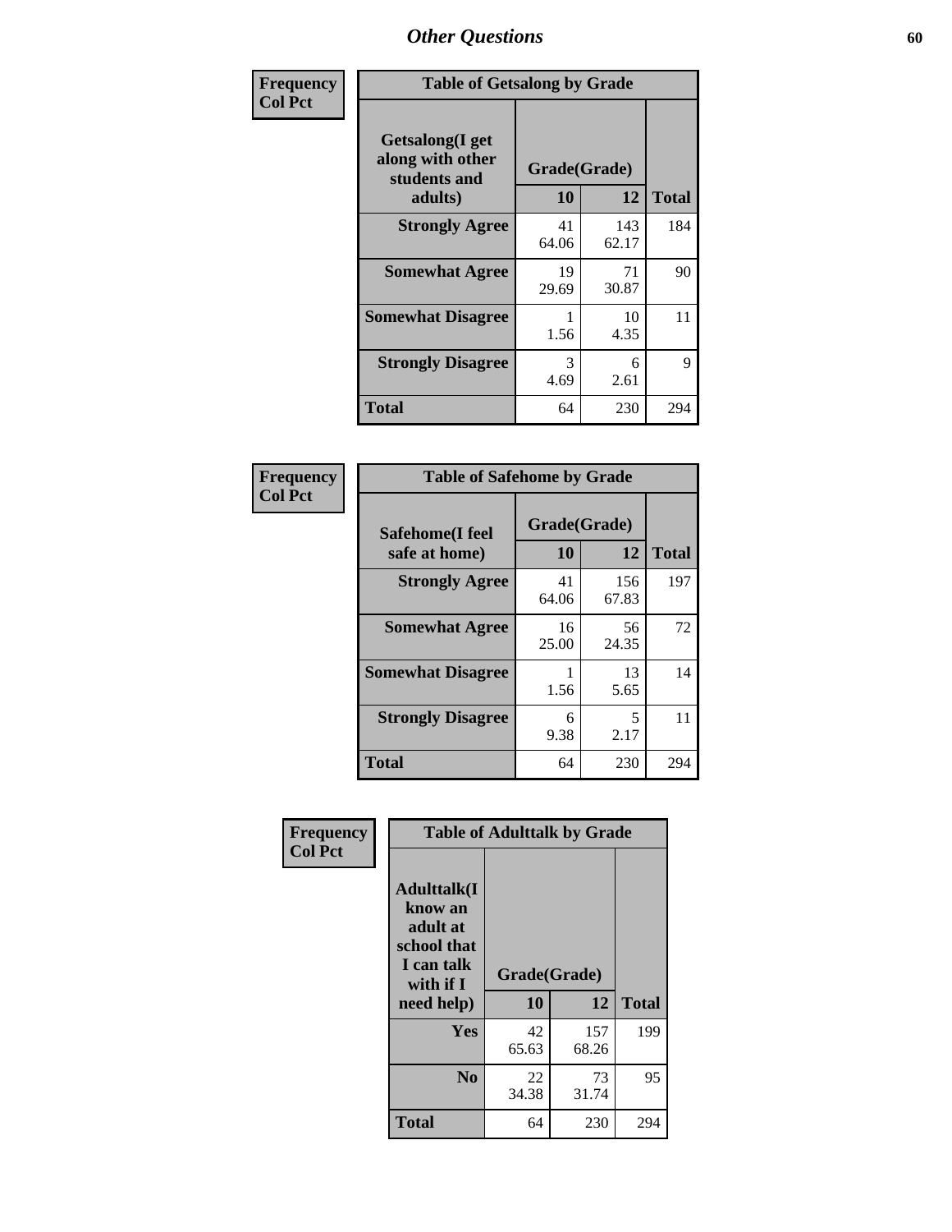## Other Questions

**Frequency**
**Col Pct**

**Table of Getsalong by Grade**

| Getsalong(I get along with other students and adults) | Grade(Grade) | | Total |
|---|---|---|---|
| | 10 | 12 | |
| **Strongly Agree** | 41<br>64.06 | 143<br>62.17 | 184 |
| **Somewhat Agree** | 19<br>29.69 | 71<br>30.87 | 90 |
| **Somewhat Disagree** | 1<br>1.56 | 10<br>4.35 | 11 |
| **Strongly Disagree** | 3<br>4.69 | 6<br>2.61 | 9 |
| **Total** | 64 | 230 | 294 |

**Frequency**
**Col Pct**

**Table of Safehome by Grade**

| Safehome(I feel safe at home) | Grade(Grade) | | Total |
|---|---|---|---|
| | 10 | 12 | |
| **Strongly Agree** | 41<br>64.06 | 156<br>67.83 | 197 |
| **Somewhat Agree** | 16<br>25.00 | 56<br>24.35 | 72 |
| **Somewhat Disagree** | 1<br>1.56 | 13<br>5.65 | 14 |
| **Strongly Disagree** | 6<br>9.38 | 5<br>2.17 | 11 |
| **Total** | 64 | 230 | 294 |

**Frequency**
**Col Pct**

**Table of Adulttalk by Grade**

| Adulttalk(I know an adult at school that I can talk with if I need help) | Grade(Grade) | | Total |
|---|---|---|---|
| | 10 | 12 | |
| **Yes** | 42<br>65.63 | 157<br>68.26 | 199 |
| **No** | 22<br>34.38 | 73<br>31.74 | 95 |
| **Total** | 64 | 230 | 294 |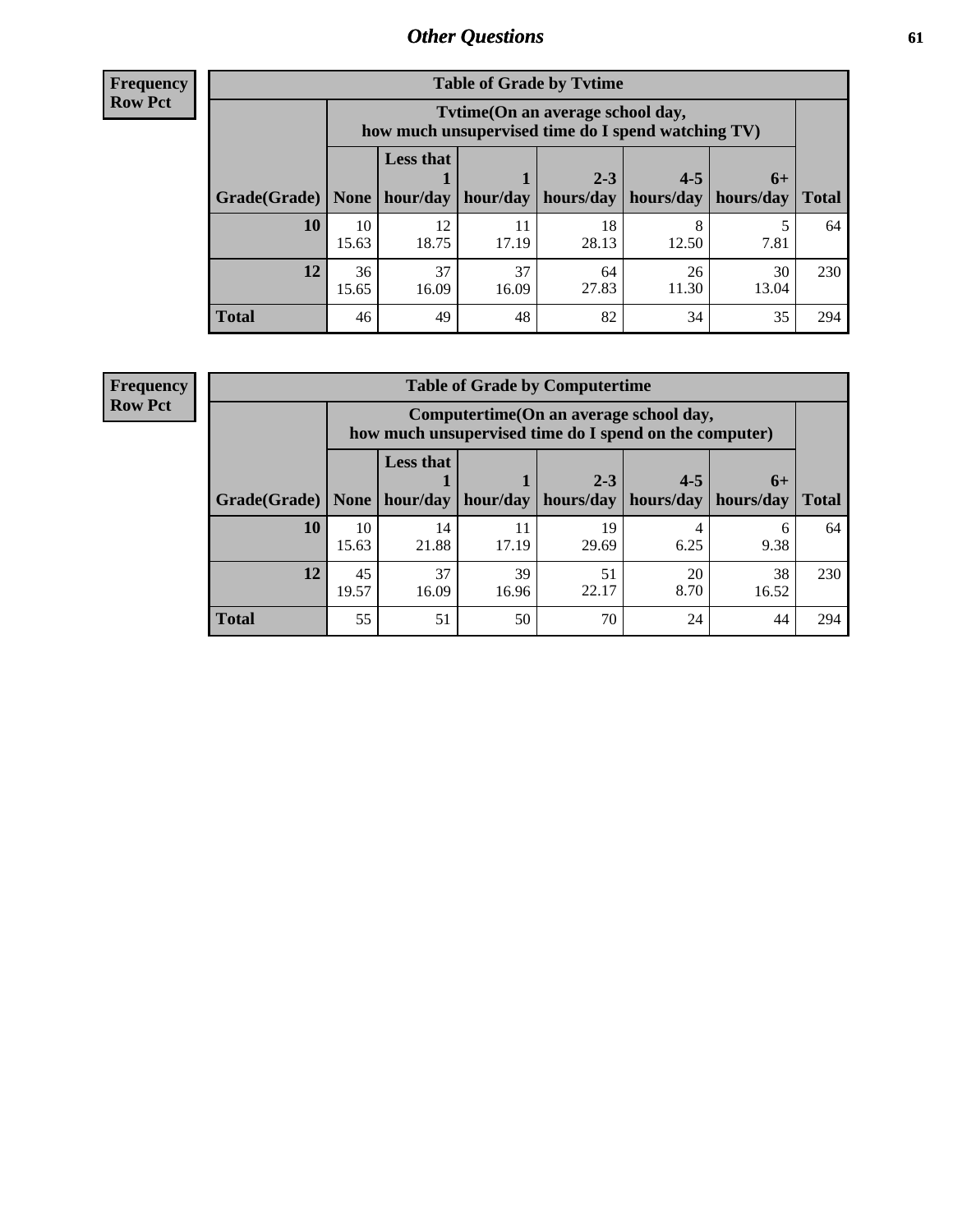# Other Questions

**Frequency**
**Row Pct**

| Table of Grade by Tvtime | | | | | | | |
|---|---|---|---|---|---|---|---|
| | Tvtime(On an average school day, how much unsupervised time do I spend watching TV) | | | | | | |
| Grade(Grade) | None | Less that 1 hour/day | 1 hour/day | 2-3 hours/day | 4-5 hours/day | 6+ hours/day | Total |
| **10** | 10<br>15.63 | 12<br>18.75 | 11<br>17.19 | 18<br>28.13 | 8<br>12.50 | 5<br>7.81 | 64 |
| **12** | 36<br>15.65 | 37<br>16.09 | 37<br>16.09 | 64<br>27.83 | 26<br>11.30 | 30<br>13.04 | 230 |
| **Total** | 46 | 49 | 48 | 82 | 34 | 35 | 294 |

**Frequency**
**Row Pct**

| Table of Grade by Computertime | | | | | | | |
|---|---|---|---|---|---|---|---|
| | Computertime(On an average school day, how much unsupervised time do I spend on the computer) | | | | | | |
| Grade(Grade) | None | Less that 1 hour/day | 1 hour/day | 2-3 hours/day | 4-5 hours/day | 6+ hours/day | Total |
| **10** | 10<br>15.63 | 14<br>21.88 | 11<br>17.19 | 19<br>29.69 | 4<br>6.25 | 6<br>9.38 | 64 |
| **12** | 45<br>19.57 | 37<br>16.09 | 39<br>16.96 | 51<br>22.17 | 20<br>8.70 | 38<br>16.52 | 230 |
| **Total** | 55 | 51 | 50 | 70 | 24 | 44 | 294 |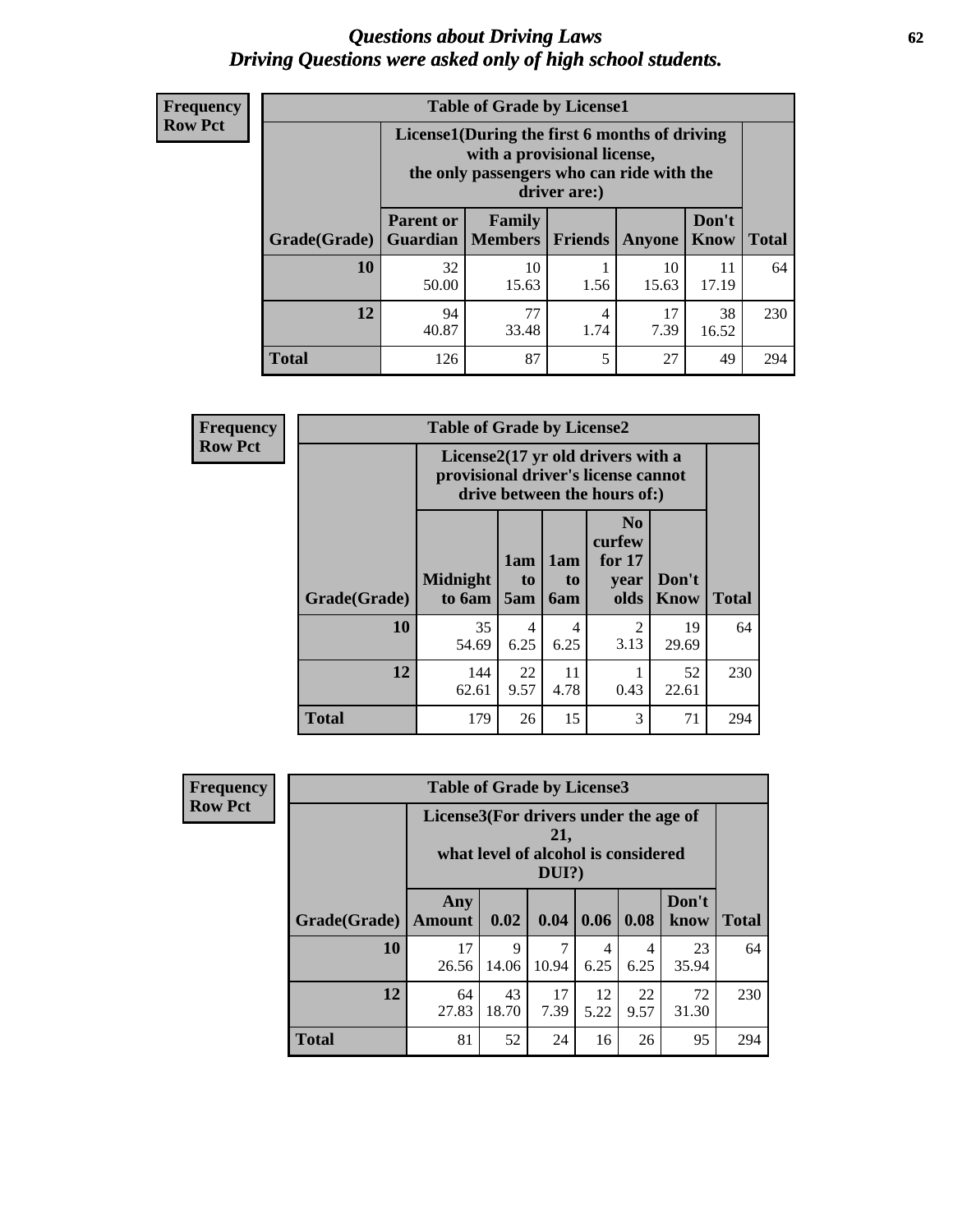# *Questions about Driving Laws*
## *Driving Questions were asked only of high school students.*

**Frequency**
**Row Pct**

**Table of Grade by License1**

| Grade(Grade) | License1(During the first 6 months of driving with a provisional license, the only passengers who can ride with the driver are:) | | | | | Total |
|---|---|---|---|---|---|---|
| | Parent or Guardian | Family Members | Friends | Anyone | Don't Know | |
| **10** | 32<br>50.00 | 10<br>15.63 | 1<br>1.56 | 10<br>15.63 | 11<br>17.19 | 64 |
| **12** | 94<br>40.87 | 77<br>33.48 | 4<br>1.74 | 17<br>7.39 | 38<br>16.52 | 230 |
| **Total** | 126 | 87 | 5 | 27 | 49 | 294 |

**Frequency**
**Row Pct**

**Table of Grade by License2**

| Grade(Grade) | License2(17 yr old drivers with a provisional driver's license cannot drive between the hours of:) | | | | | Total |
|---|---|---|---|---|---|---|
| | Midnight to 6am | 1am to 5am | 1am to 6am | No curfew for 17 year olds | Don't Know | |
| **10** | 35<br>54.69 | 4<br>6.25 | 4<br>6.25 | 2<br>3.13 | 19<br>29.69 | 64 |
| **12** | 144<br>62.61 | 22<br>9.57 | 11<br>4.78 | 1<br>0.43 | 52<br>22.61 | 230 |
| **Total** | 179 | 26 | 15 | 3 | 71 | 294 |

**Frequency**
**Row Pct**

**Table of Grade by License3**

| Grade(Grade) | License3(For drivers under the age of 21, what level of alcohol is considered DUI?) | | | | | | Total |
|---|---|---|---|---|---|---|---|
| | Any Amount | 0.02 | 0.04 | 0.06 | 0.08 | Don't know | |
| **10** | 17<br>26.56 | 9<br>14.06 | 7<br>10.94 | 4<br>6.25 | 4<br>6.25 | 23<br>35.94 | 64 |
| **12** | 64<br>27.83 | 43<br>18.70 | 17<br>7.39 | 12<br>5.22 | 22<br>9.57 | 72<br>31.30 | 230 |
| **Total** | 81 | 52 | 24 | 16 | 26 | 95 | 294 |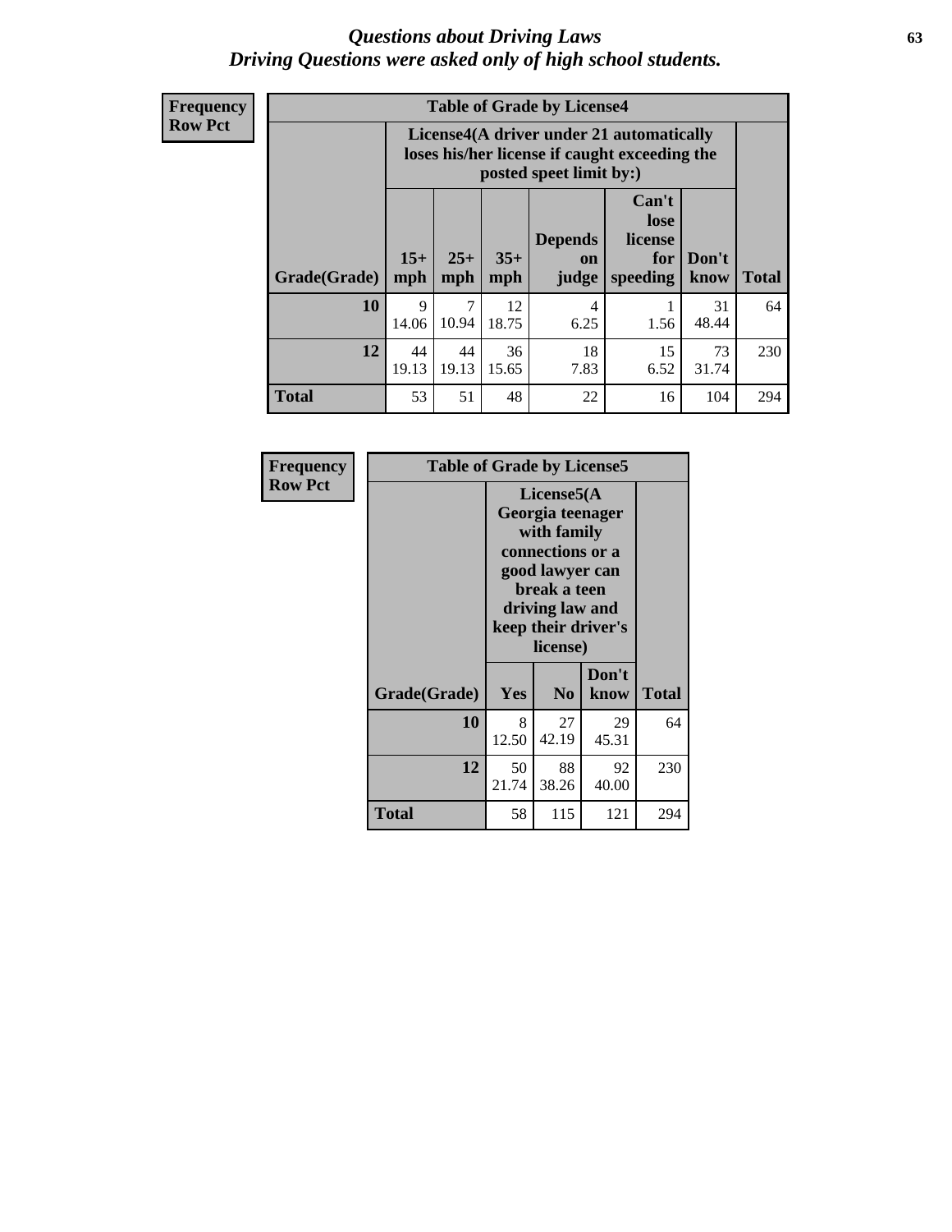# Questions about Driving Laws
## Driving Questions were asked only of high school students.

**Frequency**
**Row Pct**

**Table of Grade by License4**

| Grade(Grade) | License4(A driver under 21 automatically loses his/her license if caught exceeding the posted speet limit by:) | | | | | | Total |
|---|---|---|---|---|---|---|---|
| | 15+ mph | 25+ mph | 35+ mph | Depends on judge | Can't lose license for speeding | Don't know | |
| **10** | 9<br>14.06 | 7<br>10.94 | 12<br>18.75 | 4<br>6.25 | 1<br>1.56 | 31<br>48.44 | 64 |
| **12** | 44<br>19.13 | 44<br>19.13 | 36<br>15.65 | 18<br>7.83 | 15<br>6.52 | 73<br>31.74 | 230 |
| **Total** | 53 | 51 | 48 | 22 | 16 | 104 | 294 |

**Frequency**
**Row Pct**

**Table of Grade by License5**

| Grade(Grade) | License5(A Georgia teenager with family connections or a good lawyer can break a teen driving law and keep their driver's license) | | | Total |
|---|---|---|---|---|
| | Yes | No | Don't know | |
| **10** | 8<br>12.50 | 27<br>42.19 | 29<br>45.31 | 64 |
| **12** | 50<br>21.74 | 88<br>38.26 | 92<br>40.00 | 230 |
| **Total** | 58 | 115 | 121 | 294 |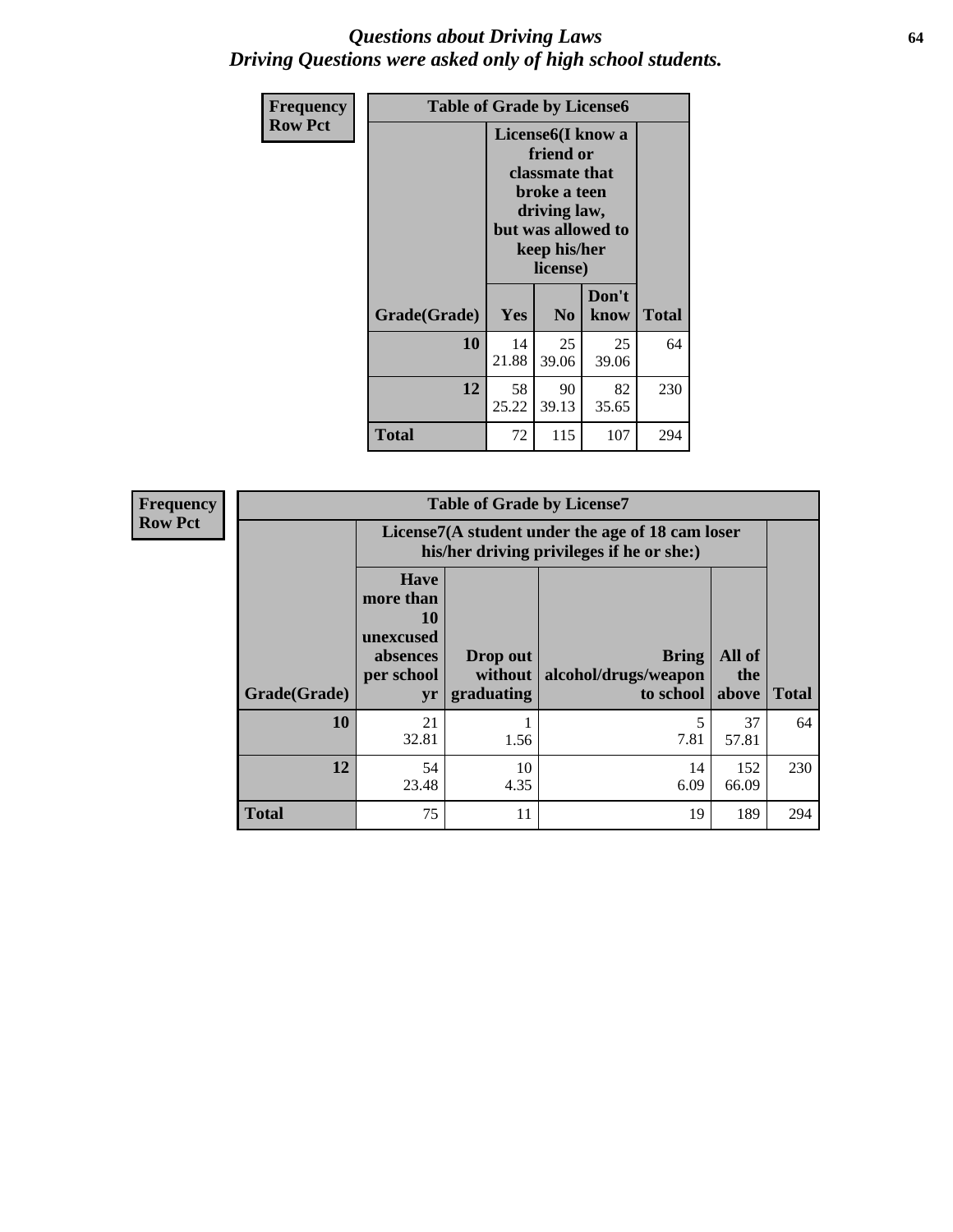# *Questions about Driving Laws*
## *Driving Questions were asked only of high school students.*

**Frequency**
**Row Pct**

| Table of Grade by License6 | | | | |
|---|---|---|---|---|
| | License6(I know a friend or classmate that broke a teen driving law, but was allowed to keep his/her license) | | | |
| Grade(Grade) | Yes | No | Don't know | Total |
| **10** | 14<br>21.88 | 25<br>39.06 | 25<br>39.06 | 64 |
| **12** | 58<br>25.22 | 90<br>39.13 | 82<br>35.65 | 230 |
| **Total** | 72 | 115 | 107 | 294 |

**Frequency**
**Row Pct**

| Table of Grade by License7 | | | | | |
|---|---|---|---|---|---|
| | License7(A student under the age of 18 cam loser his/her driving privileges if he or she:) | | | | |
| Grade(Grade) | Have more than 10 unexcused absences per school yr | Drop out without graduating | Bring alcohol/drugs/weapon to school | All of the above | Total |
| **10** | 21<br>32.81 | 1<br>1.56 | 5<br>7.81 | 37<br>57.81 | 64 |
| **12** | 54<br>23.48 | 10<br>4.35 | 14<br>6.09 | 152<br>66.09 | 230 |
| **Total** | 75 | 11 | 19 | 189 | 294 |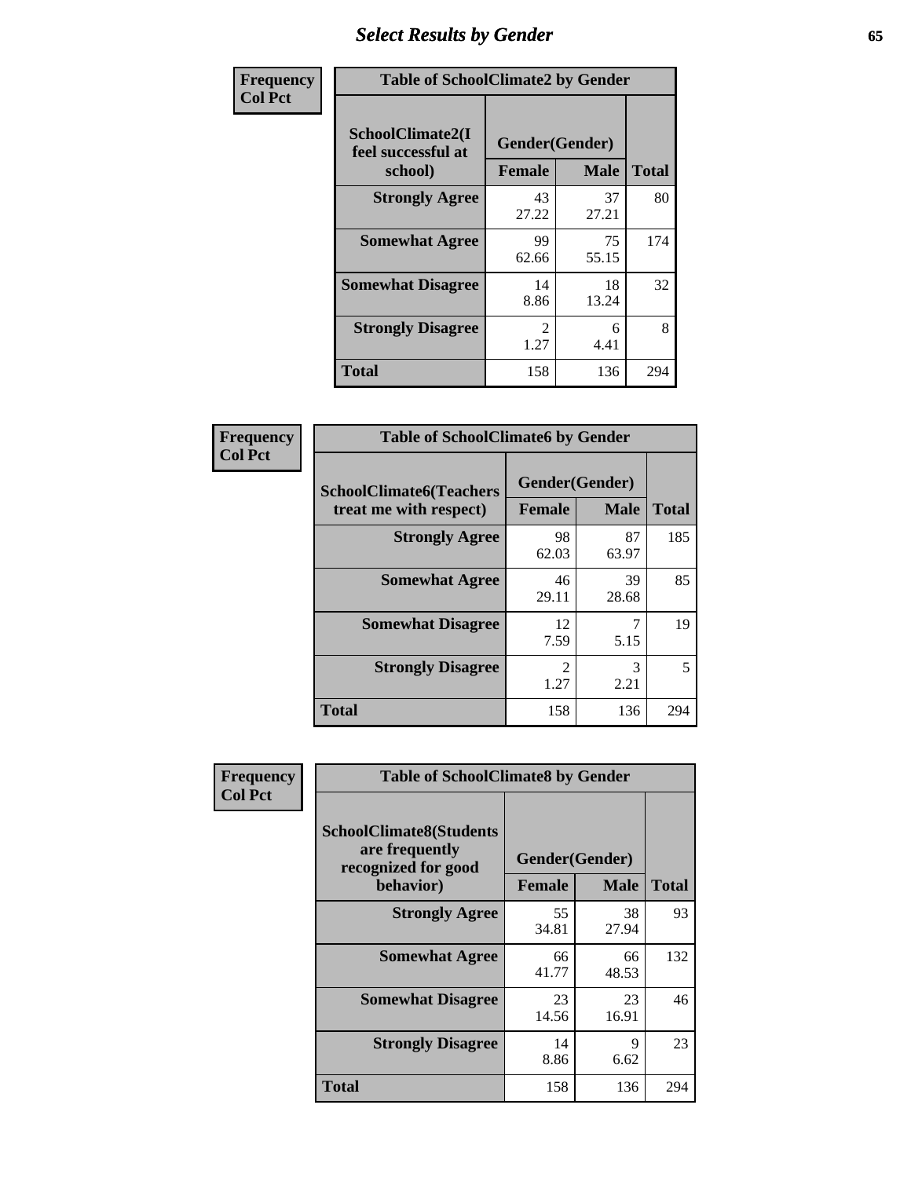# Select Results by Gender

**Frequency**
**Col Pct**

| Table of SchoolClimate2 by Gender | | | |
|---|---|---|---|
| SchoolClimate2(I feel successful at school) | Gender(Gender) | | |
| | Female | Male | Total |
| **Strongly Agree** | 43<br>27.22 | 37<br>27.21 | 80 |
| **Somewhat Agree** | 99<br>62.66 | 75<br>55.15 | 174 |
| **Somewhat Disagree** | 14<br>8.86 | 18<br>13.24 | 32 |
| **Strongly Disagree** | 2<br>1.27 | 6<br>4.41 | 8 |
| **Total** | 158 | 136 | 294 |

**Frequency**
**Col Pct**

| Table of SchoolClimate6 by Gender | | | |
|---|---|---|---|
| SchoolClimate6(Teachers treat me with respect) | Gender(Gender) | | |
| | Female | Male | Total |
| **Strongly Agree** | 98<br>62.03 | 87<br>63.97 | 185 |
| **Somewhat Agree** | 46<br>29.11 | 39<br>28.68 | 85 |
| **Somewhat Disagree** | 12<br>7.59 | 7<br>5.15 | 19 |
| **Strongly Disagree** | 2<br>1.27 | 3<br>2.21 | 5 |
| **Total** | 158 | 136 | 294 |

**Frequency**
**Col Pct**

| Table of SchoolClimate8 by Gender | | | |
|---|---|---|---|
| SchoolClimate8(Students are frequently recognized for good behavior) | Gender(Gender) | | |
| | Female | Male | Total |
| **Strongly Agree** | 55<br>34.81 | 38<br>27.94 | 93 |
| **Somewhat Agree** | 66<br>41.77 | 66<br>48.53 | 132 |
| **Somewhat Disagree** | 23<br>14.56 | 23<br>16.91 | 46 |
| **Strongly Disagree** | 14<br>8.86 | 9<br>6.62 | 23 |
| **Total** | 158 | 136 | 294 |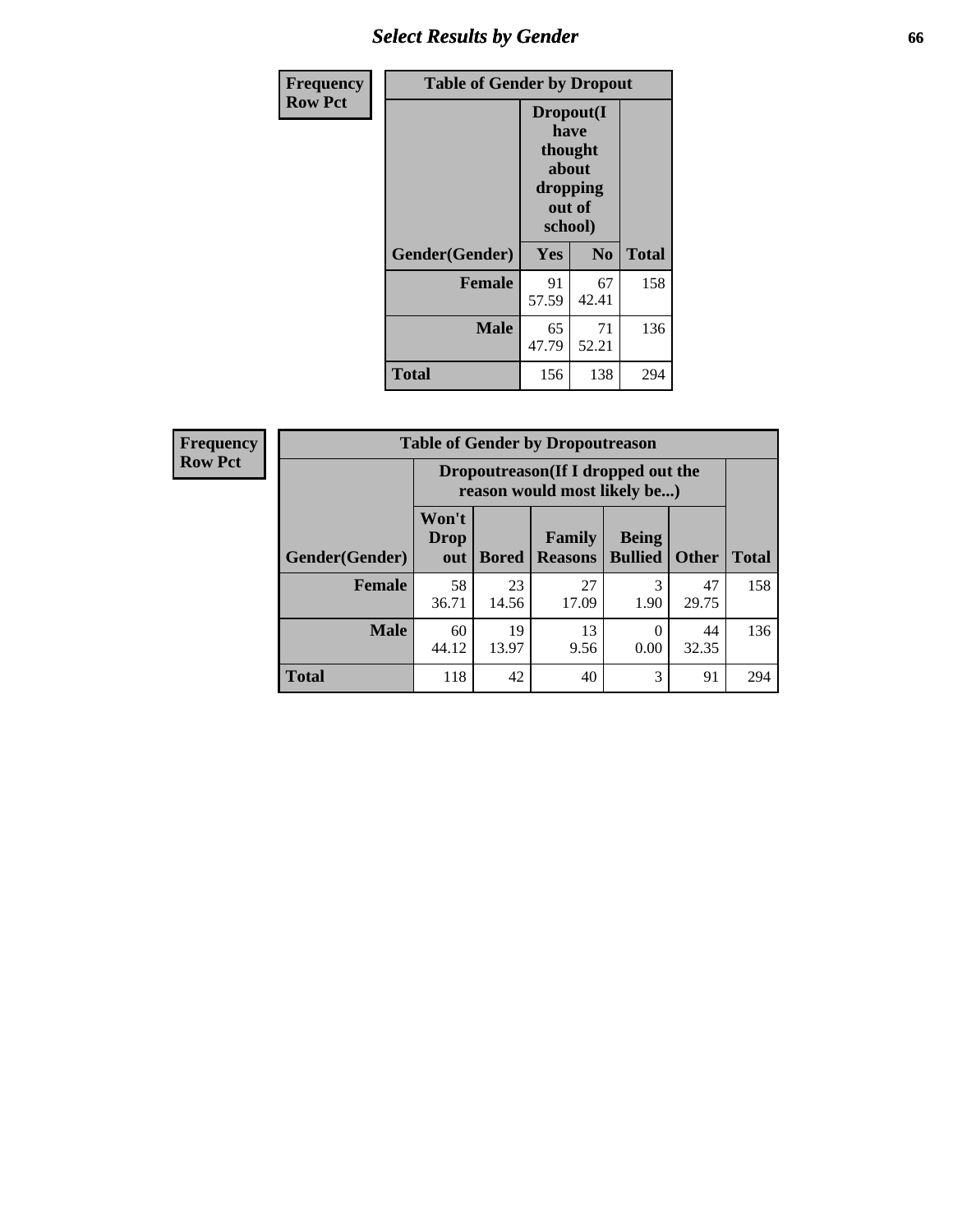## Select Results by Gender

| Frequency Row Pct | Table of Gender by Dropout | | |
|---|---|---|---|
| | Dropout(I have thought about dropping out of school) | | |
| Gender(Gender) | Yes | No | Total |
| Female | 91<br>57.59 | 67<br>42.41 | 158 |
| Male | 65<br>47.79 | 71<br>52.21 | 136 |
| Total | 156 | 138 | 294 |

| Frequency Row Pct | Table of Gender by Dropoutreason | | | | | |
|---|---|---|---|---|---|---|
| | Dropoutreason(If I dropped out the reason would most likely be...) | | | | | |
| Gender(Gender) | Won't Drop out | Bored | Family Reasons | Being Bullied | Other | Total |
| Female | 58<br>36.71 | 23<br>14.56 | 27<br>17.09 | 3<br>1.90 | 47<br>29.75 | 158 |
| Male | 60<br>44.12 | 19<br>13.97 | 13<br>9.56 | 0<br>0.00 | 44<br>32.35 | 136 |
| Total | 118 | 42 | 40 | 3 | 91 | 294 |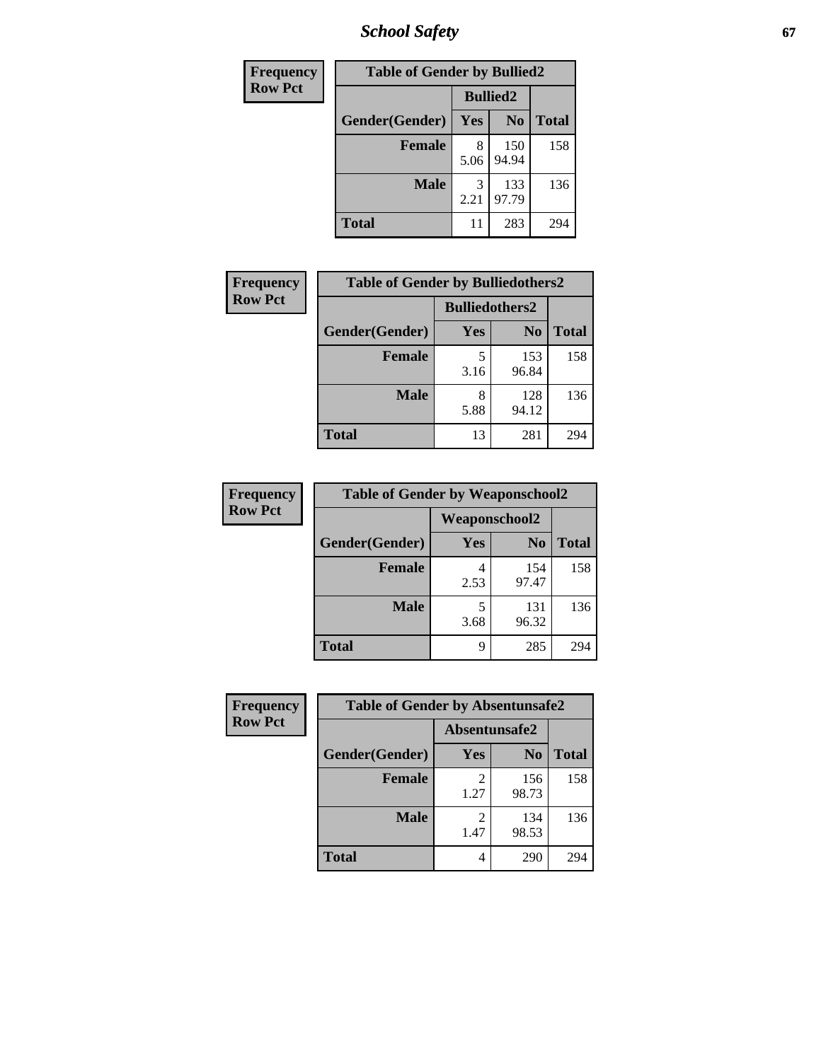# School Safety

| Frequency Row Pct |
|---|

| Table of Gender by Bullied2 | | | |
|---|---|---|---|
| | Bullied2 | | |
| Gender(Gender) | Yes | No | Total |
| Female | 8<br>5.06 | 150<br>94.94 | 158 |
| Male | 3<br>2.21 | 133<br>97.79 | 136 |
| Total | 11 | 283 | 294 |

| Frequency Row Pct |
|---|

| Table of Gender by Bulliedothers2 | | | |
|---|---|---|---|
| | Bulliedothers2 | | |
| Gender(Gender) | Yes | No | Total |
| Female | 5<br>3.16 | 153<br>96.84 | 158 |
| Male | 8<br>5.88 | 128<br>94.12 | 136 |
| Total | 13 | 281 | 294 |

| Frequency Row Pct |
|---|

| Table of Gender by Weaponschool2 | | | |
|---|---|---|---|
| | Weaponschool2 | | |
| Gender(Gender) | Yes | No | Total |
| Female | 4<br>2.53 | 154<br>97.47 | 158 |
| Male | 5<br>3.68 | 131<br>96.32 | 136 |
| Total | 9 | 285 | 294 |

| Frequency Row Pct |
|---|

| Table of Gender by Absentunsafe2 | | | |
|---|---|---|---|
| | Absentunsafe2 | | |
| Gender(Gender) | Yes | No | Total |
| Female | 2<br>1.27 | 156<br>98.73 | 158 |
| Male | 2<br>1.47 | 134<br>98.53 | 136 |
| Total | 4 | 290 | 294 |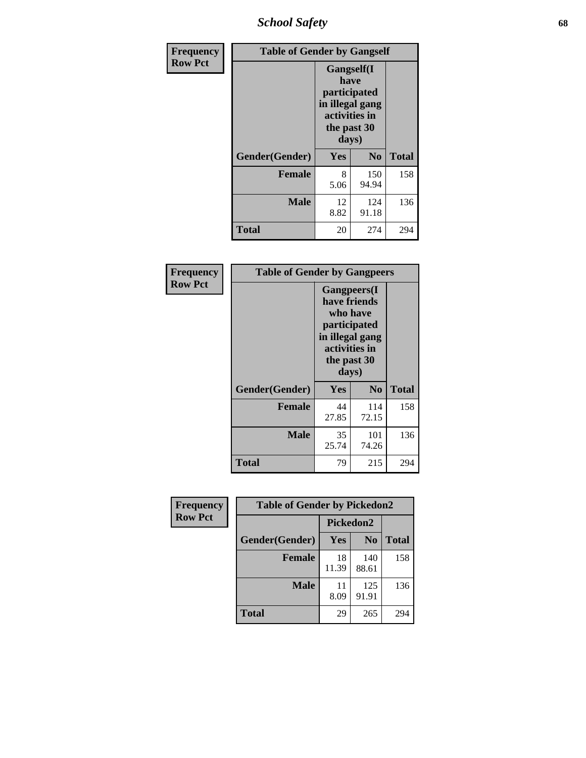| Frequency Row Pct | Table of Gender by Gangself | | |
|---|---|---|---|
| | Gangself(I have participated in illegal gang activities in the past 30 days) | | |
| Gender(Gender) | Yes | No | Total |
| Female | 8<br>5.06 | 150<br>94.94 | 158 |
| Male | 12<br>8.82 | 124<br>91.18 | 136 |
| Total | 20 | 274 | 294 |

| Frequency Row Pct | Table of Gender by Gangpeers | | |
|---|---|---|---|
| | Gangpeers(I have friends who have participated in illegal gang activities in the past 30 days) | | |
| Gender(Gender) | Yes | No | Total |
| Female | 44<br>27.85 | 114<br>72.15 | 158 |
| Male | 35<br>25.74 | 101<br>74.26 | 136 |
| Total | 79 | 215 | 294 |

| Frequency Row Pct | Table of Gender by Pickedon2 | | |
|---|---|---|---|
| | Pickedon2 | | |
| Gender(Gender) | Yes | No | Total |
| Female | 18<br>11.39 | 140<br>88.61 | 158 |
| Male | 11<br>8.09 | 125<br>91.91 | 136 |
| Total | 29 | 265 | 294 |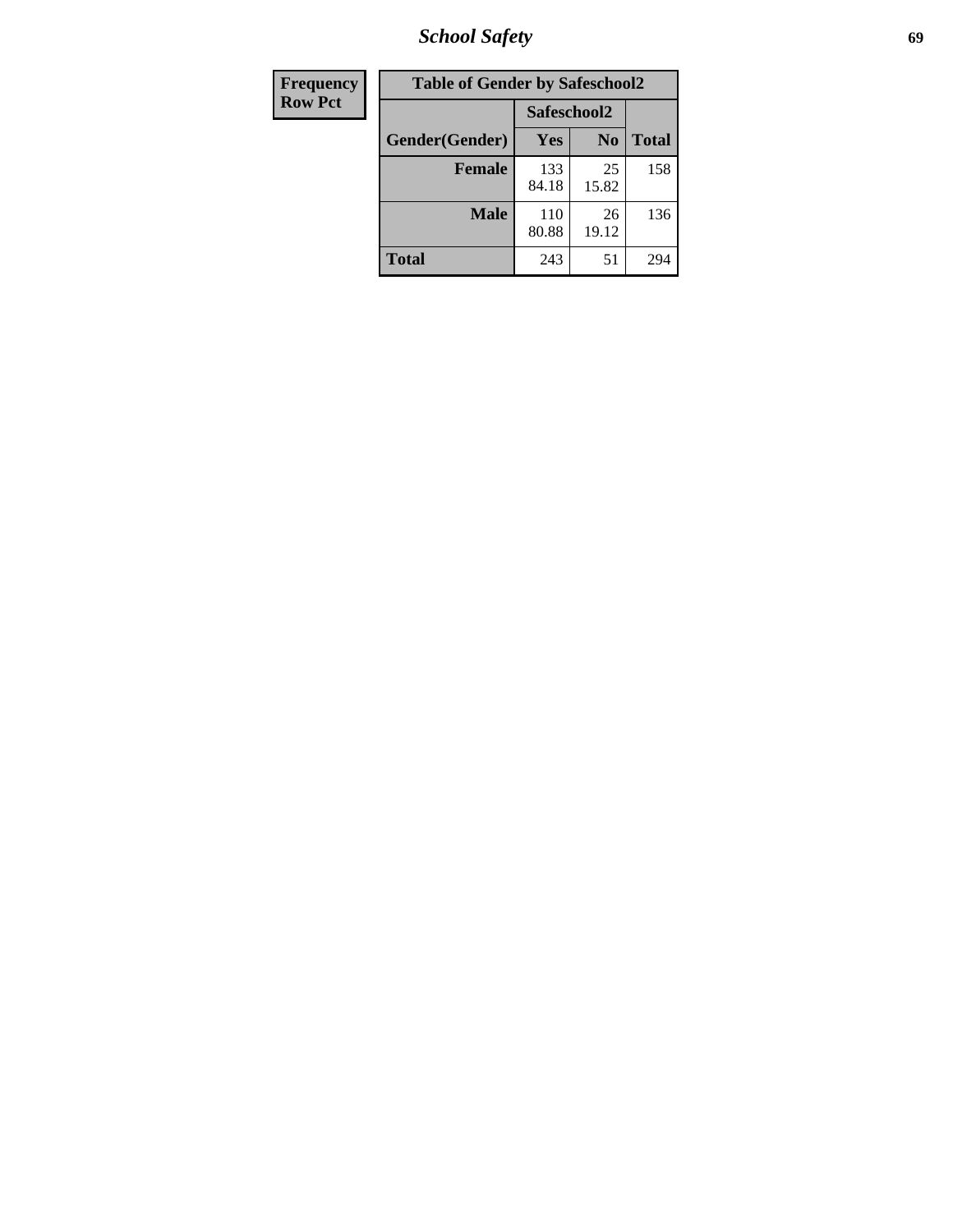| Frequency Row Pct |
|---|

| Table of Gender by Safeschool2 | | | |
|---|---|---|---|
| | Safeschool2 | | |
| Gender(Gender) | Yes | No | Total |
| Female | 133 84.18 | 25 15.82 | 158 |
| Male | 110 80.88 | 26 19.12 | 136 |
| Total | 243 | 51 | 294 |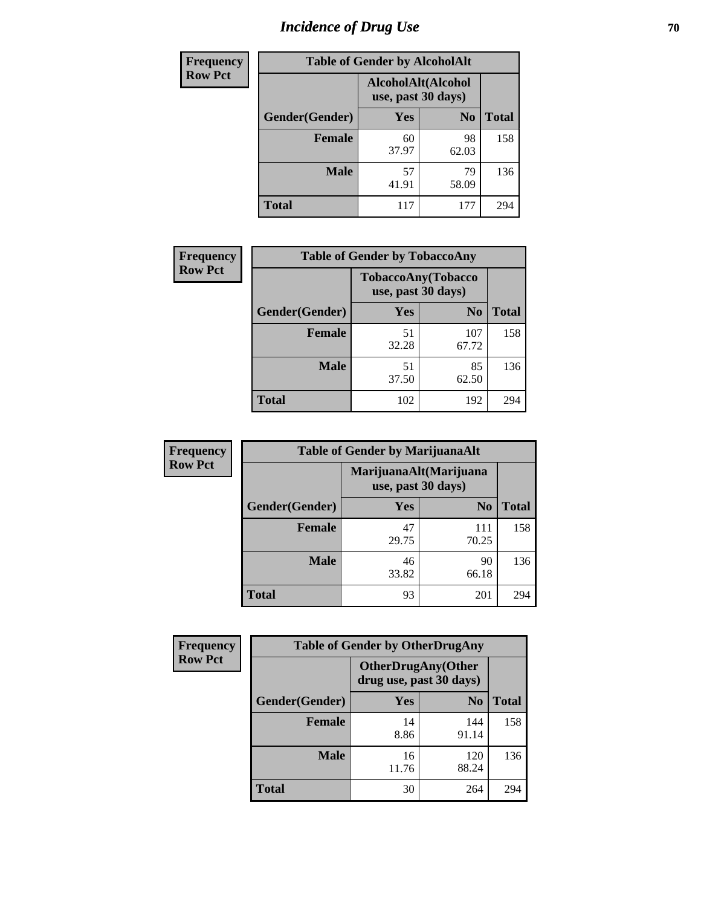# Incidence of Drug Use

| Frequency<br>Row Pct | Table of Gender by AlcoholAlt | | |
|---|---|---|---|
| | AlcoholAlt(Alcohol use, past 30 days) | | |
| Gender(Gender) | Yes | No | Total |
| Female | 60<br>37.97 | 98<br>62.03 | 158 |
| Male | 57<br>41.91 | 79<br>58.09 | 136 |
| Total | 117 | 177 | 294 |

| Frequency<br>Row Pct | Table of Gender by TobaccoAny | | |
|---|---|---|---|
| | TobaccoAny(Tobacco use, past 30 days) | | |
| Gender(Gender) | Yes | No | Total |
| Female | 51<br>32.28 | 107<br>67.72 | 158 |
| Male | 51<br>37.50 | 85<br>62.50 | 136 |
| Total | 102 | 192 | 294 |

| Frequency<br>Row Pct | Table of Gender by MarijuanaAlt | | |
|---|---|---|---|
| | MarijuanaAlt(Marijuana use, past 30 days) | | |
| Gender(Gender) | Yes | No | Total |
| Female | 47<br>29.75 | 111<br>70.25 | 158 |
| Male | 46<br>33.82 | 90<br>66.18 | 136 |
| Total | 93 | 201 | 294 |

| Frequency<br>Row Pct | Table of Gender by OtherDrugAny | | |
|---|---|---|---|
| | OtherDrugAny(Other drug use, past 30 days) | | |
| Gender(Gender) | Yes | No | Total |
| Female | 14<br>8.86 | 144<br>91.14 | 158 |
| Male | 16<br>11.76 | 120<br>88.24 | 136 |
| Total | 30 | 264 | 294 |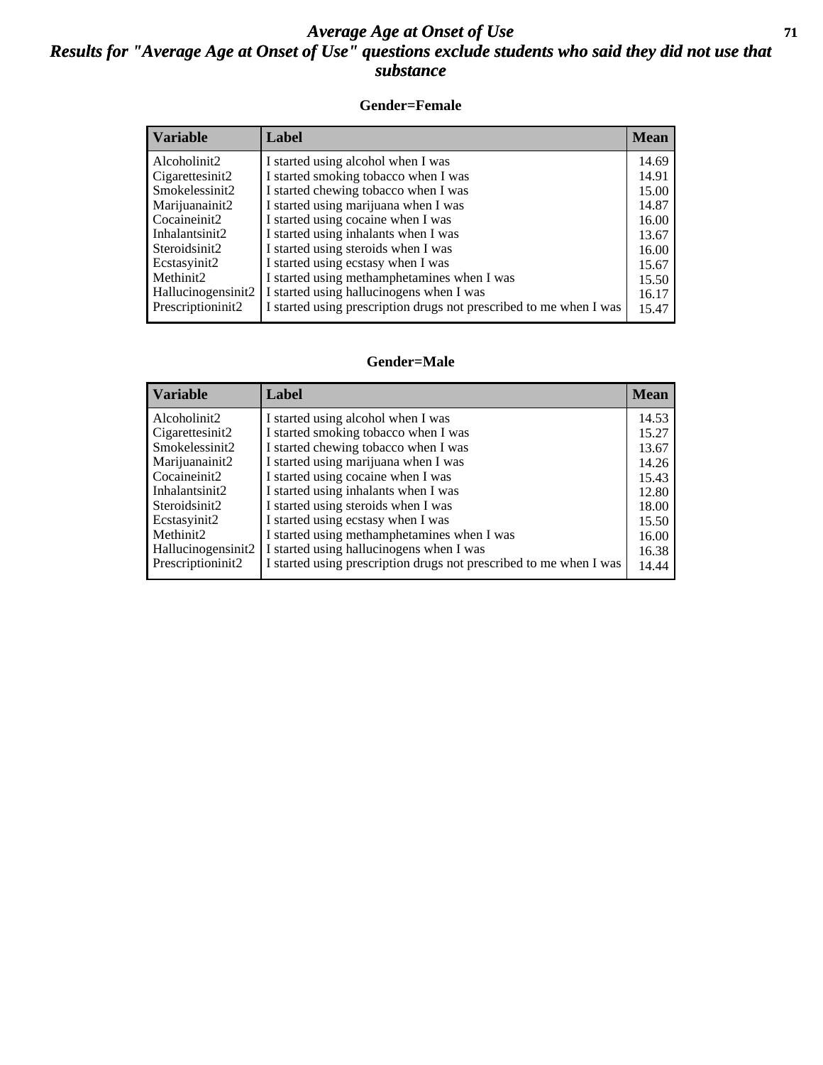# Average Age at Onset of Use

## Results for "Average Age at Onset of Use" questions exclude students who said they did not use that substance

### Gender=Female

| Variable | Label | Mean |
|---|---|---|
| Alcoholinit2 | I started using alcohol when I was | 14.69 |
| Cigarettesinit2 | I started smoking tobacco when I was | 14.91 |
| Smokelessinit2 | I started chewing tobacco when I was | 15.00 |
| Marijuanainit2 | I started using marijuana when I was | 14.87 |
| Cocaineinit2 | I started using cocaine when I was | 16.00 |
| Inhalantsinit2 | I started using inhalants when I was | 13.67 |
| Steroidsinit2 | I started using steroids when I was | 16.00 |
| Ecstasyinit2 | I started using ecstasy when I was | 15.67 |
| Methinit2 | I started using methamphetamines when I was | 15.50 |
| Hallucinogensinit2 | I started using hallucinogens when I was | 16.17 |
| Prescriptioninit2 | I started using prescription drugs not prescribed to me when I was | 15.47 |

### Gender=Male

| Variable | Label | Mean |
|---|---|---|
| Alcoholinit2 | I started using alcohol when I was | 14.53 |
| Cigarettesinit2 | I started smoking tobacco when I was | 15.27 |
| Smokelessinit2 | I started chewing tobacco when I was | 13.67 |
| Marijuanainit2 | I started using marijuana when I was | 14.26 |
| Cocaineinit2 | I started using cocaine when I was | 15.43 |
| Inhalantsinit2 | I started using inhalants when I was | 12.80 |
| Steroidsinit2 | I started using steroids when I was | 18.00 |
| Ecstasyinit2 | I started using ecstasy when I was | 15.50 |
| Methinit2 | I started using methamphetamines when I was | 16.00 |
| Hallucinogensinit2 | I started using hallucinogens when I was | 16.38 |
| Prescriptioninit2 | I started using prescription drugs not prescribed to me when I was | 14.44 |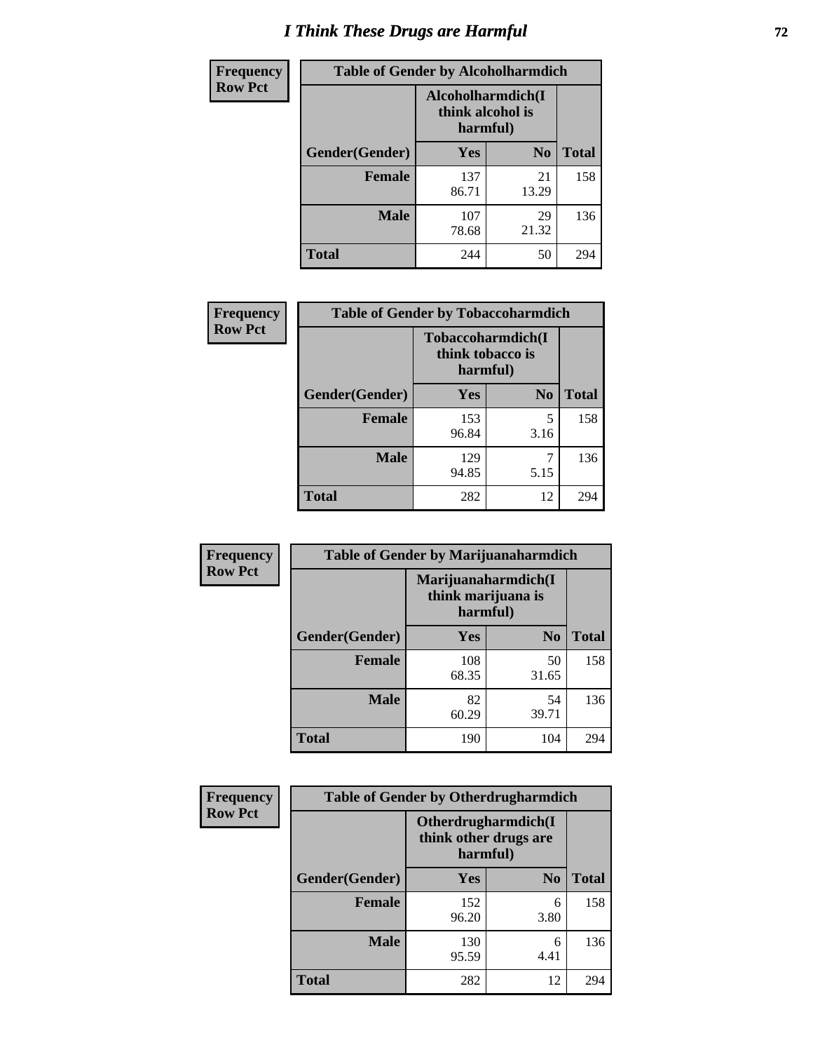# I Think These Drugs are Harmful

**Frequency**
**Row Pct**

| Table of Gender by Alcoholharmdich | | | |
|---|---|---|---|
| | Alcoholharmdich(I think alcohol is harmful) | | |
| Gender(Gender) | Yes | No | Total |
| Female | 137<br>86.71 | 21<br>13.29 | 158 |
| Male | 107<br>78.68 | 29<br>21.32 | 136 |
| Total | 244 | 50 | 294 |

**Frequency**
**Row Pct**

| Table of Gender by Tobaccoharmdich | | | |
|---|---|---|---|
| | Tobaccoharmdich(I think tobacco is harmful) | | |
| Gender(Gender) | Yes | No | Total |
| Female | 153<br>96.84 | 5<br>3.16 | 158 |
| Male | 129<br>94.85 | 7<br>5.15 | 136 |
| Total | 282 | 12 | 294 |

**Frequency**
**Row Pct**

| Table of Gender by Marijuanaharmdich | | | |
|---|---|---|---|
| | Marijuanaharmdich(I think marijuana is harmful) | | |
| Gender(Gender) | Yes | No | Total |
| Female | 108<br>68.35 | 50<br>31.65 | 158 |
| Male | 82<br>60.29 | 54<br>39.71 | 136 |
| Total | 190 | 104 | 294 |

**Frequency**
**Row Pct**

| Table of Gender by Otherdrugharmdich | | | |
|---|---|---|---|
| | Otherdrugharmdich(I think other drugs are harmful) | | |
| Gender(Gender) | Yes | No | Total |
| Female | 152<br>96.20 | 6<br>3.80 | 158 |
| Male | 130<br>95.59 | 6<br>4.41 | 136 |
| Total | 282 | 12 | 294 |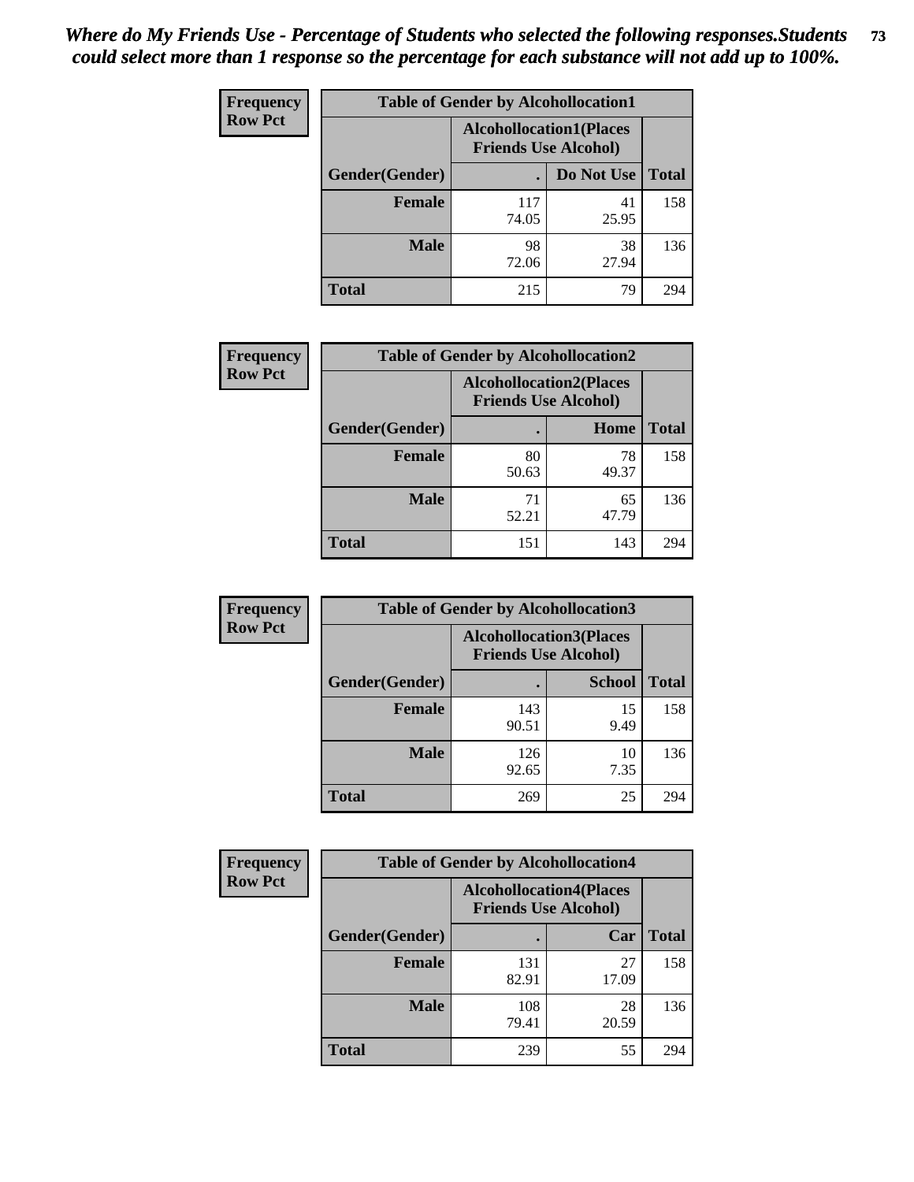*Where do My Friends Use - Percentage of Students who selected the following responses.Students could select more than 1 response so the percentage for each substance will not add up to 100%.*

**Frequency**
**Row Pct**

| Table of Gender by Alcohollocation1 | | | |
|---|---|---|---|
| | Alcohollocation1(Places Friends Use Alcohol) | | |
| Gender(Gender) | . | Do Not Use | Total |
| **Female** | 117<br>74.05 | 41<br>25.95 | 158 |
| **Male** | 98<br>72.06 | 38<br>27.94 | 136 |
| **Total** | 215 | 79 | 294 |

**Frequency**
**Row Pct**

| Table of Gender by Alcohollocation2 | | | |
|---|---|---|---|
| | Alcohollocation2(Places Friends Use Alcohol) | | |
| Gender(Gender) | . | Home | Total |
| **Female** | 80<br>50.63 | 78<br>49.37 | 158 |
| **Male** | 71<br>52.21 | 65<br>47.79 | 136 |
| **Total** | 151 | 143 | 294 |

**Frequency**
**Row Pct**

| Table of Gender by Alcohollocation3 | | | |
|---|---|---|---|
| | Alcohollocation3(Places Friends Use Alcohol) | | |
| Gender(Gender) | . | School | Total |
| **Female** | 143<br>90.51 | 15<br>9.49 | 158 |
| **Male** | 126<br>92.65 | 10<br>7.35 | 136 |
| **Total** | 269 | 25 | 294 |

**Frequency**
**Row Pct**

| Table of Gender by Alcohollocation4 | | | |
|---|---|---|---|
| | Alcohollocation4(Places Friends Use Alcohol) | | |
| Gender(Gender) | . | Car | Total |
| **Female** | 131<br>82.91 | 27<br>17.09 | 158 |
| **Male** | 108<br>79.41 | 28<br>20.59 | 136 |
| **Total** | 239 | 55 | 294 |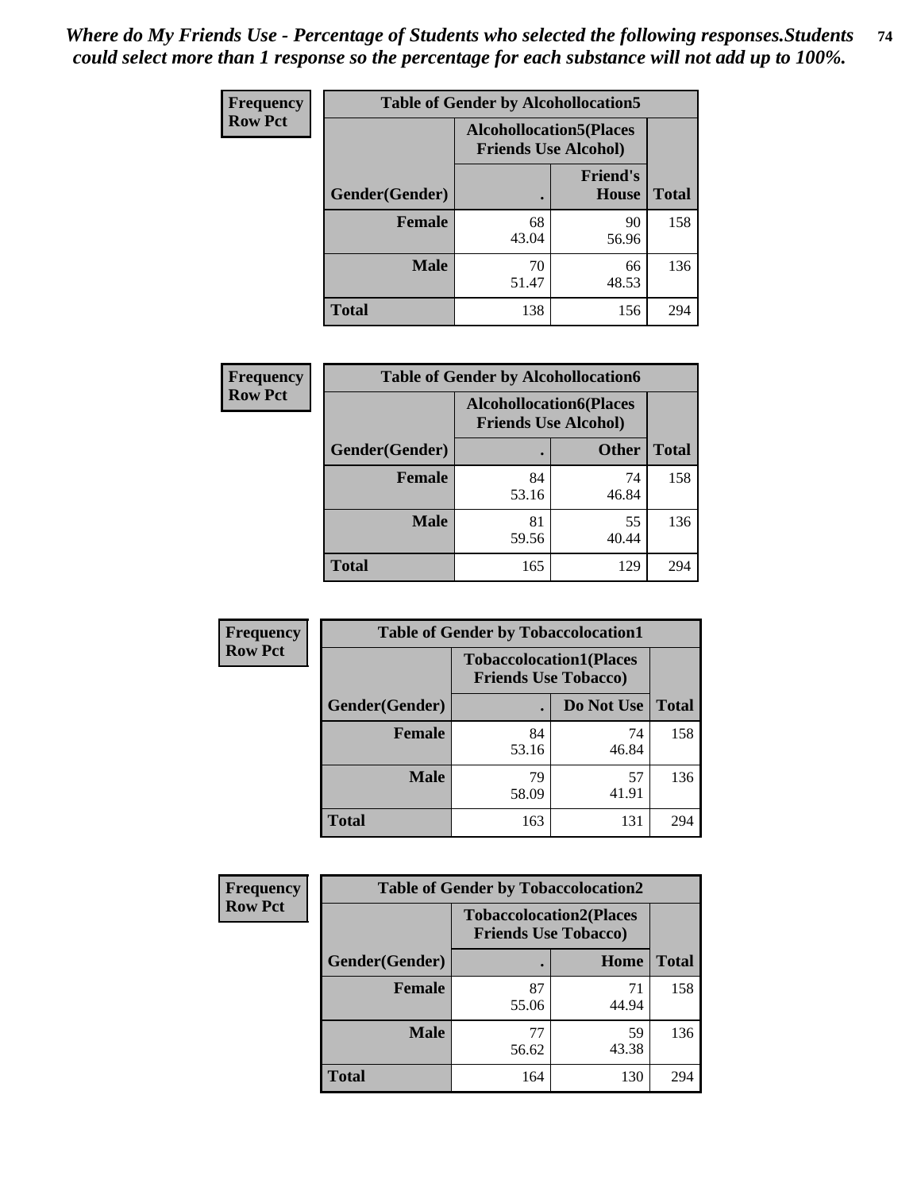*Where do My Friends Use - Percentage of Students who selected the following responses.Students could select more than 1 response so the percentage for each substance will not add up to 100%.*

**Frequency / Row Pct**

**Table of Gender by Alcohollocation5**

| Gender(Gender) | Alcohollocation5(Places Friends Use Alcohol): . | Alcohollocation5(Places Friends Use Alcohol): Friend's House | Total |
|---|---|---|---|
| **Female** | 68<br>43.04 | 90<br>56.96 | 158 |
| **Male** | 70<br>51.47 | 66<br>48.53 | 136 |
| **Total** | 138 | 156 | 294 |

**Frequency / Row Pct**

**Table of Gender by Alcohollocation6**

| Gender(Gender) | Alcohollocation6(Places Friends Use Alcohol): . | Alcohollocation6(Places Friends Use Alcohol): Other | Total |
|---|---|---|---|
| **Female** | 84<br>53.16 | 74<br>46.84 | 158 |
| **Male** | 81<br>59.56 | 55<br>40.44 | 136 |
| **Total** | 165 | 129 | 294 |

**Frequency / Row Pct**

**Table of Gender by Tobaccolocation1**

| Gender(Gender) | Tobaccolocation1(Places Friends Use Tobacco): . | Tobaccolocation1(Places Friends Use Tobacco): Do Not Use | Total |
|---|---|---|---|
| **Female** | 84<br>53.16 | 74<br>46.84 | 158 |
| **Male** | 79<br>58.09 | 57<br>41.91 | 136 |
| **Total** | 163 | 131 | 294 |

**Frequency / Row Pct**

**Table of Gender by Tobaccolocation2**

| Gender(Gender) | Tobaccolocation2(Places Friends Use Tobacco): . | Tobaccolocation2(Places Friends Use Tobacco): Home | Total |
|---|---|---|---|
| **Female** | 87<br>55.06 | 71<br>44.94 | 158 |
| **Male** | 77<br>56.62 | 59<br>43.38 | 136 |
| **Total** | 164 | 130 | 294 |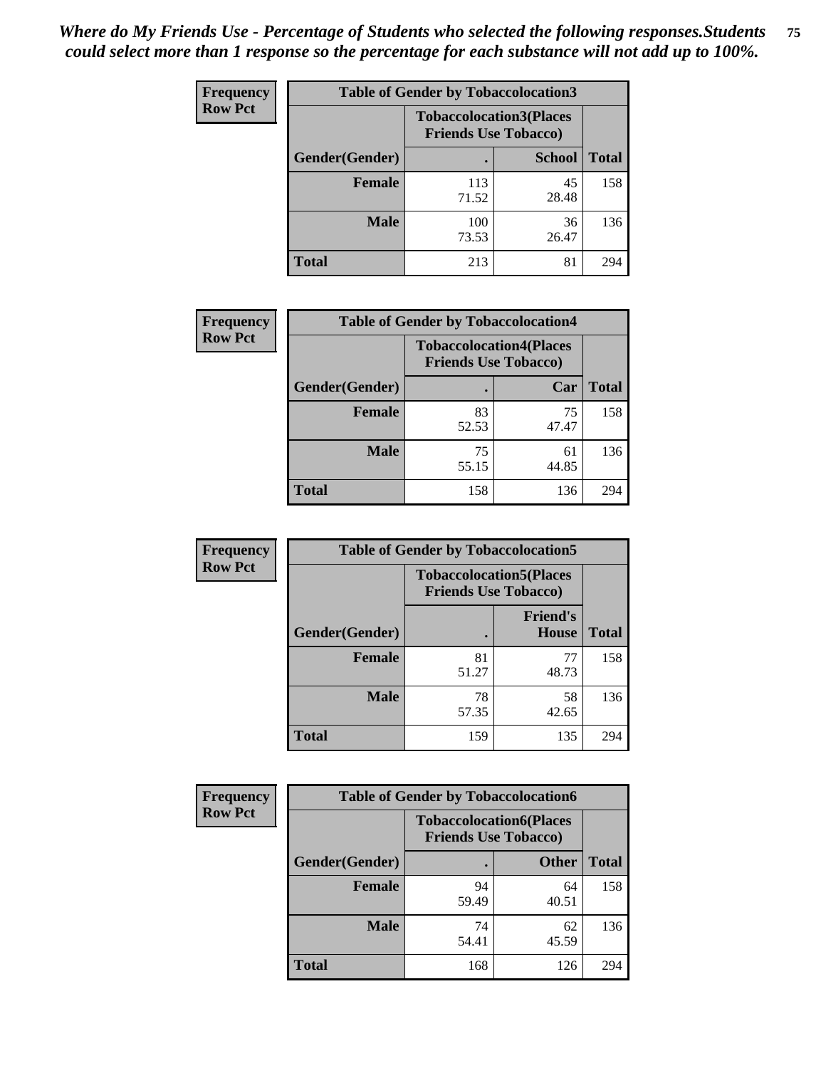*Where do My Friends Use - Percentage of Students who selected the following responses.Students could select more than 1 response so the percentage for each substance will not add up to 100%.*

**Frequency**
**Row Pct**

| Table of Gender by Tobaccolocation3 | | | |
|---|---|---|---|
| | Tobaccolocation3(Places Friends Use Tobacco) | | |
| Gender(Gender) | . | School | Total |
| **Female** | 113<br>71.52 | 45<br>28.48 | 158 |
| **Male** | 100<br>73.53 | 36<br>26.47 | 136 |
| **Total** | 213 | 81 | 294 |

**Frequency**
**Row Pct**

| Table of Gender by Tobaccolocation4 | | | |
|---|---|---|---|
| | Tobaccolocation4(Places Friends Use Tobacco) | | |
| Gender(Gender) | . | Car | Total |
| **Female** | 83<br>52.53 | 75<br>47.47 | 158 |
| **Male** | 75<br>55.15 | 61<br>44.85 | 136 |
| **Total** | 158 | 136 | 294 |

**Frequency**
**Row Pct**

| Table of Gender by Tobaccolocation5 | | | |
|---|---|---|---|
| | Tobaccolocation5(Places Friends Use Tobacco) | | |
| Gender(Gender) | . | Friend's House | Total |
| **Female** | 81<br>51.27 | 77<br>48.73 | 158 |
| **Male** | 78<br>57.35 | 58<br>42.65 | 136 |
| **Total** | 159 | 135 | 294 |

**Frequency**
**Row Pct**

| Table of Gender by Tobaccolocation6 | | | |
|---|---|---|---|
| | Tobaccolocation6(Places Friends Use Tobacco) | | |
| Gender(Gender) | . | Other | Total |
| **Female** | 94<br>59.49 | 64<br>40.51 | 158 |
| **Male** | 74<br>54.41 | 62<br>45.59 | 136 |
| **Total** | 168 | 126 | 294 |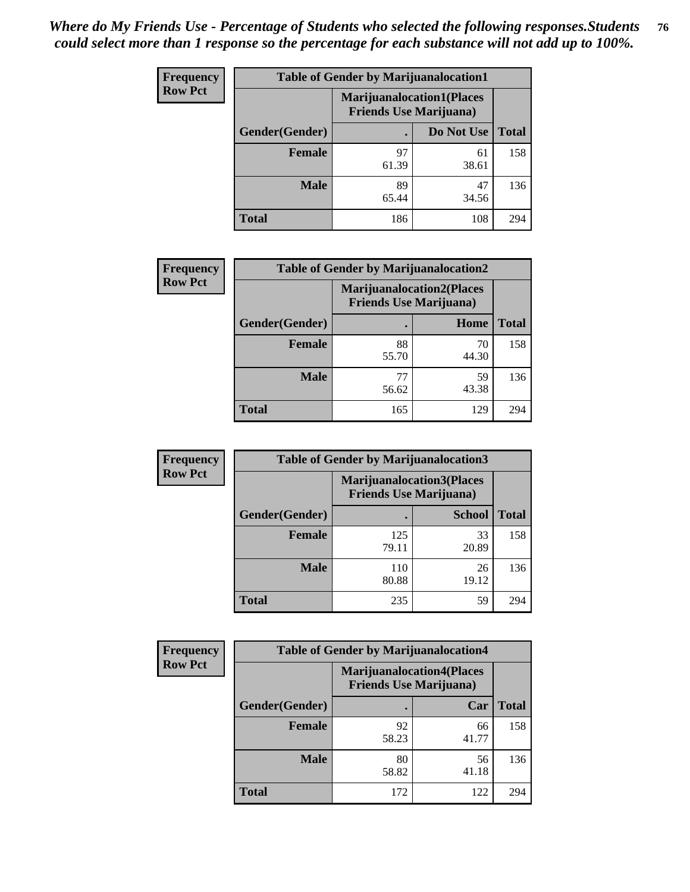*Where do My Friends Use - Percentage of Students who selected the following responses.Students could select more than 1 response so the percentage for each substance will not add up to 100%.*

**Frequency**
**Row Pct**

| Table of Gender by Marijuanalocation1 | | | |
|---|---|---|---|
| | Marijuanalocation1(Places Friends Use Marijuana) | | |
| Gender(Gender) | . | Do Not Use | Total |
| Female | 97<br>61.39 | 61<br>38.61 | 158 |
| Male | 89<br>65.44 | 47<br>34.56 | 136 |
| Total | 186 | 108 | 294 |

**Frequency**
**Row Pct**

| Table of Gender by Marijuanalocation2 | | | |
|---|---|---|---|
| | Marijuanalocation2(Places Friends Use Marijuana) | | |
| Gender(Gender) | . | Home | Total |
| Female | 88<br>55.70 | 70<br>44.30 | 158 |
| Male | 77<br>56.62 | 59<br>43.38 | 136 |
| Total | 165 | 129 | 294 |

**Frequency**
**Row Pct**

| Table of Gender by Marijuanalocation3 | | | |
|---|---|---|---|
| | Marijuanalocation3(Places Friends Use Marijuana) | | |
| Gender(Gender) | . | School | Total |
| Female | 125<br>79.11 | 33<br>20.89 | 158 |
| Male | 110<br>80.88 | 26<br>19.12 | 136 |
| Total | 235 | 59 | 294 |

**Frequency**
**Row Pct**

| Table of Gender by Marijuanalocation4 | | | |
|---|---|---|---|
| | Marijuanalocation4(Places Friends Use Marijuana) | | |
| Gender(Gender) | . | Car | Total |
| Female | 92<br>58.23 | 66<br>41.77 | 158 |
| Male | 80<br>58.82 | 56<br>41.18 | 136 |
| Total | 172 | 122 | 294 |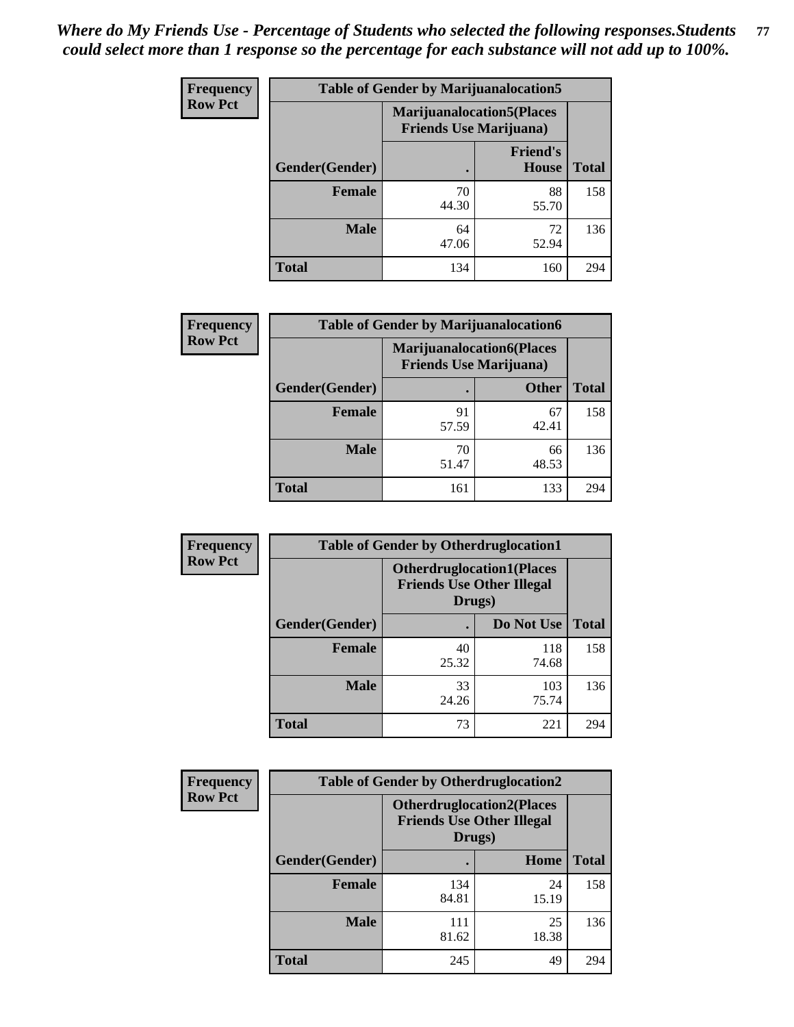*Where do My Friends Use - Percentage of Students who selected the following responses.Students could select more than 1 response so the percentage for each substance will not add up to 100%.*

**Frequency Row Pct**

| Table of Gender by Marijuanalocation5 | | | |
|---|---|---|---|
| | Marijuanalocation5(Places Friends Use Marijuana) | | |
| Gender(Gender) | . | Friend's House | Total |
| **Female** | 70<br>44.30 | 88<br>55.70 | 158 |
| **Male** | 64<br>47.06 | 72<br>52.94 | 136 |
| **Total** | 134 | 160 | 294 |

**Frequency Row Pct**

| Table of Gender by Marijuanalocation6 | | | |
|---|---|---|---|
| | Marijuanalocation6(Places Friends Use Marijuana) | | |
| Gender(Gender) | . | Other | Total |
| **Female** | 91<br>57.59 | 67<br>42.41 | 158 |
| **Male** | 70<br>51.47 | 66<br>48.53 | 136 |
| **Total** | 161 | 133 | 294 |

**Frequency Row Pct**

| Table of Gender by Otherdruglocation1 | | | |
|---|---|---|---|
| | Otherdruglocation1(Places Friends Use Other Illegal Drugs) | | |
| Gender(Gender) | . | Do Not Use | Total |
| **Female** | 40<br>25.32 | 118<br>74.68 | 158 |
| **Male** | 33<br>24.26 | 103<br>75.74 | 136 |
| **Total** | 73 | 221 | 294 |

**Frequency Row Pct**

| Table of Gender by Otherdruglocation2 | | | |
|---|---|---|---|
| | Otherdruglocation2(Places Friends Use Other Illegal Drugs) | | |
| Gender(Gender) | . | Home | Total |
| **Female** | 134<br>84.81 | 24<br>15.19 | 158 |
| **Male** | 111<br>81.62 | 25<br>18.38 | 136 |
| **Total** | 245 | 49 | 294 |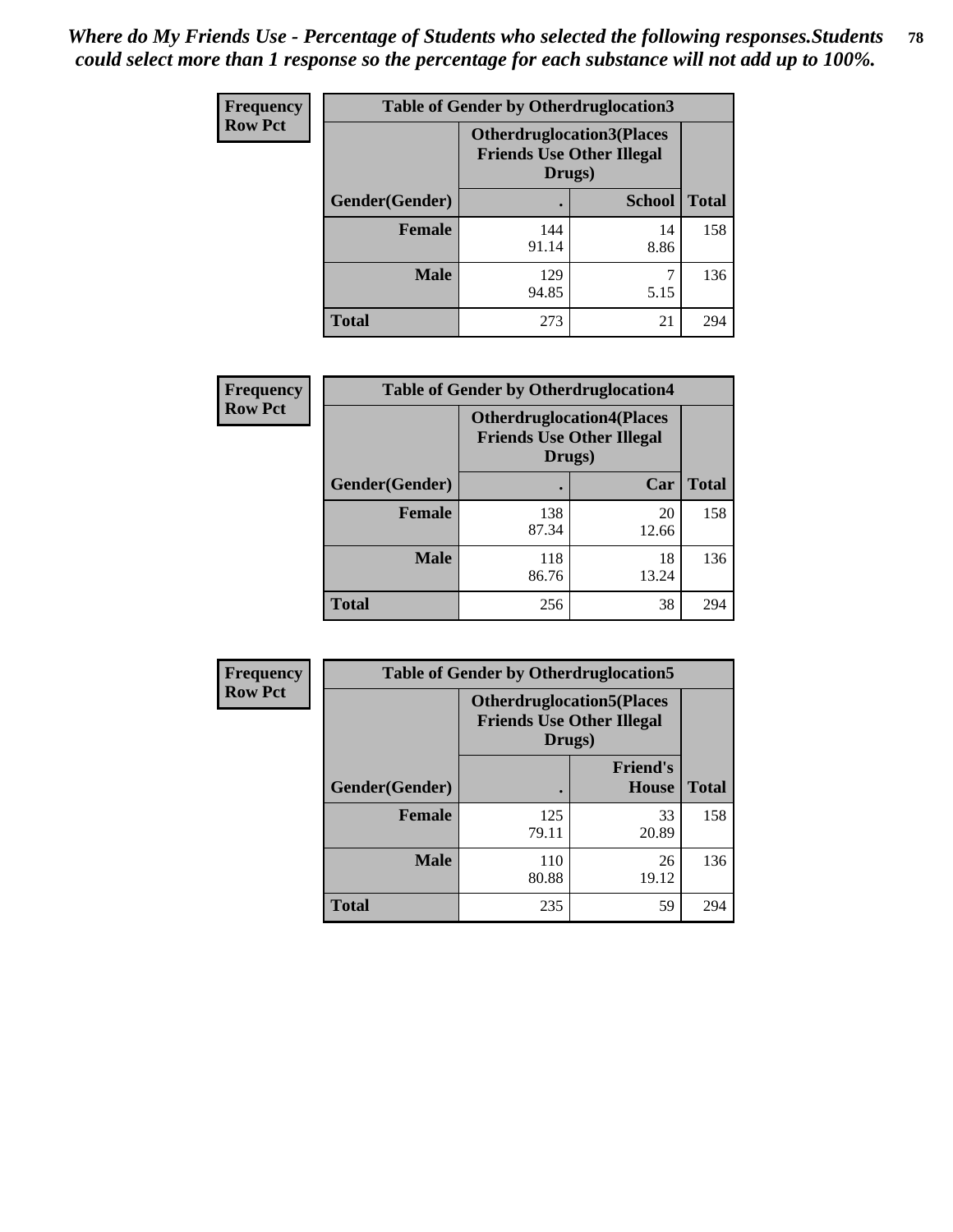*Where do My Friends Use - Percentage of Students who selected the following responses.Students could select more than 1 response so the percentage for each substance will not add up to 100%.*

**Frequency**
**Row Pct**

| Table of Gender by Otherdruglocation3 | | | |
|---|---|---|---|
| | Otherdruglocation3(Places Friends Use Other Illegal Drugs) | | |
| Gender(Gender) | . | School | Total |
| Female | 144<br>91.14 | 14<br>8.86 | 158 |
| Male | 129<br>94.85 | 7<br>5.15 | 136 |
| Total | 273 | 21 | 294 |

**Frequency**
**Row Pct**

| Table of Gender by Otherdruglocation4 | | | |
|---|---|---|---|
| | Otherdruglocation4(Places Friends Use Other Illegal Drugs) | | |
| Gender(Gender) | . | Car | Total |
| Female | 138<br>87.34 | 20<br>12.66 | 158 |
| Male | 118<br>86.76 | 18<br>13.24 | 136 |
| Total | 256 | 38 | 294 |

**Frequency**
**Row Pct**

| Table of Gender by Otherdruglocation5 | | | |
|---|---|---|---|
| | Otherdruglocation5(Places Friends Use Other Illegal Drugs) | | |
| Gender(Gender) | . | Friend's House | Total |
| Female | 125<br>79.11 | 33<br>20.89 | 158 |
| Male | 110<br>80.88 | 26<br>19.12 | 136 |
| Total | 235 | 59 | 294 |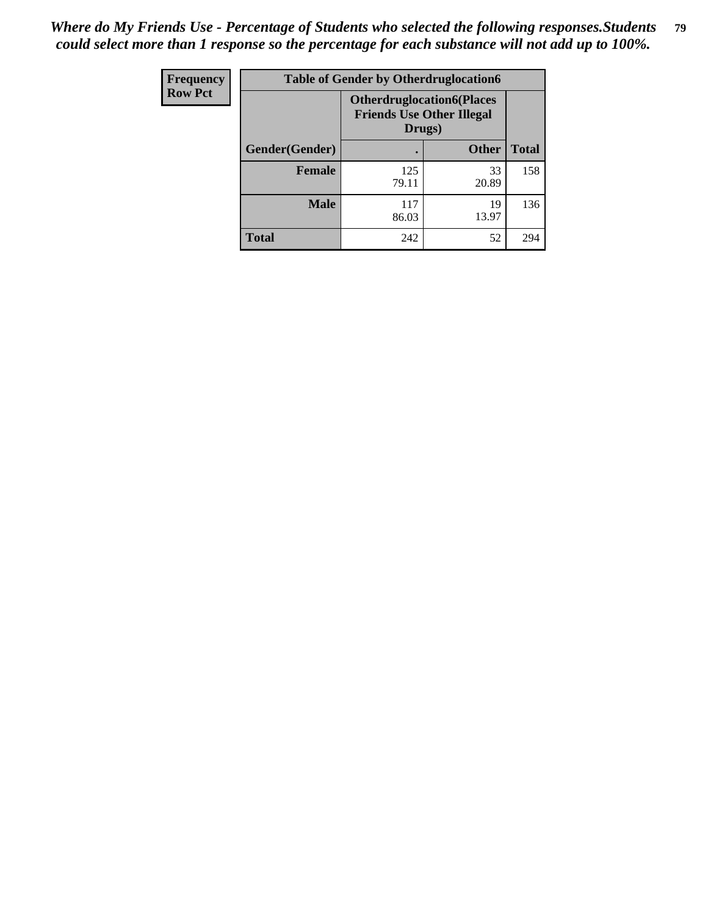*Where do My Friends Use - Percentage of Students who selected the following responses.Students could select more than 1 response so the percentage for each substance will not add up to 100%.*

| Frequency<br>Row Pct | Table of Gender by Otherdruglocation6 | | |
|---|---|---|---|
| | Otherdruglocation6(Places Friends Use Other Illegal Drugs) | | |
| Gender(Gender) | . | Other | Total |
| Female | 125<br>79.11 | 33<br>20.89 | 158 |
| Male | 117<br>86.03 | 19<br>13.97 | 136 |
| Total | 242 | 52 | 294 |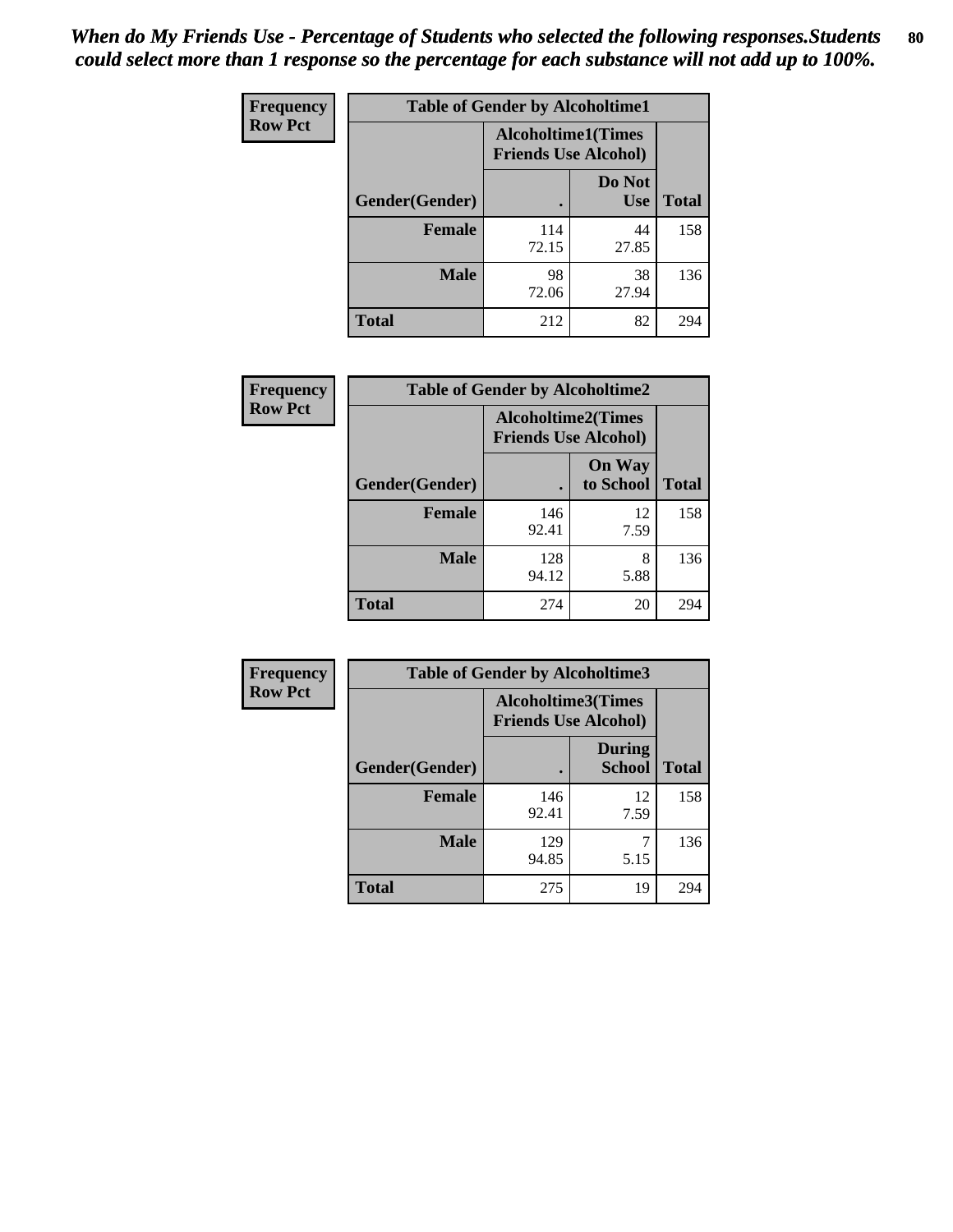*When do My Friends Use - Percentage of Students who selected the following responses.Students could select more than 1 response so the percentage for each substance will not add up to 100%.*

**Frequency Row Pct**

| Table of Gender by Alcoholtime1 | | | |
|---|---|---|---|
| | Alcoholtime1(Times Friends Use Alcohol) | | |
| Gender(Gender) | . | Do Not Use | Total |
| **Female** | 114<br>72.15 | 44<br>27.85 | 158 |
| **Male** | 98<br>72.06 | 38<br>27.94 | 136 |
| **Total** | 212 | 82 | 294 |

**Frequency Row Pct**

| Table of Gender by Alcoholtime2 | | | |
|---|---|---|---|
| | Alcoholtime2(Times Friends Use Alcohol) | | |
| Gender(Gender) | . | On Way to School | Total |
| **Female** | 146<br>92.41 | 12<br>7.59 | 158 |
| **Male** | 128<br>94.12 | 8<br>5.88 | 136 |
| **Total** | 274 | 20 | 294 |

**Frequency Row Pct**

| Table of Gender by Alcoholtime3 | | | |
|---|---|---|---|
| | Alcoholtime3(Times Friends Use Alcohol) | | |
| Gender(Gender) | . | During School | Total |
| **Female** | 146<br>92.41 | 12<br>7.59 | 158 |
| **Male** | 129<br>94.85 | 7<br>5.15 | 136 |
| **Total** | 275 | 19 | 294 |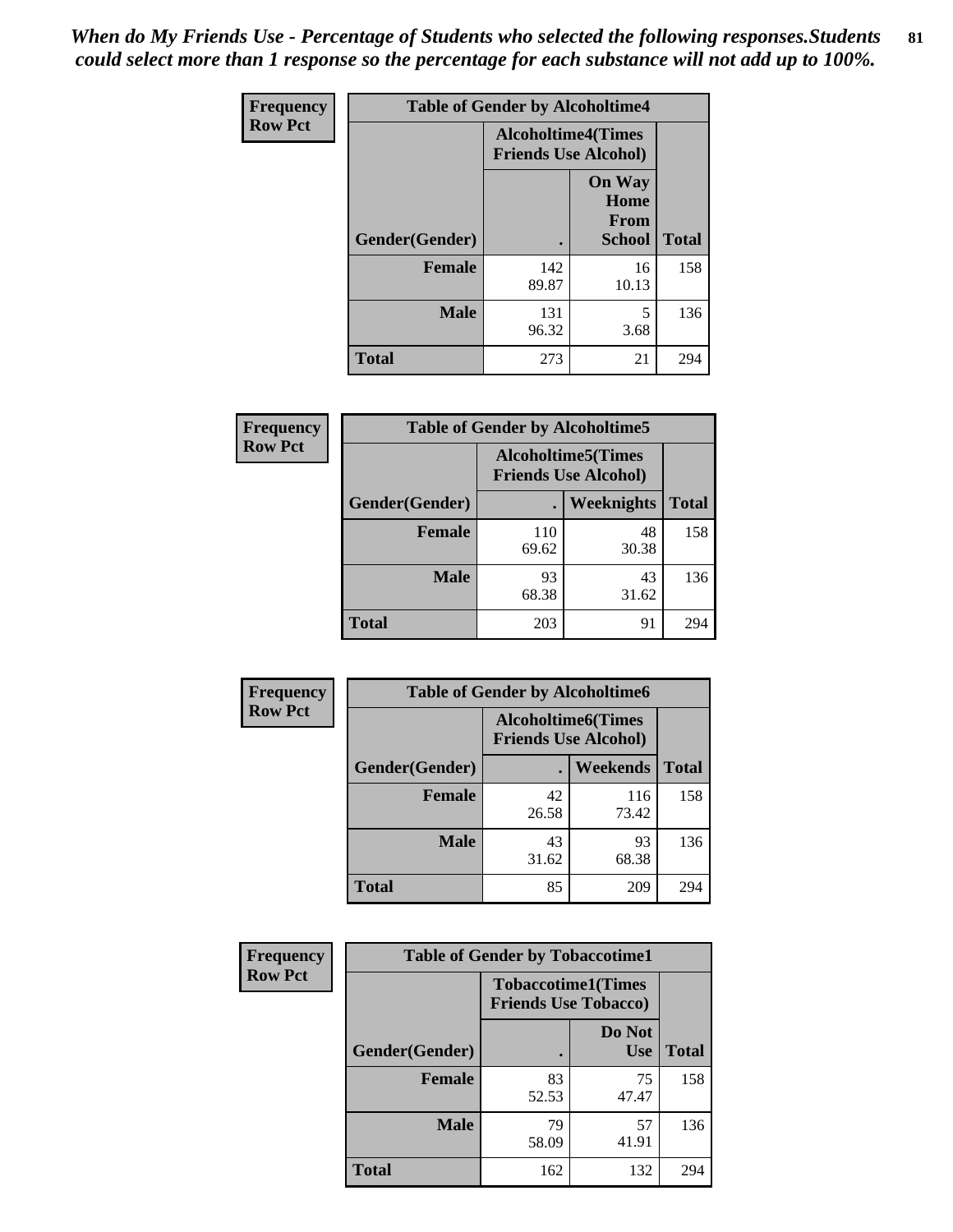*When do My Friends Use - Percentage of Students who selected the following responses.Students could select more than 1 response so the percentage for each substance will not add up to 100%.*

**Frequency**
**Row Pct**

| Table of Gender by Alcoholtime4 | | | |
|---|---|---|---|
| | Alcoholtime4(Times Friends Use Alcohol) | | |
| Gender(Gender) | . | On Way Home From School | Total |
| **Female** | 142<br>89.87 | 16<br>10.13 | 158 |
| **Male** | 131<br>96.32 | 5<br>3.68 | 136 |
| **Total** | 273 | 21 | 294 |

**Frequency**
**Row Pct**

| Table of Gender by Alcoholtime5 | | | |
|---|---|---|---|
| | Alcoholtime5(Times Friends Use Alcohol) | | |
| Gender(Gender) | . | Weeknights | Total |
| **Female** | 110<br>69.62 | 48<br>30.38 | 158 |
| **Male** | 93<br>68.38 | 43<br>31.62 | 136 |
| **Total** | 203 | 91 | 294 |

**Frequency**
**Row Pct**

| Table of Gender by Alcoholtime6 | | | |
|---|---|---|---|
| | Alcoholtime6(Times Friends Use Alcohol) | | |
| Gender(Gender) | . | Weekends | Total |
| **Female** | 42<br>26.58 | 116<br>73.42 | 158 |
| **Male** | 43<br>31.62 | 93<br>68.38 | 136 |
| **Total** | 85 | 209 | 294 |

**Frequency**
**Row Pct**

| Table of Gender by Tobaccotime1 | | | |
|---|---|---|---|
| | Tobaccotime1(Times Friends Use Tobacco) | | |
| Gender(Gender) | . | Do Not Use | Total |
| **Female** | 83<br>52.53 | 75<br>47.47 | 158 |
| **Male** | 79<br>58.09 | 57<br>41.91 | 136 |
| **Total** | 162 | 132 | 294 |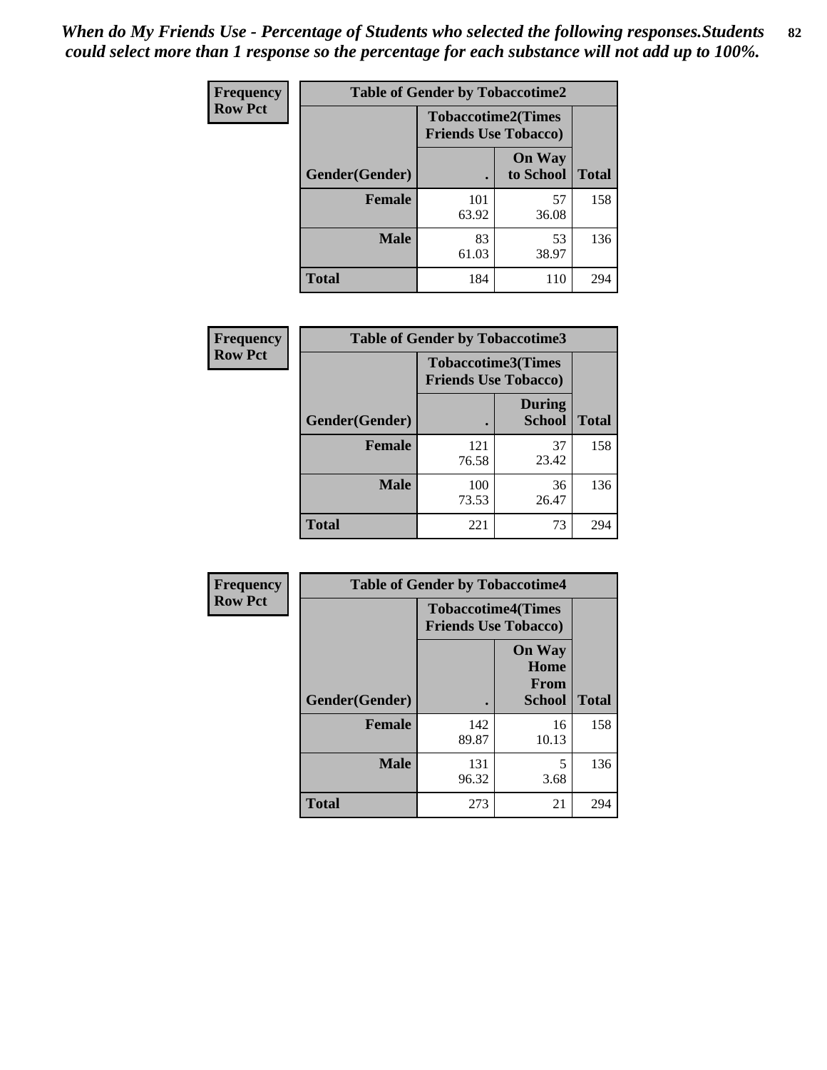*When do My Friends Use - Percentage of Students who selected the following responses.Students could select more than 1 response so the percentage for each substance will not add up to 100%.*

**Frequency**
**Row Pct**

| Table of Gender by Tobaccotime2 | | | |
|---|---|---|---|
| | Tobaccotime2(Times Friends Use Tobacco) | | |
| Gender(Gender) | . | On Way to School | Total |
| **Female** | 101<br>63.92 | 57<br>36.08 | 158 |
| **Male** | 83<br>61.03 | 53<br>38.97 | 136 |
| **Total** | 184 | 110 | 294 |

**Frequency**
**Row Pct**

| Table of Gender by Tobaccotime3 | | | |
|---|---|---|---|
| | Tobaccotime3(Times Friends Use Tobacco) | | |
| Gender(Gender) | . | During School | Total |
| **Female** | 121<br>76.58 | 37<br>23.42 | 158 |
| **Male** | 100<br>73.53 | 36<br>26.47 | 136 |
| **Total** | 221 | 73 | 294 |

**Frequency**
**Row Pct**

| Table of Gender by Tobaccotime4 | | | |
|---|---|---|---|
| | Tobaccotime4(Times Friends Use Tobacco) | | |
| Gender(Gender) | . | On Way Home From School | Total |
| **Female** | 142<br>89.87 | 16<br>10.13 | 158 |
| **Male** | 131<br>96.32 | 5<br>3.68 | 136 |
| **Total** | 273 | 21 | 294 |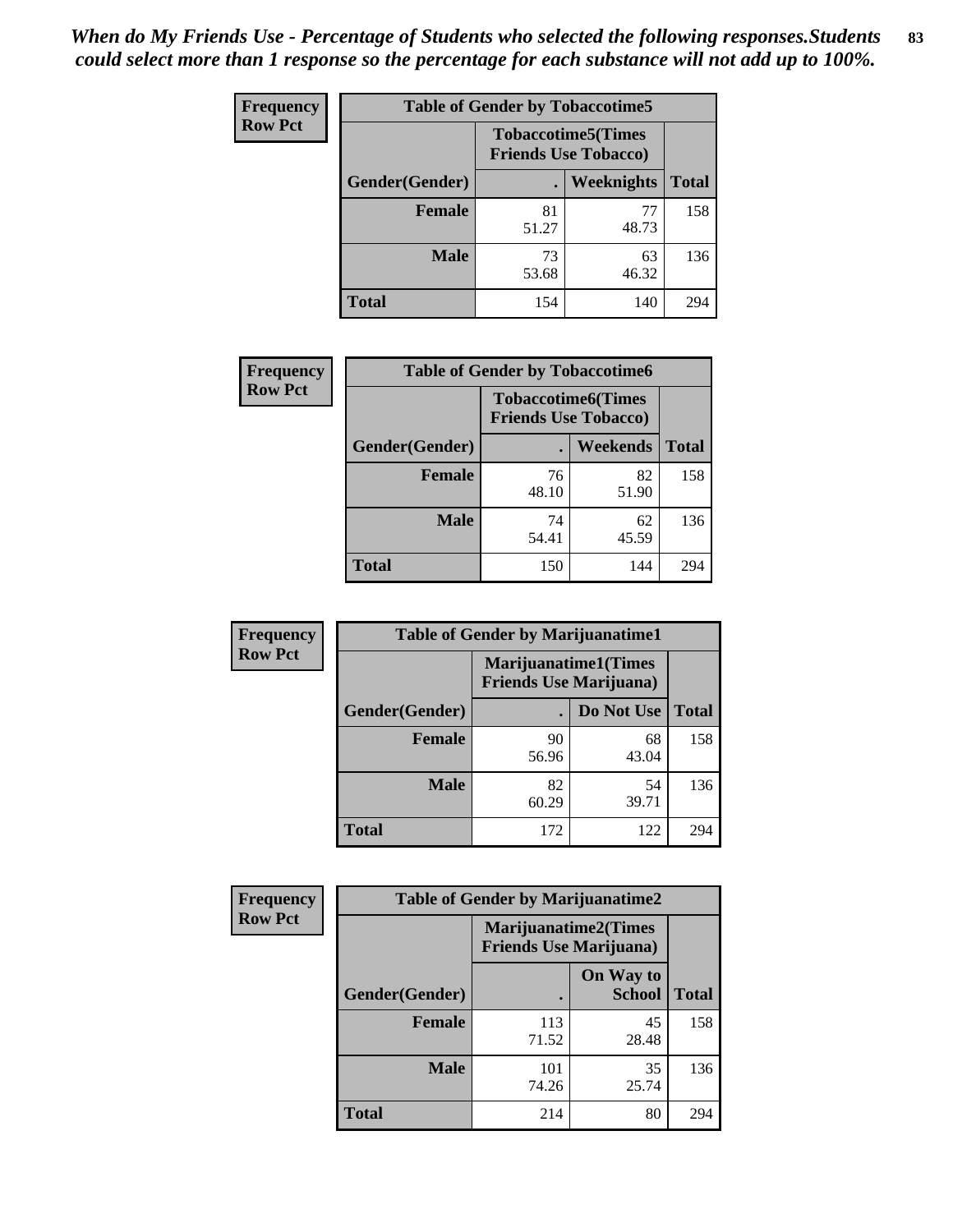*When do My Friends Use - Percentage of Students who selected the following responses.Students could select more than 1 response so the percentage for each substance will not add up to 100%.*

**Frequency**
**Row Pct**

| Table of Gender by Tobaccotime5 | | | |
|---|---|---|---|
| | Tobaccotime5(Times Friends Use Tobacco) | | |
| Gender(Gender) | . | Weeknights | Total |
| **Female** | 81<br>51.27 | 77<br>48.73 | 158 |
| **Male** | 73<br>53.68 | 63<br>46.32 | 136 |
| **Total** | 154 | 140 | 294 |

**Frequency**
**Row Pct**

| Table of Gender by Tobaccotime6 | | | |
|---|---|---|---|
| | Tobaccotime6(Times Friends Use Tobacco) | | |
| Gender(Gender) | . | Weekends | Total |
| **Female** | 76<br>48.10 | 82<br>51.90 | 158 |
| **Male** | 74<br>54.41 | 62<br>45.59 | 136 |
| **Total** | 150 | 144 | 294 |

**Frequency**
**Row Pct**

| Table of Gender by Marijuanatime1 | | | |
|---|---|---|---|
| | Marijuanatime1(Times Friends Use Marijuana) | | |
| Gender(Gender) | . | Do Not Use | Total |
| **Female** | 90<br>56.96 | 68<br>43.04 | 158 |
| **Male** | 82<br>60.29 | 54<br>39.71 | 136 |
| **Total** | 172 | 122 | 294 |

**Frequency**
**Row Pct**

| Table of Gender by Marijuanatime2 | | | |
|---|---|---|---|
| | Marijuanatime2(Times Friends Use Marijuana) | | |
| Gender(Gender) | . | On Way to School | Total |
| **Female** | 113<br>71.52 | 45<br>28.48 | 158 |
| **Male** | 101<br>74.26 | 35<br>25.74 | 136 |
| **Total** | 214 | 80 | 294 |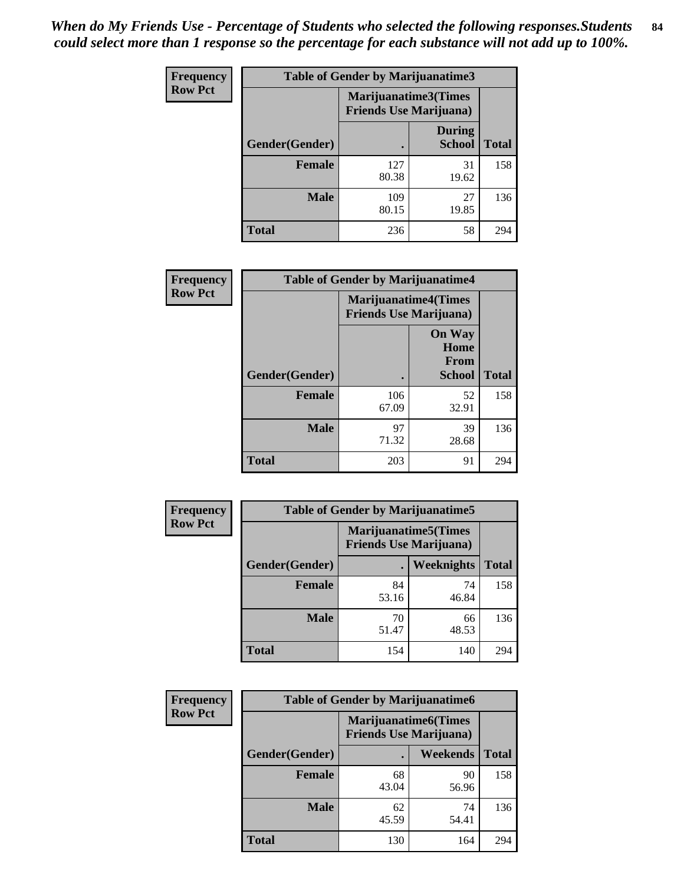*When do My Friends Use - Percentage of Students who selected the following responses.Students could select more than 1 response so the percentage for each substance will not add up to 100%.*

**Frequency**
**Row Pct**

| Table of Gender by Marijuanatime3 | | | |
|---|---|---|---|
| | Marijuanatime3(Times Friends Use Marijuana) | | |
| Gender(Gender) | . | During School | Total |
| **Female** | 127<br>80.38 | 31<br>19.62 | 158 |
| **Male** | 109<br>80.15 | 27<br>19.85 | 136 |
| **Total** | 236 | 58 | 294 |

**Frequency**
**Row Pct**

| Table of Gender by Marijuanatime4 | | | |
|---|---|---|---|
| | Marijuanatime4(Times Friends Use Marijuana) | | |
| Gender(Gender) | . | On Way Home From School | Total |
| **Female** | 106<br>67.09 | 52<br>32.91 | 158 |
| **Male** | 97<br>71.32 | 39<br>28.68 | 136 |
| **Total** | 203 | 91 | 294 |

**Frequency**
**Row Pct**

| Table of Gender by Marijuanatime5 | | | |
|---|---|---|---|
| | Marijuanatime5(Times Friends Use Marijuana) | | |
| Gender(Gender) | . | Weeknights | Total |
| **Female** | 84<br>53.16 | 74<br>46.84 | 158 |
| **Male** | 70<br>51.47 | 66<br>48.53 | 136 |
| **Total** | 154 | 140 | 294 |

**Frequency**
**Row Pct**

| Table of Gender by Marijuanatime6 | | | |
|---|---|---|---|
| | Marijuanatime6(Times Friends Use Marijuana) | | |
| Gender(Gender) | . | Weekends | Total |
| **Female** | 68<br>43.04 | 90<br>56.96 | 158 |
| **Male** | 62<br>45.59 | 74<br>54.41 | 136 |
| **Total** | 130 | 164 | 294 |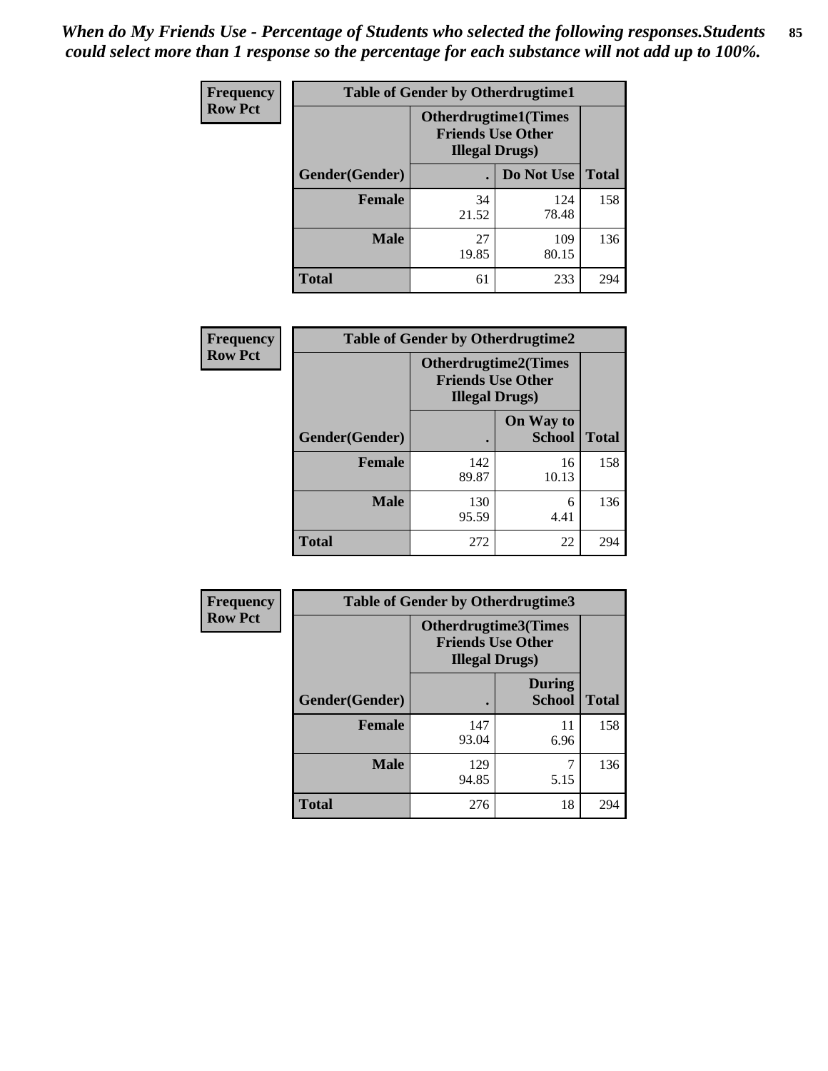*When do My Friends Use - Percentage of Students who selected the following responses.Students could select more than 1 response so the percentage for each substance will not add up to 100%.*

**Frequency**
**Row Pct**

| Table of Gender by Otherdrugtime1 | | | |
|---|---|---|---|
| | Otherdrugtime1(Times Friends Use Other Illegal Drugs) | | |
| Gender(Gender) | . | Do Not Use | Total |
| **Female** | 34<br>21.52 | 124<br>78.48 | 158 |
| **Male** | 27<br>19.85 | 109<br>80.15 | 136 |
| **Total** | 61 | 233 | 294 |

**Frequency**
**Row Pct**

| Table of Gender by Otherdrugtime2 | | | |
|---|---|---|---|
| | Otherdrugtime2(Times Friends Use Other Illegal Drugs) | | |
| Gender(Gender) | . | On Way to School | Total |
| **Female** | 142<br>89.87 | 16<br>10.13 | 158 |
| **Male** | 130<br>95.59 | 6<br>4.41 | 136 |
| **Total** | 272 | 22 | 294 |

**Frequency**
**Row Pct**

| Table of Gender by Otherdrugtime3 | | | |
|---|---|---|---|
| | Otherdrugtime3(Times Friends Use Other Illegal Drugs) | | |
| Gender(Gender) | . | During School | Total |
| **Female** | 147<br>93.04 | 11<br>6.96 | 158 |
| **Male** | 129<br>94.85 | 7<br>5.15 | 136 |
| **Total** | 276 | 18 | 294 |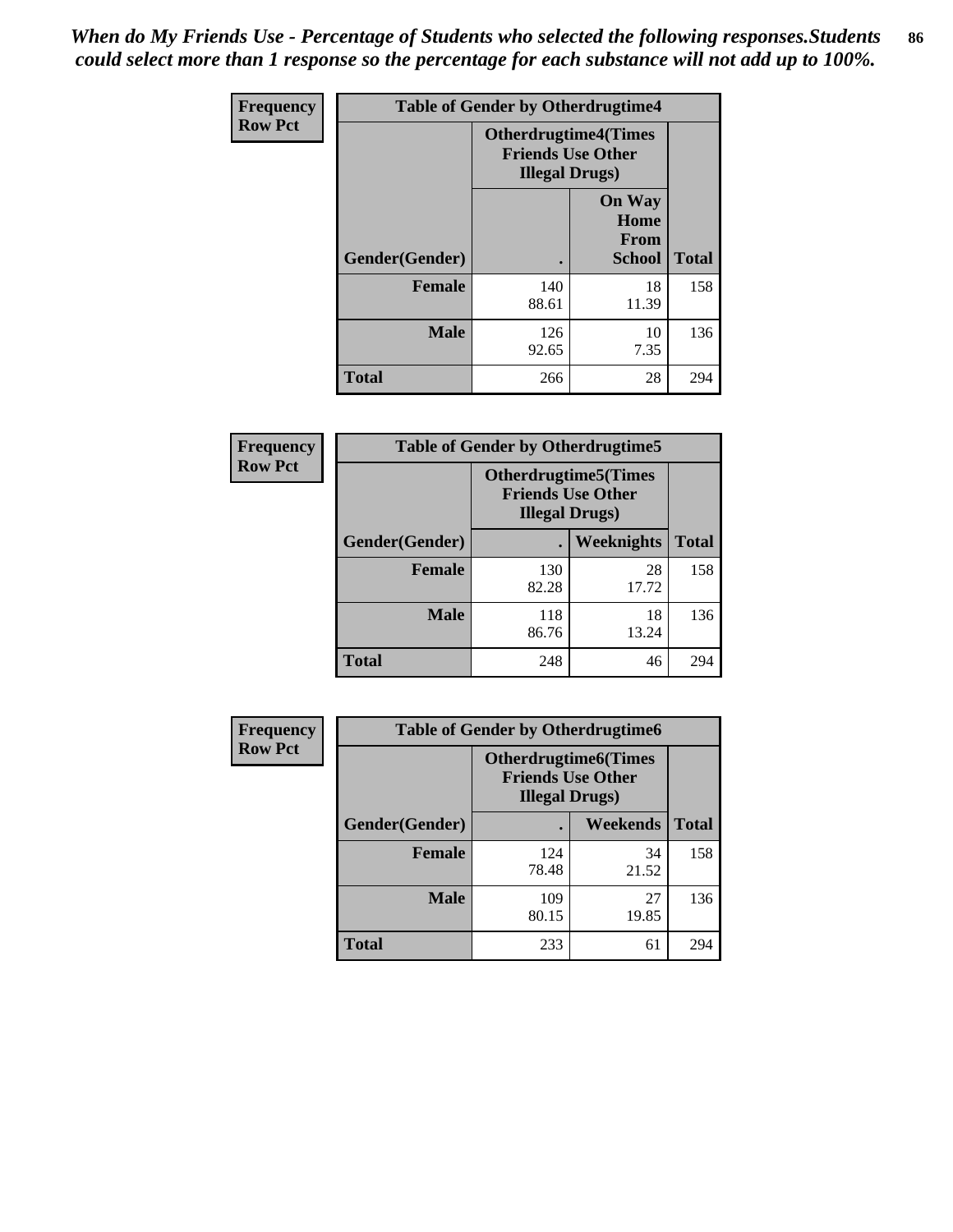*When do My Friends Use - Percentage of Students who selected the following responses.Students could select more than 1 response so the percentage for each substance will not add up to 100%.*

**Frequency Row Pct**

| Table of Gender by Otherdrugtime4 | | | |
|---|---|---|---|
| | Otherdrugtime4(Times Friends Use Other Illegal Drugs) | | |
| Gender(Gender) | . | On Way Home From School | Total |
| Female | 140<br>88.61 | 18<br>11.39 | 158 |
| Male | 126<br>92.65 | 10<br>7.35 | 136 |
| Total | 266 | 28 | 294 |

**Frequency Row Pct**

| Table of Gender by Otherdrugtime5 | | | |
|---|---|---|---|
| | Otherdrugtime5(Times Friends Use Other Illegal Drugs) | | |
| Gender(Gender) | . | Weeknights | Total |
| Female | 130<br>82.28 | 28<br>17.72 | 158 |
| Male | 118<br>86.76 | 18<br>13.24 | 136 |
| Total | 248 | 46 | 294 |

**Frequency Row Pct**

| Table of Gender by Otherdrugtime6 | | | |
|---|---|---|---|
| | Otherdrugtime6(Times Friends Use Other Illegal Drugs) | | |
| Gender(Gender) | . | Weekends | Total |
| Female | 124<br>78.48 | 34<br>21.52 | 158 |
| Male | 109<br>80.15 | 27<br>19.85 | 136 |
| Total | 233 | 61 | 294 |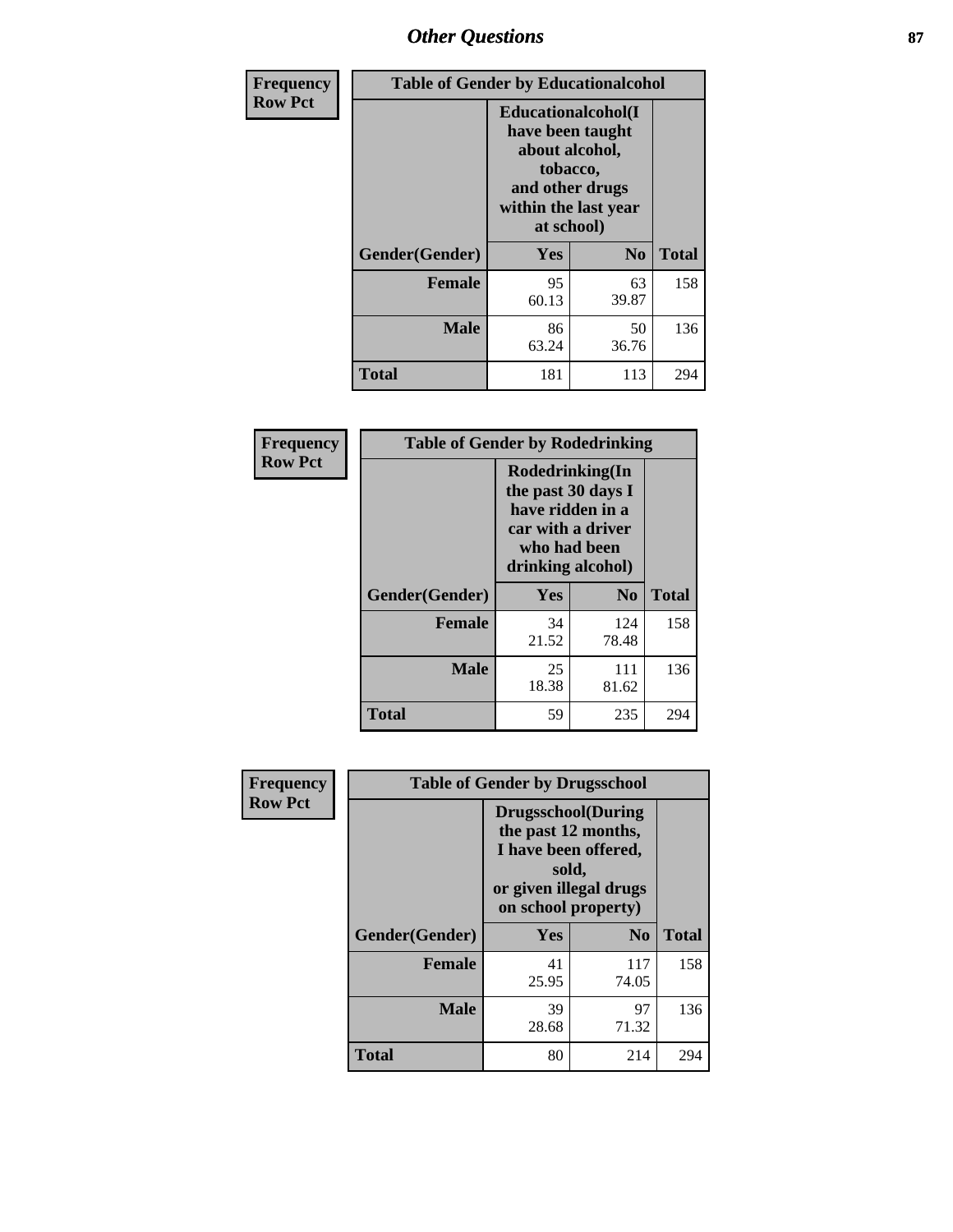## Other Questions

**Frequency**
**Row Pct**

**Table of Gender by Educationalcohol**

| Gender(Gender) | Educationalcohol(I have been taught about alcohol, tobacco, and other drugs within the last year at school) | | Total |
|---|---|---|---|
| | Yes | No | |
| **Female** | 95<br>60.13 | 63<br>39.87 | 158 |
| **Male** | 86<br>63.24 | 50<br>36.76 | 136 |
| **Total** | 181 | 113 | 294 |

**Frequency**
**Row Pct**

**Table of Gender by Rodedrinking**

| Gender(Gender) | Rodedrinking(In the past 30 days I have ridden in a car with a driver who had been drinking alcohol) | | Total |
|---|---|---|---|
| | Yes | No | |
| **Female** | 34<br>21.52 | 124<br>78.48 | 158 |
| **Male** | 25<br>18.38 | 111<br>81.62 | 136 |
| **Total** | 59 | 235 | 294 |

**Frequency**
**Row Pct**

**Table of Gender by Drugsschool**

| Gender(Gender) | Drugsschool(During the past 12 months, I have been offered, sold, or given illegal drugs on school property) | | Total |
|---|---|---|---|
| | Yes | No | |
| **Female** | 41<br>25.95 | 117<br>74.05 | 158 |
| **Male** | 39<br>28.68 | 97<br>71.32 | 136 |
| **Total** | 80 | 214 | 294 |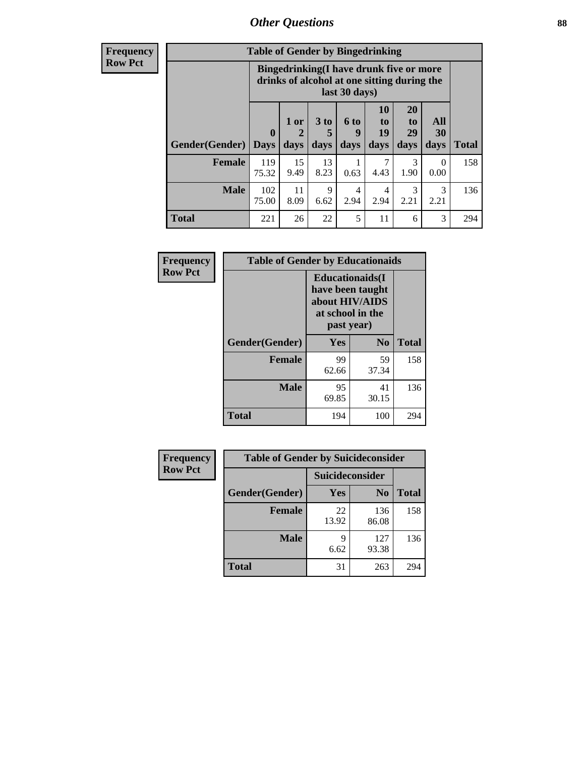## Other Questions

**Frequency**
**Row Pct**

| Table of Gender by Bingedrinking | | | | | | | | |
|---|---|---|---|---|---|---|---|---|
| | Bingedrinking(I have drunk five or more drinks of alcohol at one sitting during the last 30 days) | | | | | | | |
| Gender(Gender) | 0 Days | 1 or 2 days | 3 to 5 days | 6 to 9 days | 10 to 19 days | 20 to 29 days | All 30 days | Total |
| **Female** | 119<br>75.32 | 15<br>9.49 | 13<br>8.23 | 1<br>0.63 | 7<br>4.43 | 3<br>1.90 | 0<br>0.00 | 158 |
| **Male** | 102<br>75.00 | 11<br>8.09 | 9<br>6.62 | 4<br>2.94 | 4<br>2.94 | 3<br>2.21 | 3<br>2.21 | 136 |
| **Total** | 221 | 26 | 22 | 5 | 11 | 6 | 3 | 294 |

**Frequency**
**Row Pct**

| Table of Gender by Educationaids | | | |
|---|---|---|---|
| | Educationaids(I have been taught about HIV/AIDS at school in the past year) | | |
| Gender(Gender) | Yes | No | Total |
| **Female** | 99<br>62.66 | 59<br>37.34 | 158 |
| **Male** | 95<br>69.85 | 41<br>30.15 | 136 |
| **Total** | 194 | 100 | 294 |

**Frequency**
**Row Pct**

| Table of Gender by Suicideconsider | | | |
|---|---|---|---|
| | Suicideconsider | | |
| Gender(Gender) | Yes | No | Total |
| **Female** | 22<br>13.92 | 136<br>86.08 | 158 |
| **Male** | 9<br>6.62 | 127<br>93.38 | 136 |
| **Total** | 31 | 263 | 294 |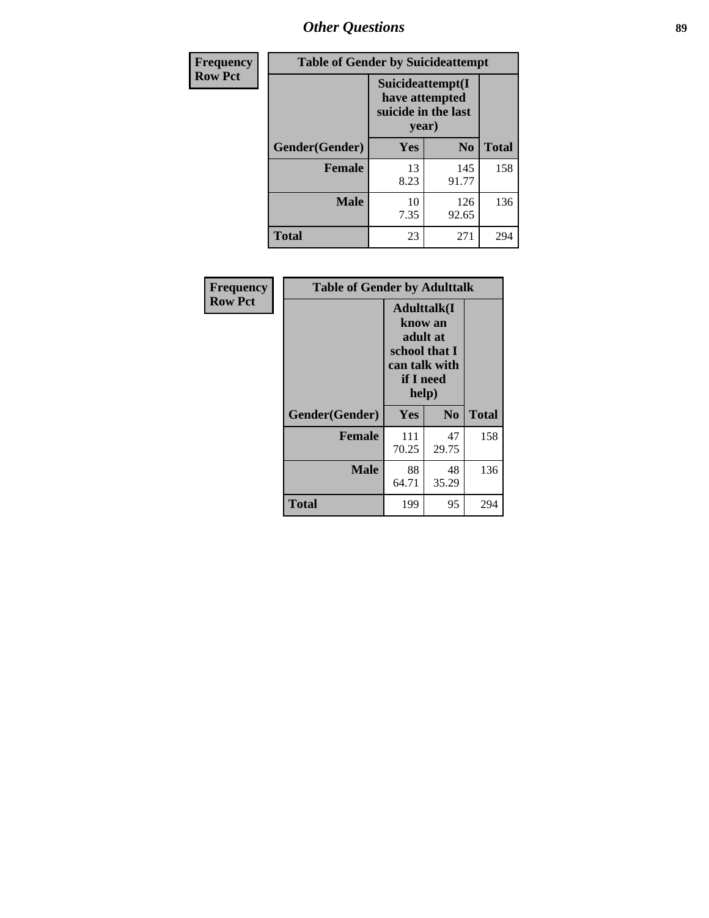| Frequency Row Pct | Table of Gender by Suicideattempt | | |
|---|---|---|---|
| | Suicideattempt(I have attempted suicide in the last year) | | |
| Gender(Gender) | Yes | No | Total |
| Female | 13 8.23 | 145 91.77 | 158 |
| Male | 10 7.35 | 126 92.65 | 136 |
| Total | 23 | 271 | 294 |

| Frequency Row Pct | Table of Gender by Adulttalk | | |
|---|---|---|---|
| | Adulttalk(I know an adult at school that I can talk with if I need help) | | |
| Gender(Gender) | Yes | No | Total |
| Female | 111 70.25 | 47 29.75 | 158 |
| Male | 88 64.71 | 48 35.29 | 136 |
| Total | 199 | 95 | 294 |